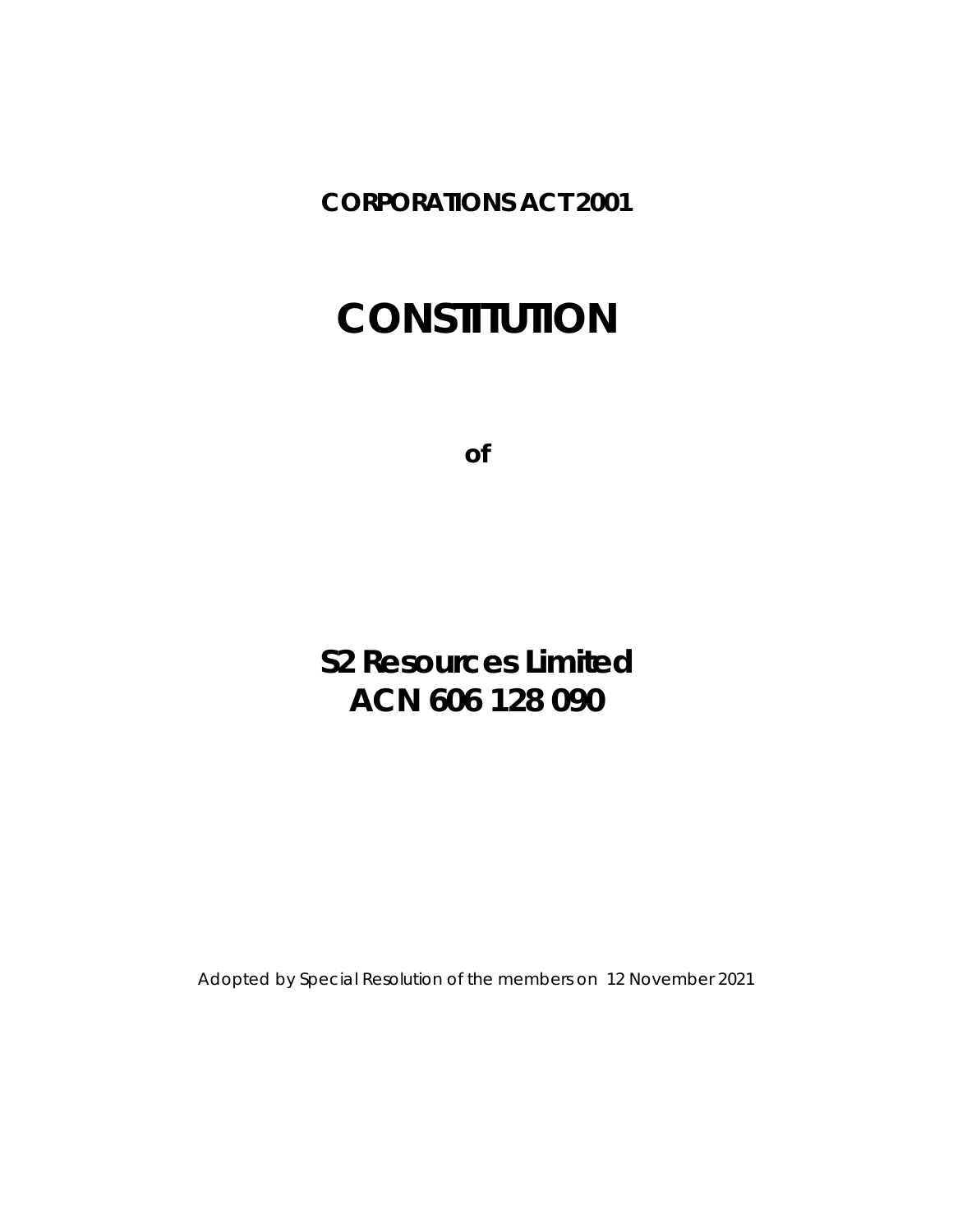**CORPORATIONS ACT 2001**

# CONSTITUTION

**of**

## S2 Resources Limited
## ACN 606 128 090

Adopted by Special Resolution of the members on 12 November 2021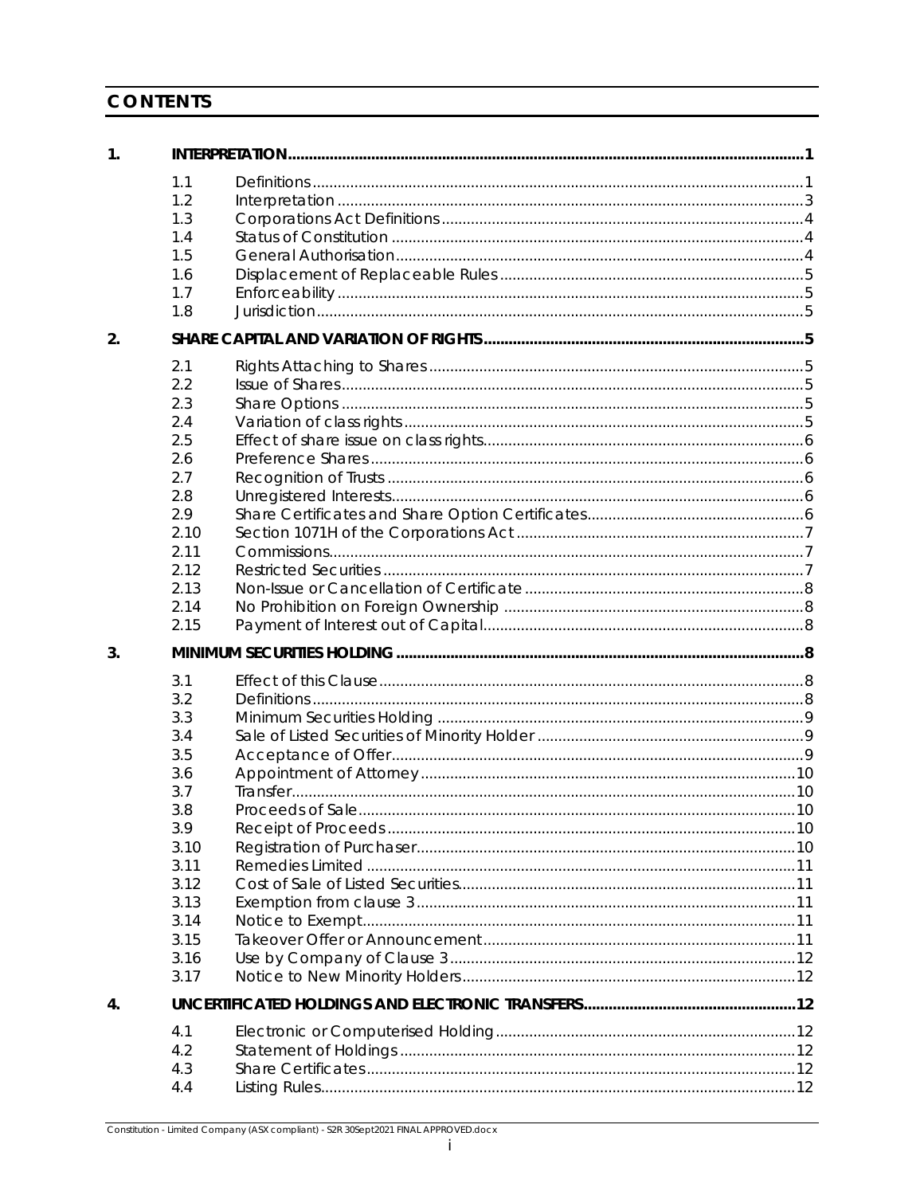# CONTENTS

| | | | |
|---|---|---|---|
| 1. | INTERPRETATION | | 1 |
| | 1.1 | Definitions | 1 |
| | 1.2 | Interpretation | 3 |
| | 1.3 | Corporations Act Definitions | 4 |
| | 1.4 | Status of Constitution | 4 |
| | 1.5 | General Authorisation | 4 |
| | 1.6 | Displacement of Replaceable Rules | 5 |
| | 1.7 | Enforceability | 5 |
| | 1.8 | Jurisdiction | 5 |
| 2. | SHARE CAPITAL AND VARIATION OF RIGHTS | | 5 |
| | 2.1 | Rights Attaching to Shares | 5 |
| | 2.2 | Issue of Shares | 5 |
| | 2.3 | Share Options | 5 |
| | 2.4 | Variation of class rights | 5 |
| | 2.5 | Effect of share issue on class rights | 6 |
| | 2.6 | Preference Shares | 6 |
| | 2.7 | Recognition of Trusts | 6 |
| | 2.8 | Unregistered Interests | 6 |
| | 2.9 | Share Certificates and Share Option Certificates | 6 |
| | 2.10 | Section 1071H of the Corporations Act | 7 |
| | 2.11 | Commissions | 7 |
| | 2.12 | Restricted Securities | 7 |
| | 2.13 | Non-Issue or Cancellation of Certificate | 8 |
| | 2.14 | No Prohibition on Foreign Ownership | 8 |
| | 2.15 | Payment of Interest out of Capital | 8 |
| 3. | MINIMUM SECURITIES HOLDING | | 8 |
| | 3.1 | Effect of this Clause | 8 |
| | 3.2 | Definitions | 8 |
| | 3.3 | Minimum Securities Holding | 9 |
| | 3.4 | Sale of Listed Securities of Minority Holder | 9 |
| | 3.5 | Acceptance of Offer | 9 |
| | 3.6 | Appointment of Attorney | 10 |
| | 3.7 | Transfer | 10 |
| | 3.8 | Proceeds of Sale | 10 |
| | 3.9 | Receipt of Proceeds | 10 |
| | 3.10 | Registration of Purchaser | 10 |
| | 3.11 | Remedies Limited | 11 |
| | 3.12 | Cost of Sale of Listed Securities | 11 |
| | 3.13 | Exemption from clause 3 | 11 |
| | 3.14 | Notice to Exempt | 11 |
| | 3.15 | Takeover Offer or Announcement | 11 |
| | 3.16 | Use by Company of Clause 3 | 12 |
| | 3.17 | Notice to New Minority Holders | 12 |
| 4. | UNCERTIFICATED HOLDINGS AND ELECTRONIC TRANSFERS | | 12 |
| | 4.1 | Electronic or Computerised Holding | 12 |
| | 4.2 | Statement of Holdings | 12 |
| | 4.3 | Share Certificates | 12 |
| | 4.4 | Listing Rules | 12 |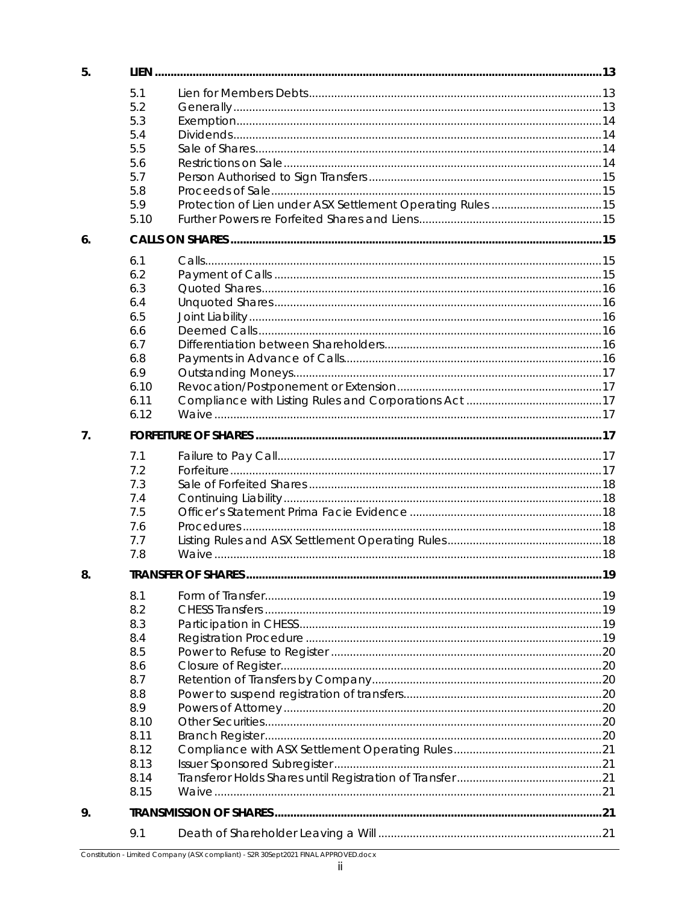| | | |
|---|---|---|
| **5.** | **LIEN** | **13** |
| 5.1 | Lien for Members Debts | 13 |
| 5.2 | Generally | 13 |
| 5.3 | Exemption | 14 |
| 5.4 | Dividends | 14 |
| 5.5 | Sale of Shares | 14 |
| 5.6 | Restrictions on Sale | 14 |
| 5.7 | Person Authorised to Sign Transfers | 15 |
| 5.8 | Proceeds of Sale | 15 |
| 5.9 | Protection of Lien under ASX Settlement Operating Rules | 15 |
| 5.10 | Further Powers re Forfeited Shares and Liens | 15 |
| **6.** | **CALLS ON SHARES** | **15** |
| 6.1 | Calls | 15 |
| 6.2 | Payment of Calls | 15 |
| 6.3 | Quoted Shares | 16 |
| 6.4 | Unquoted Shares | 16 |
| 6.5 | Joint Liability | 16 |
| 6.6 | Deemed Calls | 16 |
| 6.7 | Differentiation between Shareholders | 16 |
| 6.8 | Payments in Advance of Calls | 16 |
| 6.9 | Outstanding Moneys | 17 |
| 6.10 | Revocation/Postponement or Extension | 17 |
| 6.11 | Compliance with Listing Rules and Corporations Act | 17 |
| 6.12 | Waive | 17 |
| **7.** | **FORFEITURE OF SHARES** | **17** |
| 7.1 | Failure to Pay Call | 17 |
| 7.2 | Forfeiture | 17 |
| 7.3 | Sale of Forfeited Shares | 18 |
| 7.4 | Continuing Liability | 18 |
| 7.5 | Officer's Statement Prima Facie Evidence | 18 |
| 7.6 | Procedures | 18 |
| 7.7 | Listing Rules and ASX Settlement Operating Rules | 18 |
| 7.8 | Waive | 18 |
| **8.** | **TRANSFER OF SHARES** | **19** |
| 8.1 | Form of Transfer | 19 |
| 8.2 | CHESS Transfers | 19 |
| 8.3 | Participation in CHESS | 19 |
| 8.4 | Registration Procedure | 19 |
| 8.5 | Power to Refuse to Register | 20 |
| 8.6 | Closure of Register | 20 |
| 8.7 | Retention of Transfers by Company | 20 |
| 8.8 | Power to suspend registration of transfers | 20 |
| 8.9 | Powers of Attorney | 20 |
| 8.10 | Other Securities | 20 |
| 8.11 | Branch Register | 20 |
| 8.12 | Compliance with ASX Settlement Operating Rules | 21 |
| 8.13 | Issuer Sponsored Subregister | 21 |
| 8.14 | Transferor Holds Shares until Registration of Transfer | 21 |
| 8.15 | Waive | 21 |
| **9.** | **TRANSMISSION OF SHARES** | **21** |
| 9.1 | Death of Shareholder Leaving a Will | 21 |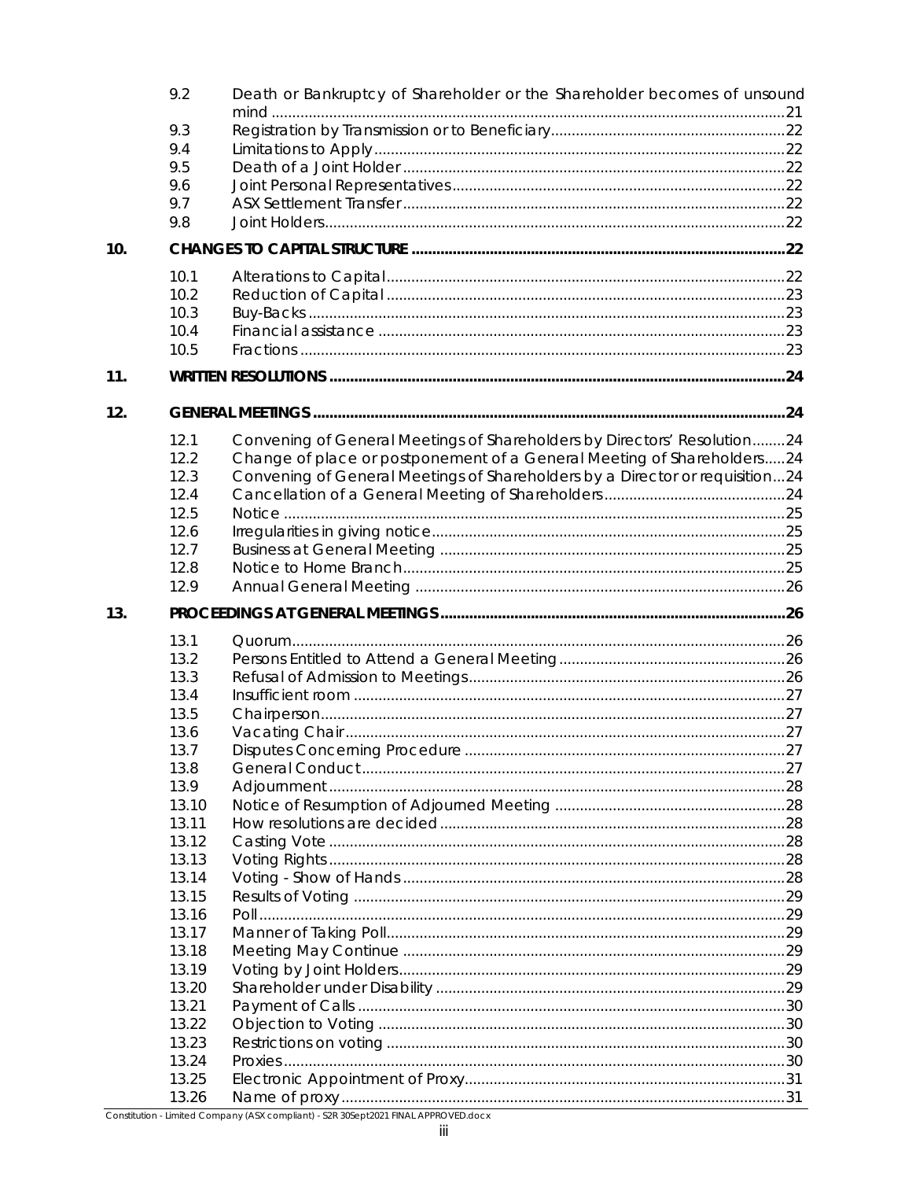| | | |
|---|---|---|
| 9.2 | Death or Bankruptcy of Shareholder or the Shareholder becomes of unsound mind | 21 |
| 9.3 | Registration by Transmission or to Beneficiary | 22 |
| 9.4 | Limitations to Apply | 22 |
| 9.5 | Death of a Joint Holder | 22 |
| 9.6 | Joint Personal Representatives | 22 |
| 9.7 | ASX Settlement Transfer | 22 |
| 9.8 | Joint Holders | 22 |
| **10.** | **CHANGES TO CAPITAL STRUCTURE** | **22** |
| 10.1 | Alterations to Capital | 22 |
| 10.2 | Reduction of Capital | 23 |
| 10.3 | Buy-Backs | 23 |
| 10.4 | Financial assistance | 23 |
| 10.5 | Fractions | 23 |
| **11.** | **WRITTEN RESOLUTIONS** | **24** |
| **12.** | **GENERAL MEETINGS** | **24** |
| 12.1 | Convening of General Meetings of Shareholders by Directors' Resolution | 24 |
| 12.2 | Change of place or postponement of a General Meeting of Shareholders | 24 |
| 12.3 | Convening of General Meetings of Shareholders by a Director or requisition | 24 |
| 12.4 | Cancellation of a General Meeting of Shareholders | 24 |
| 12.5 | Notice | 25 |
| 12.6 | Irregularities in giving notice | 25 |
| 12.7 | Business at General Meeting | 25 |
| 12.8 | Notice to Home Branch | 25 |
| 12.9 | Annual General Meeting | 26 |
| **13.** | **PROCEEDINGS AT GENERAL MEETINGS** | **26** |
| 13.1 | Quorum | 26 |
| 13.2 | Persons Entitled to Attend a General Meeting | 26 |
| 13.3 | Refusal of Admission to Meetings | 26 |
| 13.4 | Insufficient room | 27 |
| 13.5 | Chairperson | 27 |
| 13.6 | Vacating Chair | 27 |
| 13.7 | Disputes Concerning Procedure | 27 |
| 13.8 | General Conduct | 27 |
| 13.9 | Adjournment | 28 |
| 13.10 | Notice of Resumption of Adjourned Meeting | 28 |
| 13.11 | How resolutions are decided | 28 |
| 13.12 | Casting Vote | 28 |
| 13.13 | Voting Rights | 28 |
| 13.14 | Voting - Show of Hands | 28 |
| 13.15 | Results of Voting | 29 |
| 13.16 | Poll | 29 |
| 13.17 | Manner of Taking Poll | 29 |
| 13.18 | Meeting May Continue | 29 |
| 13.19 | Voting by Joint Holders | 29 |
| 13.20 | Shareholder under Disability | 29 |
| 13.21 | Payment of Calls | 30 |
| 13.22 | Objection to Voting | 30 |
| 13.23 | Restrictions on voting | 30 |
| 13.24 | Proxies | 30 |
| 13.25 | Electronic Appointment of Proxy | 31 |
| 13.26 | Name of proxy | 31 |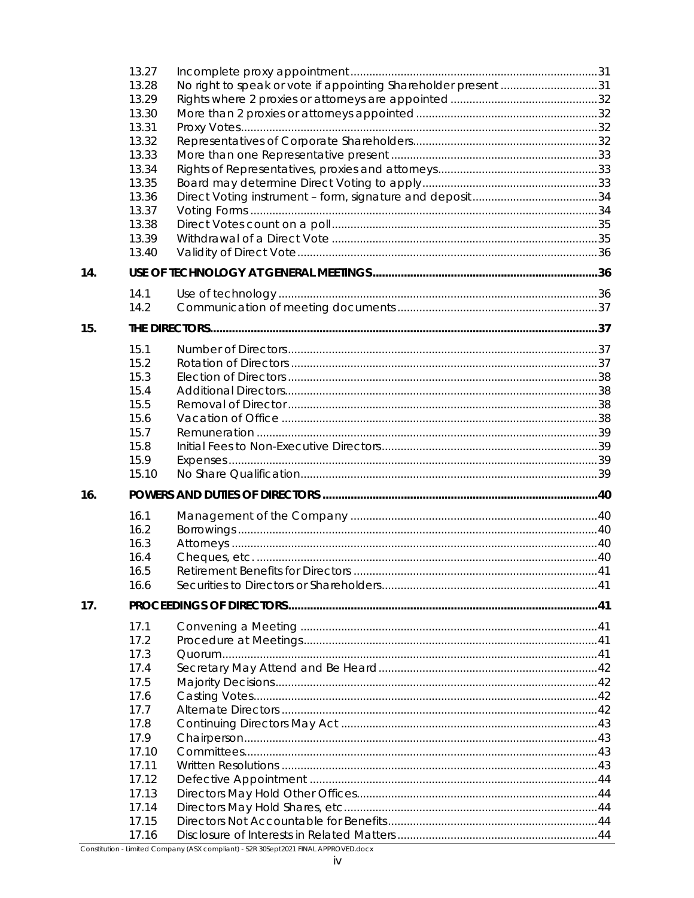| | | |
|---|---|---|
| 13.27 | Incomplete proxy appointment | 31 |
| 13.28 | No right to speak or vote if appointing Shareholder present | 31 |
| 13.29 | Rights where 2 proxies or attorneys are appointed | 32 |
| 13.30 | More than 2 proxies or attorneys appointed | 32 |
| 13.31 | Proxy Votes | 32 |
| 13.32 | Representatives of Corporate Shareholders | 32 |
| 13.33 | More than one Representative present | 33 |
| 13.34 | Rights of Representatives, proxies and attorneys | 33 |
| 13.35 | Board may determine Direct Voting to apply | 33 |
| 13.36 | Direct Voting instrument – form, signature and deposit | 34 |
| 13.37 | Voting Forms | 34 |
| 13.38 | Direct Votes count on a poll | 35 |
| 13.39 | Withdrawal of a Direct Vote | 35 |
| 13.40 | Validity of Direct Vote | 36 |
| **14.** | **USE OF TECHNOLOGY AT GENERAL MEETINGS** | **36** |
| 14.1 | Use of technology | 36 |
| 14.2 | Communication of meeting documents | 37 |
| **15.** | **THE DIRECTORS** | **37** |
| 15.1 | Number of Directors | 37 |
| 15.2 | Rotation of Directors | 37 |
| 15.3 | Election of Directors | 38 |
| 15.4 | Additional Directors | 38 |
| 15.5 | Removal of Director | 38 |
| 15.6 | Vacation of Office | 38 |
| 15.7 | Remuneration | 39 |
| 15.8 | Initial Fees to Non-Executive Directors | 39 |
| 15.9 | Expenses | 39 |
| 15.10 | No Share Qualification | 39 |
| **16.** | **POWERS AND DUTIES OF DIRECTORS** | **40** |
| 16.1 | Management of the Company | 40 |
| 16.2 | Borrowings | 40 |
| 16.3 | Attorneys | 40 |
| 16.4 | Cheques, etc. | 40 |
| 16.5 | Retirement Benefits for Directors | 41 |
| 16.6 | Securities to Directors or Shareholders | 41 |
| **17.** | **PROCEEDINGS OF DIRECTORS** | **41** |
| 17.1 | Convening a Meeting | 41 |
| 17.2 | Procedure at Meetings | 41 |
| 17.3 | Quorum | 41 |
| 17.4 | Secretary May Attend and Be Heard | 42 |
| 17.5 | Majority Decisions | 42 |
| 17.6 | Casting Votes | 42 |
| 17.7 | Alternate Directors | 42 |
| 17.8 | Continuing Directors May Act | 43 |
| 17.9 | Chairperson | 43 |
| 17.10 | Committees | 43 |
| 17.11 | Written Resolutions | 43 |
| 17.12 | Defective Appointment | 44 |
| 17.13 | Directors May Hold Other Offices | 44 |
| 17.14 | Directors May Hold Shares, etc | 44 |
| 17.15 | Directors Not Accountable for Benefits | 44 |
| 17.16 | Disclosure of Interests in Related Matters | 44 |

Constitution - Limited Company (ASX compliant) - S2R 30Sept2021 FINAL APPROVED.docx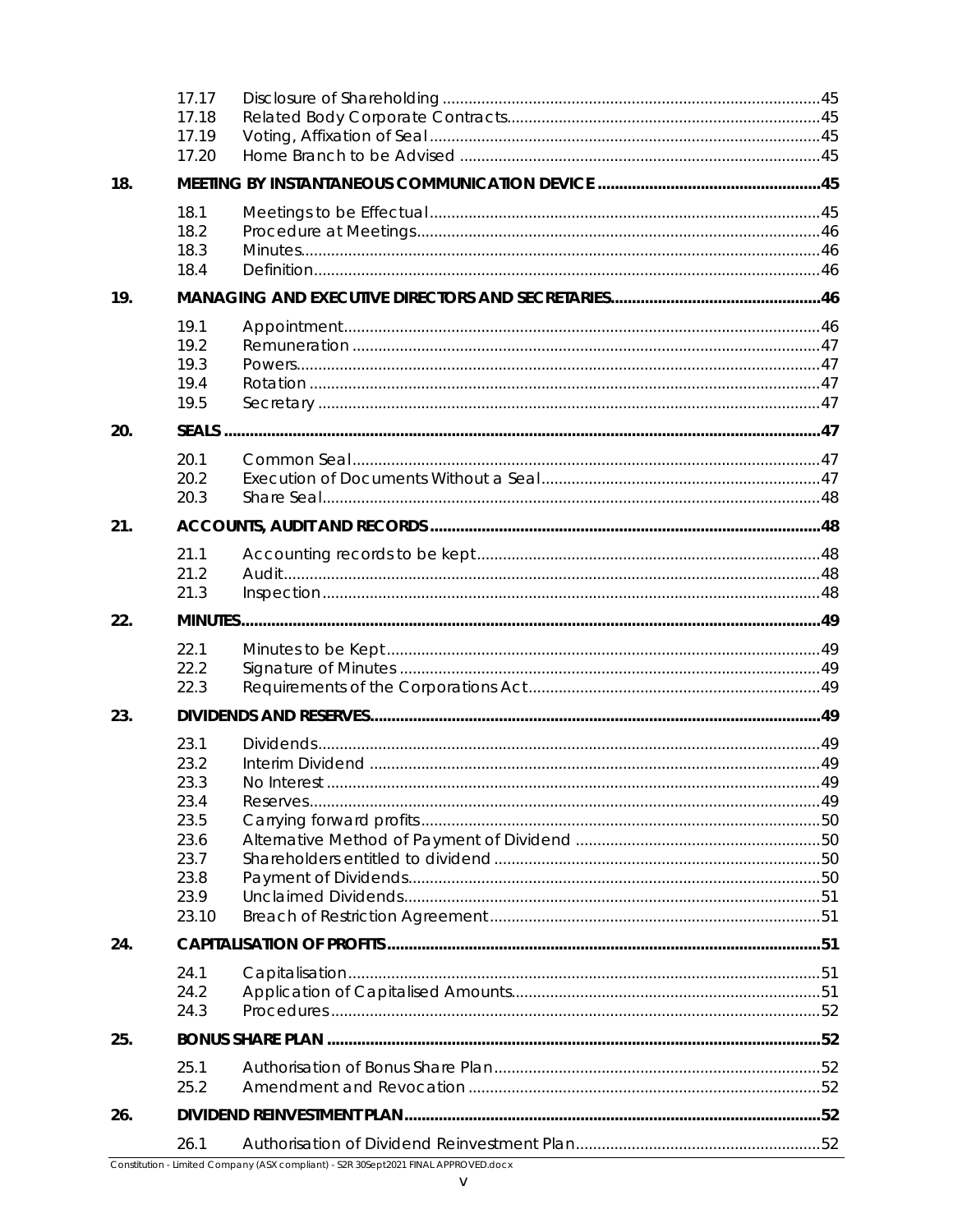| | | | |
|---|---|---|---|
| | 17.17 | Disclosure of Shareholding | 45 |
| | 17.18 | Related Body Corporate Contracts | 45 |
| | 17.19 | Voting, Affixation of Seal | 45 |
| | 17.20 | Home Branch to be Advised | 45 |
| **18.** | **MEETING BY INSTANTANEOUS COMMUNICATION DEVICE** | | **45** |
| | 18.1 | Meetings to be Effectual | 45 |
| | 18.2 | Procedure at Meetings | 46 |
| | 18.3 | Minutes | 46 |
| | 18.4 | Definition | 46 |
| **19.** | **MANAGING AND EXECUTIVE DIRECTORS AND SECRETARIES** | | **46** |
| | 19.1 | Appointment | 46 |
| | 19.2 | Remuneration | 47 |
| | 19.3 | Powers | 47 |
| | 19.4 | Rotation | 47 |
| | 19.5 | Secretary | 47 |
| **20.** | **SEALS** | | **47** |
| | 20.1 | Common Seal | 47 |
| | 20.2 | Execution of Documents Without a Seal | 47 |
| | 20.3 | Share Seal | 48 |
| **21.** | **ACCOUNTS, AUDIT AND RECORDS** | | **48** |
| | 21.1 | Accounting records to be kept | 48 |
| | 21.2 | Audit | 48 |
| | 21.3 | Inspection | 48 |
| **22.** | **MINUTES** | | **49** |
| | 22.1 | Minutes to be Kept | 49 |
| | 22.2 | Signature of Minutes | 49 |
| | 22.3 | Requirements of the Corporations Act | 49 |
| **23.** | **DIVIDENDS AND RESERVES** | | **49** |
| | 23.1 | Dividends | 49 |
| | 23.2 | Interim Dividend | 49 |
| | 23.3 | No Interest | 49 |
| | 23.4 | Reserves | 49 |
| | 23.5 | Carrying forward profits | 50 |
| | 23.6 | Alternative Method of Payment of Dividend | 50 |
| | 23.7 | Shareholders entitled to dividend | 50 |
| | 23.8 | Payment of Dividends | 50 |
| | 23.9 | Unclaimed Dividends | 51 |
| | 23.10 | Breach of Restriction Agreement | 51 |
| **24.** | **CAPITALISATION OF PROFITS** | | **51** |
| | 24.1 | Capitalisation | 51 |
| | 24.2 | Application of Capitalised Amounts | 51 |
| | 24.3 | Procedures | 52 |
| **25.** | **BONUS SHARE PLAN** | | **52** |
| | 25.1 | Authorisation of Bonus Share Plan | 52 |
| | 25.2 | Amendment and Revocation | 52 |
| **26.** | **DIVIDEND REINVESTMENT PLAN** | | **52** |
| | 26.1 | Authorisation of Dividend Reinvestment Plan | 52 |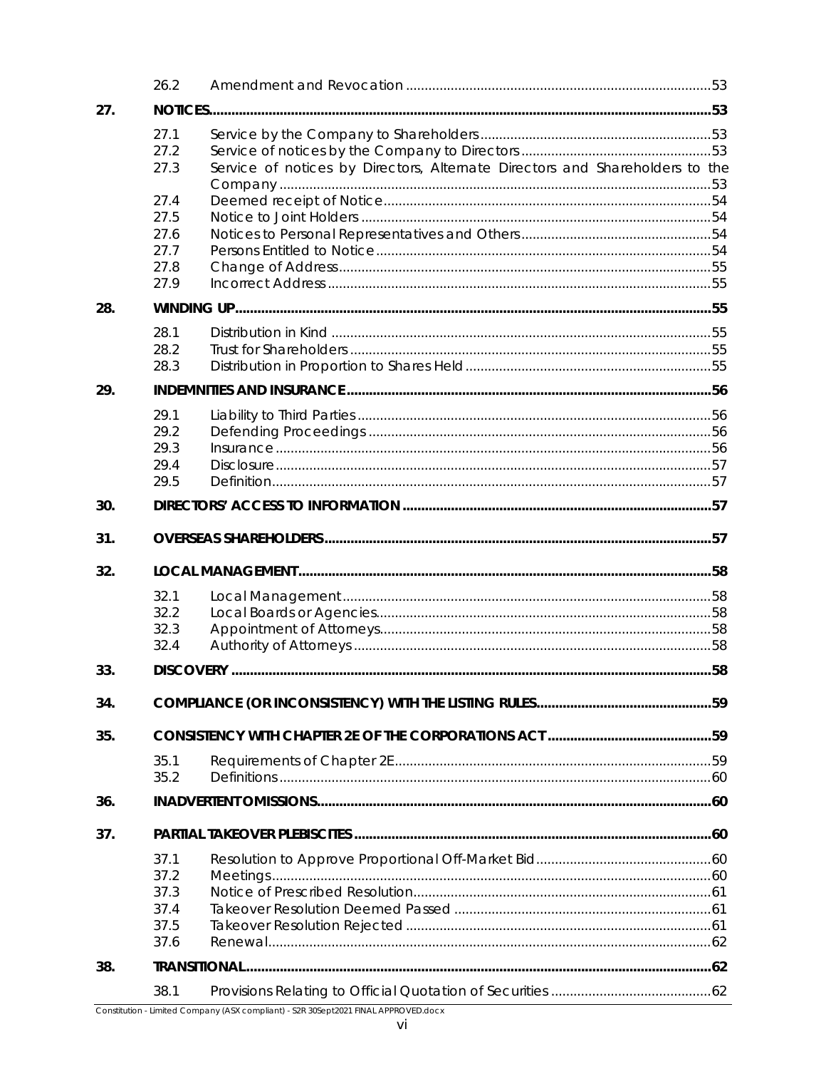| | | | |
|---|---|---|---|
| | 26.2 | Amendment and Revocation | 53 |
| **27.** | **NOTICES** | | **53** |
| | 27.1 | Service by the Company to Shareholders | 53 |
| | 27.2 | Service of notices by the Company to Directors | 53 |
| | 27.3 | Service of notices by Directors, Alternate Directors and Shareholders to the Company | 53 |
| | 27.4 | Deemed receipt of Notice | 54 |
| | 27.5 | Notice to Joint Holders | 54 |
| | 27.6 | Notices to Personal Representatives and Others | 54 |
| | 27.7 | Persons Entitled to Notice | 54 |
| | 27.8 | Change of Address | 55 |
| | 27.9 | Incorrect Address | 55 |
| **28.** | **WINDING UP** | | **55** |
| | 28.1 | Distribution in Kind | 55 |
| | 28.2 | Trust for Shareholders | 55 |
| | 28.3 | Distribution in Proportion to Shares Held | 55 |
| **29.** | **INDEMNITIES AND INSURANCE** | | **56** |
| | 29.1 | Liability to Third Parties | 56 |
| | 29.2 | Defending Proceedings | 56 |
| | 29.3 | Insurance | 56 |
| | 29.4 | Disclosure | 57 |
| | 29.5 | Definition | 57 |
| **30.** | **DIRECTORS' ACCESS TO INFORMATION** | | **57** |
| **31.** | **OVERSEAS SHAREHOLDERS** | | **57** |
| **32.** | **LOCAL MANAGEMENT** | | **58** |
| | 32.1 | Local Management | 58 |
| | 32.2 | Local Boards or Agencies | 58 |
| | 32.3 | Appointment of Attorneys | 58 |
| | 32.4 | Authority of Attorneys | 58 |
| **33.** | **DISCOVERY** | | **58** |
| **34.** | **COMPLIANCE (OR INCONSISTENCY) WITH THE LISTING RULES** | | **59** |
| **35.** | **CONSISTENCY WITH CHAPTER 2E OF THE CORPORATIONS ACT** | | **59** |
| | 35.1 | Requirements of Chapter 2E | 59 |
| | 35.2 | Definitions | 60 |
| **36.** | **INADVERTENT OMISSIONS** | | **60** |
| **37.** | **PARTIAL TAKEOVER PLEBISCITES** | | **60** |
| | 37.1 | Resolution to Approve Proportional Off-Market Bid | 60 |
| | 37.2 | Meetings | 60 |
| | 37.3 | Notice of Prescribed Resolution | 61 |
| | 37.4 | Takeover Resolution Deemed Passed | 61 |
| | 37.5 | Takeover Resolution Rejected | 61 |
| | 37.6 | Renewal | 62 |
| **38.** | **TRANSITIONAL** | | **62** |
| | 38.1 | Provisions Relating to Official Quotation of Securities | 62 |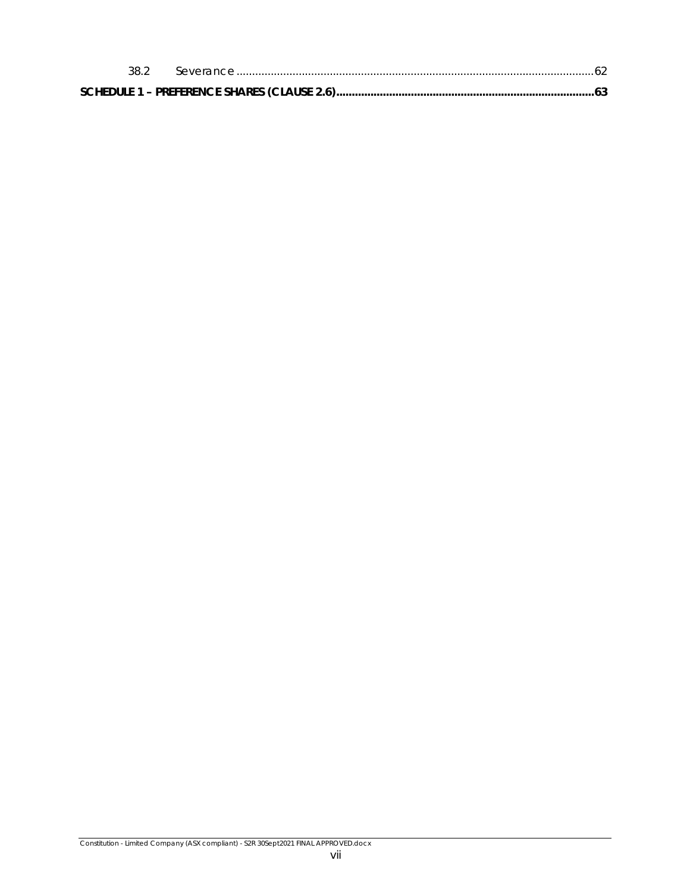38.2 Severance ..................................................................................................................62

**SCHEDULE 1 – PREFERENCE SHARES (CLAUSE 2.6)..................................................................................63**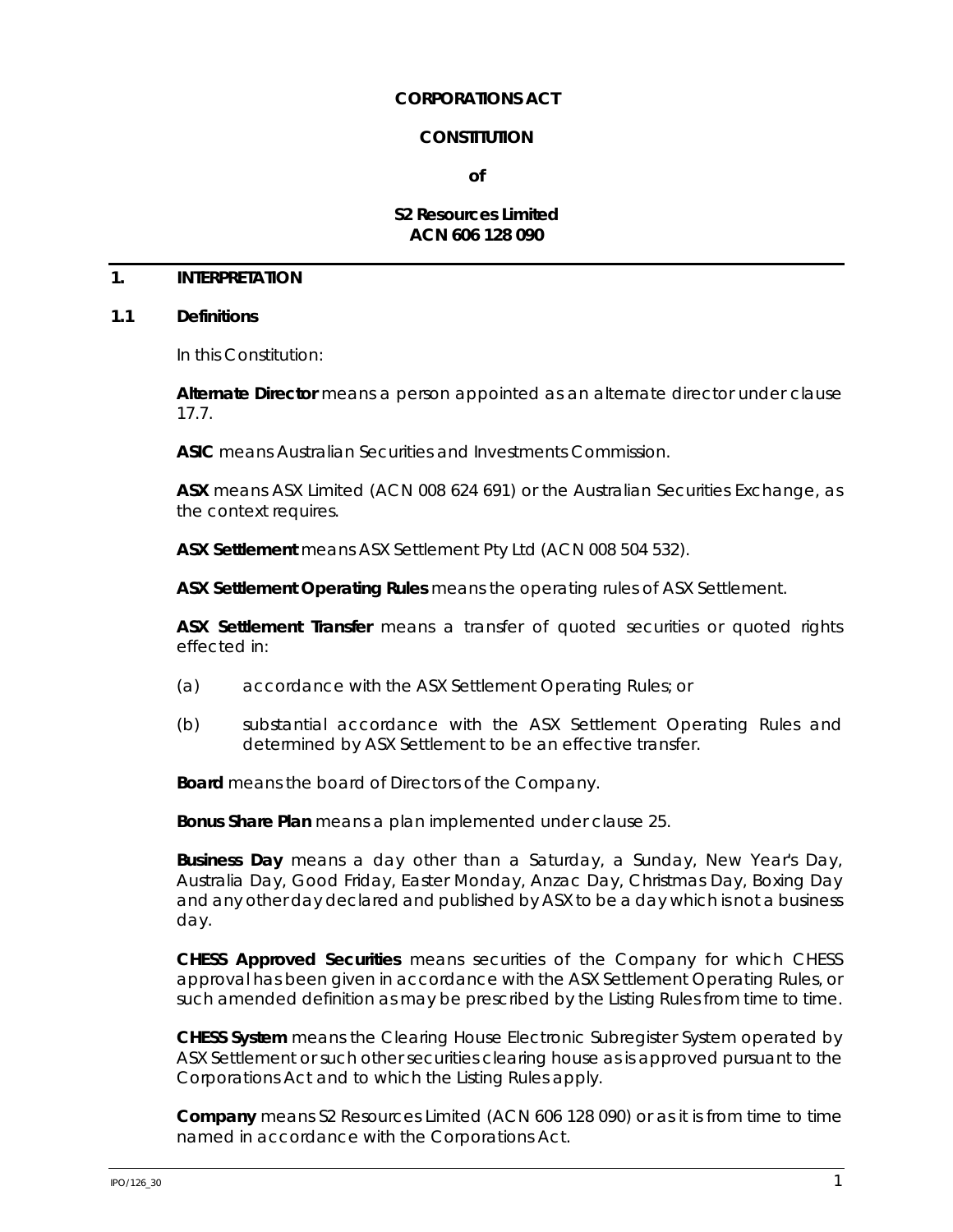**CORPORATIONS ACT**

**CONSTITUTION**

**of**

**S2 Resources Limited**
**ACN 606 128 090**

## 1. INTERPRETATION

### 1.1 Definitions

In this Constitution:

**Alternate Director** means a person appointed as an alternate director under clause 17.7.

**ASIC** means Australian Securities and Investments Commission.

**ASX** means ASX Limited (ACN 008 624 691) or the Australian Securities Exchange, as the context requires.

**ASX Settlement** means ASX Settlement Pty Ltd (ACN 008 504 532).

**ASX Settlement Operating Rules** means the operating rules of ASX Settlement.

**ASX Settlement Transfer** means a transfer of quoted securities or quoted rights effected in:

(a) accordance with the ASX Settlement Operating Rules; or

(b) substantial accordance with the ASX Settlement Operating Rules and determined by ASX Settlement to be an effective transfer.

**Board** means the board of Directors of the Company.

**Bonus Share Plan** means a plan implemented under clause 25.

**Business Day** means a day other than a Saturday, a Sunday, New Year's Day, Australia Day, Good Friday, Easter Monday, Anzac Day, Christmas Day, Boxing Day and any other day declared and published by ASX to be a day which is not a business day.

**CHESS Approved Securities** means securities of the Company for which CHESS approval has been given in accordance with the ASX Settlement Operating Rules, or such amended definition as may be prescribed by the Listing Rules from time to time.

**CHESS System** means the Clearing House Electronic Subregister System operated by ASX Settlement or such other securities clearing house as is approved pursuant to the Corporations Act and to which the Listing Rules apply.

**Company** means S2 Resources Limited (ACN 606 128 090) or as it is from time to time named in accordance with the Corporations Act.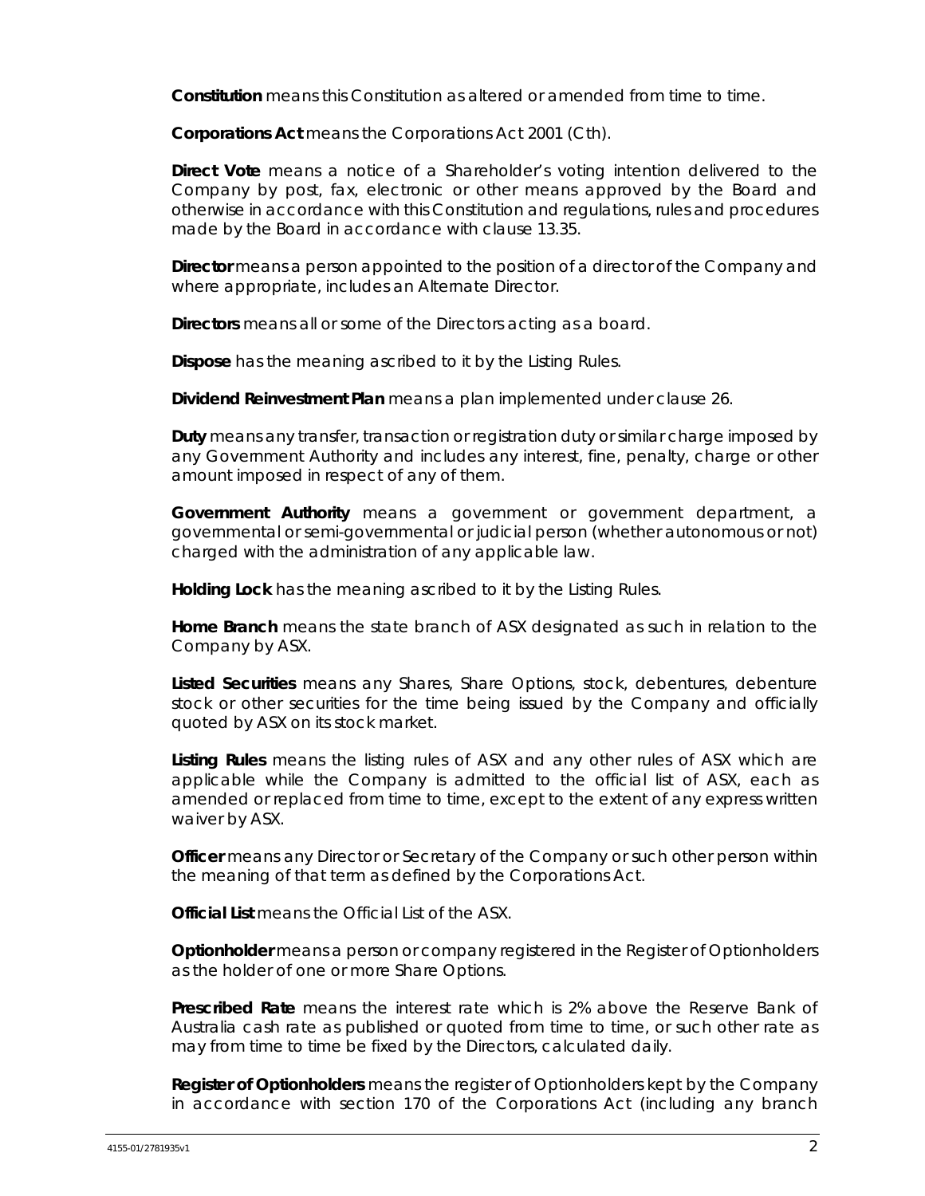**Constitution** means this Constitution as altered or amended from time to time.

**Corporations Act** means the Corporations Act 2001 (Cth).

**Direct Vote** means a notice of a Shareholder's voting intention delivered to the Company by post, fax, electronic or other means approved by the Board and otherwise in accordance with this Constitution and regulations, rules and procedures made by the Board in accordance with clause 13.35.

**Director** means a person appointed to the position of a director of the Company and where appropriate, includes an Alternate Director.

**Directors** means all or some of the Directors acting as a board.

**Dispose** has the meaning ascribed to it by the Listing Rules.

**Dividend Reinvestment Plan** means a plan implemented under clause 26.

**Duty** means any transfer, transaction or registration duty or similar charge imposed by any Government Authority and includes any interest, fine, penalty, charge or other amount imposed in respect of any of them.

**Government Authority** means a government or government department, a governmental or semi-governmental or judicial person (whether autonomous or not) charged with the administration of any applicable law.

**Holding Lock** has the meaning ascribed to it by the Listing Rules.

**Home Branch** means the state branch of ASX designated as such in relation to the Company by ASX.

**Listed Securities** means any Shares, Share Options, stock, debentures, debenture stock or other securities for the time being issued by the Company and officially quoted by ASX on its stock market.

**Listing Rules** means the listing rules of ASX and any other rules of ASX which are applicable while the Company is admitted to the official list of ASX, each as amended or replaced from time to time, except to the extent of any express written waiver by ASX.

**Officer** means any Director or Secretary of the Company or such other person within the meaning of that term as defined by the Corporations Act.

**Official List** means the Official List of the ASX.

**Optionholder** means a person or company registered in the Register of Optionholders as the holder of one or more Share Options.

**Prescribed Rate** means the interest rate which is 2% above the Reserve Bank of Australia cash rate as published or quoted from time to time, or such other rate as may from time to time be fixed by the Directors, calculated daily.

**Register of Optionholders** means the register of Optionholders kept by the Company in accordance with section 170 of the Corporations Act (including any branch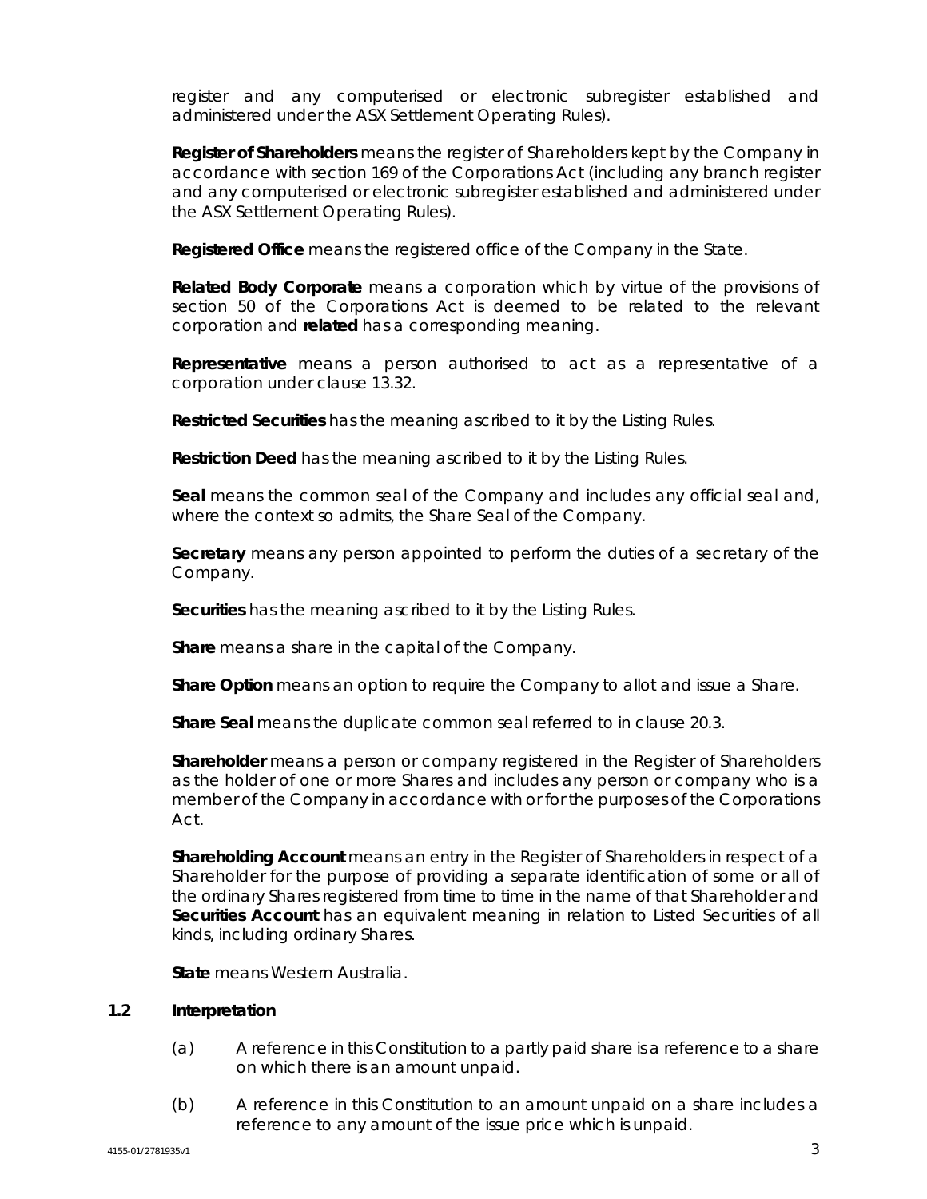register and any computerised or electronic subregister established and administered under the ASX Settlement Operating Rules).

**Register of Shareholders** means the register of Shareholders kept by the Company in accordance with section 169 of the Corporations Act (including any branch register and any computerised or electronic subregister established and administered under the ASX Settlement Operating Rules).

**Registered Office** means the registered office of the Company in the State.

**Related Body Corporate** means a corporation which by virtue of the provisions of section 50 of the Corporations Act is deemed to be related to the relevant corporation and **related** has a corresponding meaning.

**Representative** means a person authorised to act as a representative of a corporation under clause 13.32.

**Restricted Securities** has the meaning ascribed to it by the Listing Rules.

**Restriction Deed** has the meaning ascribed to it by the Listing Rules.

**Seal** means the common seal of the Company and includes any official seal and, where the context so admits, the Share Seal of the Company.

**Secretary** means any person appointed to perform the duties of a secretary of the Company.

**Securities** has the meaning ascribed to it by the Listing Rules.

**Share** means a share in the capital of the Company.

**Share Option** means an option to require the Company to allot and issue a Share.

**Share Seal** means the duplicate common seal referred to in clause 20.3.

**Shareholder** means a person or company registered in the Register of Shareholders as the holder of one or more Shares and includes any person or company who is a member of the Company in accordance with or for the purposes of the Corporations Act.

**Shareholding Account** means an entry in the Register of Shareholders in respect of a Shareholder for the purpose of providing a separate identification of some or all of the ordinary Shares registered from time to time in the name of that Shareholder and **Securities Account** has an equivalent meaning in relation to Listed Securities of all kinds, including ordinary Shares.

**State** means Western Australia.

### 1.2 Interpretation

(a) A reference in this Constitution to a partly paid share is a reference to a share on which there is an amount unpaid.

(b) A reference in this Constitution to an amount unpaid on a share includes a reference to any amount of the issue price which is unpaid.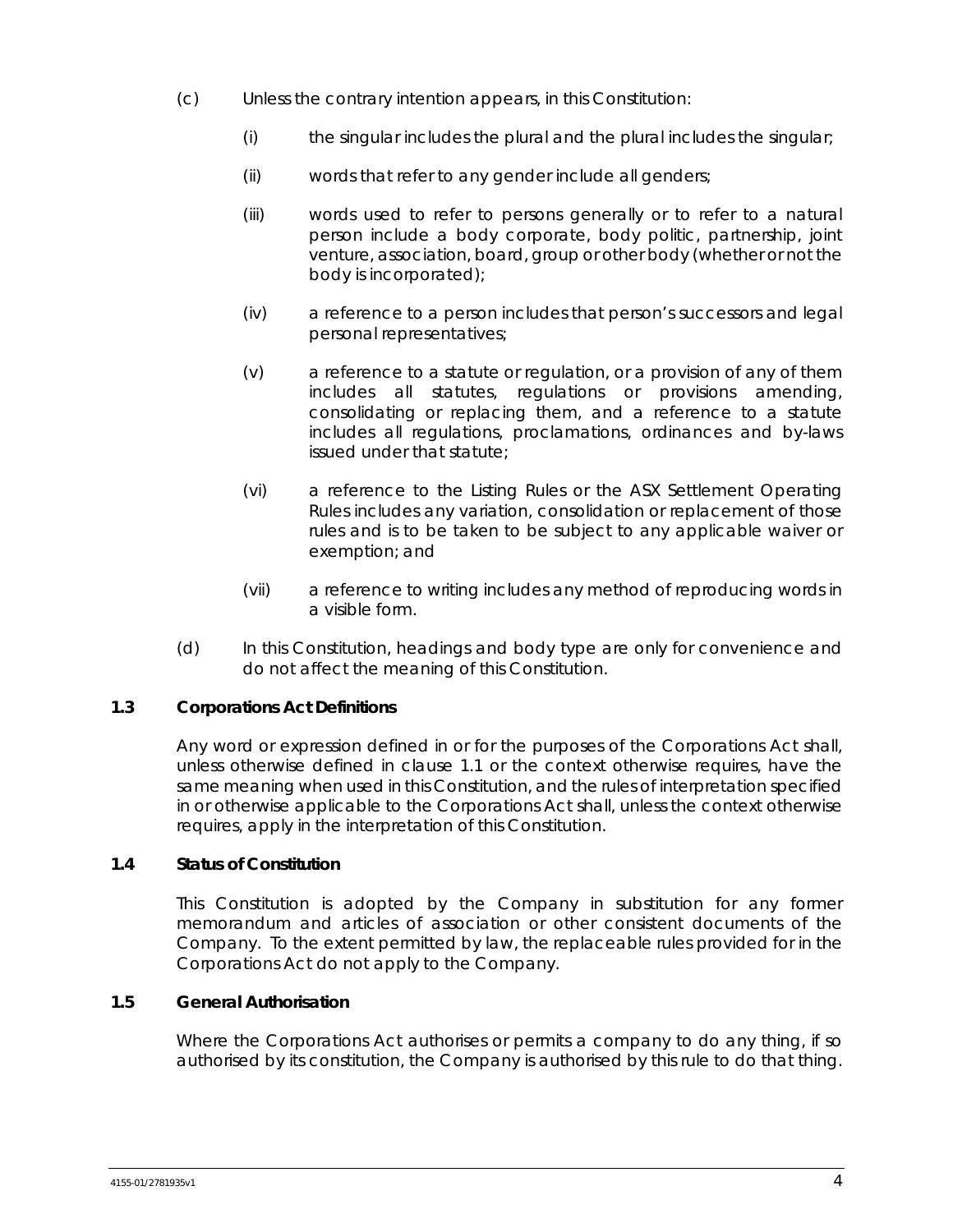(c) Unless the contrary intention appears, in this Constitution:

(i) the singular includes the plural and the plural includes the singular;

(ii) words that refer to any gender include all genders;

(iii) words used to refer to persons generally or to refer to a natural person include a body corporate, body politic, partnership, joint venture, association, board, group or other body (whether or not the body is incorporated);

(iv) a reference to a person includes that person's successors and legal personal representatives;

(v) a reference to a statute or regulation, or a provision of any of them includes all statutes, regulations or provisions amending, consolidating or replacing them, and a reference to a statute includes all regulations, proclamations, ordinances and by-laws issued under that statute;

(vi) a reference to the Listing Rules or the ASX Settlement Operating Rules includes any variation, consolidation or replacement of those rules and is to be taken to be subject to any applicable waiver or exemption; and

(vii) a reference to writing includes any method of reproducing words in a visible form.

(d) In this Constitution, headings and body type are only for convenience and do not affect the meaning of this Constitution.

### 1.3 Corporations Act Definitions

Any word or expression defined in or for the purposes of the Corporations Act shall, unless otherwise defined in clause 1.1 or the context otherwise requires, have the same meaning when used in this Constitution, and the rules of interpretation specified in or otherwise applicable to the Corporations Act shall, unless the context otherwise requires, apply in the interpretation of this Constitution.

### 1.4 Status of Constitution

This Constitution is adopted by the Company in substitution for any former memorandum and articles of association or other consistent documents of the Company. To the extent permitted by law, the replaceable rules provided for in the Corporations Act do not apply to the Company.

### 1.5 General Authorisation

Where the Corporations Act authorises or permits a company to do any thing, if so authorised by its constitution, the Company is authorised by this rule to do that thing.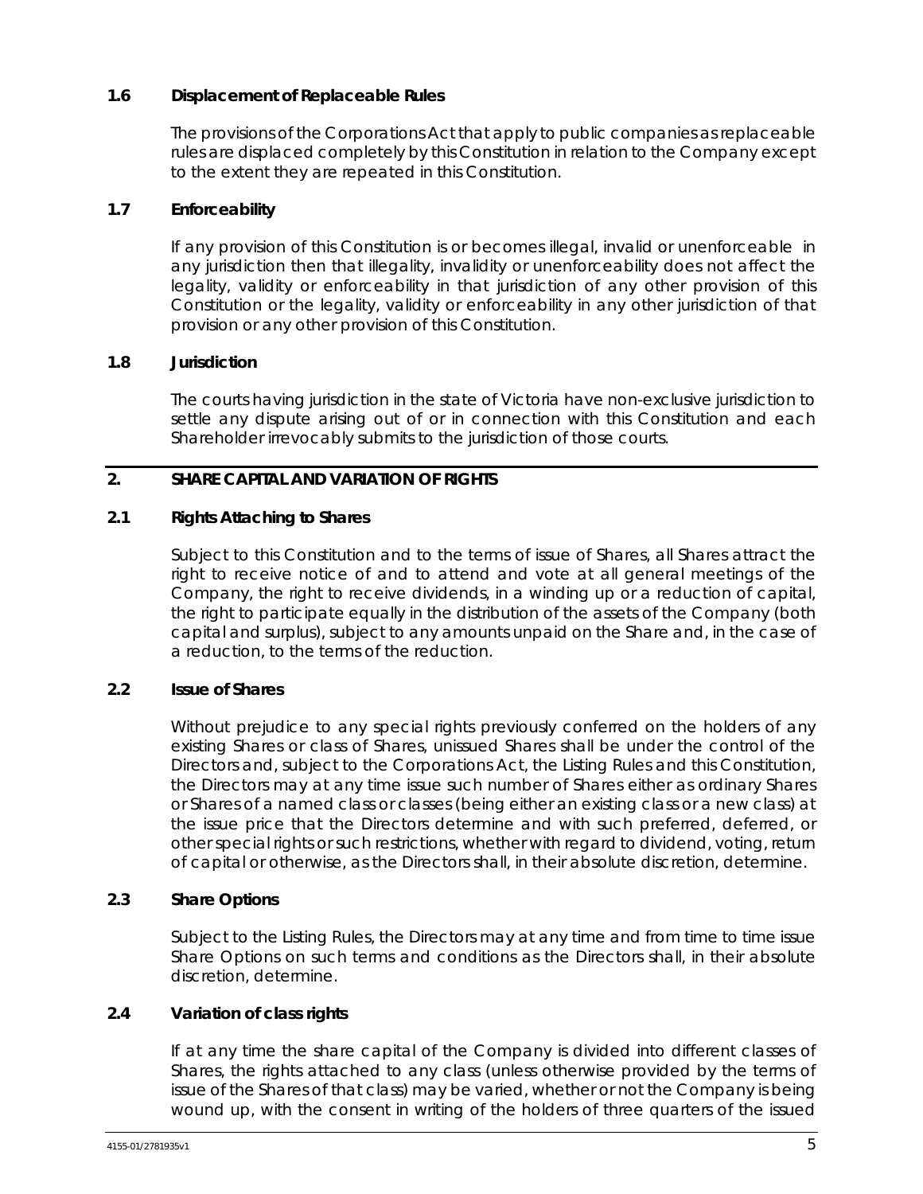### 1.6 Displacement of Replaceable Rules

The provisions of the Corporations Act that apply to public companies as replaceable rules are displaced completely by this Constitution in relation to the Company except to the extent they are repeated in this Constitution.

### 1.7 Enforceability

If any provision of this Constitution is or becomes illegal, invalid or unenforceable in any jurisdiction then that illegality, invalidity or unenforceability does not affect the legality, validity or enforceability in that jurisdiction of any other provision of this Constitution or the legality, validity or enforceability in any other jurisdiction of that provision or any other provision of this Constitution.

### 1.8 Jurisdiction

The courts having jurisdiction in the state of Victoria have non-exclusive jurisdiction to settle any dispute arising out of or in connection with this Constitution and each Shareholder irrevocably submits to the jurisdiction of those courts.

## 2. SHARE CAPITAL AND VARIATION OF RIGHTS

### 2.1 Rights Attaching to Shares

Subject to this Constitution and to the terms of issue of Shares, all Shares attract the right to receive notice of and to attend and vote at all general meetings of the Company, the right to receive dividends, in a winding up or a reduction of capital, the right to participate equally in the distribution of the assets of the Company (both capital and surplus), subject to any amounts unpaid on the Share and, in the case of a reduction, to the terms of the reduction.

### 2.2 Issue of Shares

Without prejudice to any special rights previously conferred on the holders of any existing Shares or class of Shares, unissued Shares shall be under the control of the Directors and, subject to the Corporations Act, the Listing Rules and this Constitution, the Directors may at any time issue such number of Shares either as ordinary Shares or Shares of a named class or classes (being either an existing class or a new class) at the issue price that the Directors determine and with such preferred, deferred, or other special rights or such restrictions, whether with regard to dividend, voting, return of capital or otherwise, as the Directors shall, in their absolute discretion, determine.

### 2.3 Share Options

Subject to the Listing Rules, the Directors may at any time and from time to time issue Share Options on such terms and conditions as the Directors shall, in their absolute discretion, determine.

### 2.4 Variation of class rights

If at any time the share capital of the Company is divided into different classes of Shares, the rights attached to any class (unless otherwise provided by the terms of issue of the Shares of that class) may be varied, whether or not the Company is being wound up, with the consent in writing of the holders of three quarters of the issued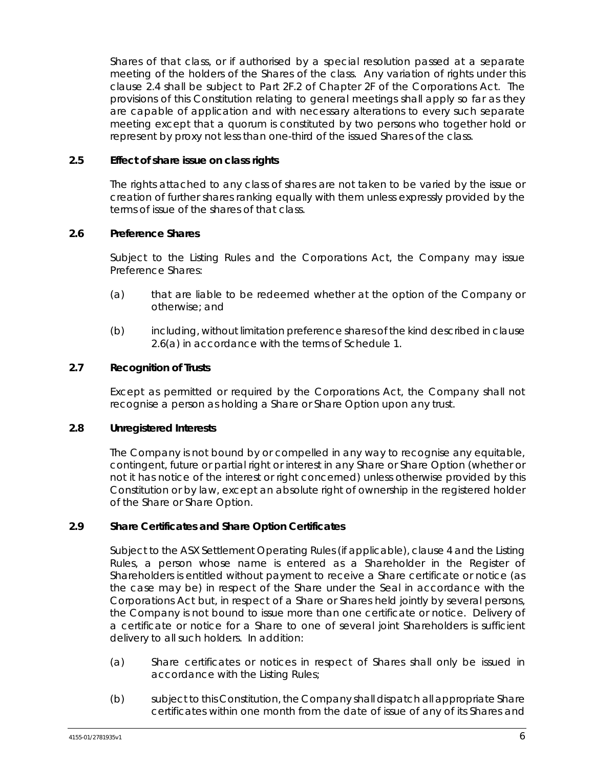Shares of that class, or if authorised by a special resolution passed at a separate meeting of the holders of the Shares of the class. Any variation of rights under this clause 2.4 shall be subject to Part 2F.2 of Chapter 2F of the Corporations Act. The provisions of this Constitution relating to general meetings shall apply so far as they are capable of application and with necessary alterations to every such separate meeting except that a quorum is constituted by two persons who together hold or represent by proxy not less than one-third of the issued Shares of the class.

### 2.5 Effect of share issue on class rights

The rights attached to any class of shares are not taken to be varied by the issue or creation of further shares ranking equally with them unless expressly provided by the terms of issue of the shares of that class.

### 2.6 Preference Shares

Subject to the Listing Rules and the Corporations Act, the Company may issue Preference Shares:

(a) that are liable to be redeemed whether at the option of the Company or otherwise; and

(b) including, without limitation preference shares of the kind described in clause 2.6(a) in accordance with the terms of Schedule 1.

### 2.7 Recognition of Trusts

Except as permitted or required by the Corporations Act, the Company shall not recognise a person as holding a Share or Share Option upon any trust.

### 2.8 Unregistered Interests

The Company is not bound by or compelled in any way to recognise any equitable, contingent, future or partial right or interest in any Share or Share Option (whether or not it has notice of the interest or right concerned) unless otherwise provided by this Constitution or by law, except an absolute right of ownership in the registered holder of the Share or Share Option.

### 2.9 Share Certificates and Share Option Certificates

Subject to the ASX Settlement Operating Rules (if applicable), clause 4 and the Listing Rules, a person whose name is entered as a Shareholder in the Register of Shareholders is entitled without payment to receive a Share certificate or notice (as the case may be) in respect of the Share under the Seal in accordance with the Corporations Act but, in respect of a Share or Shares held jointly by several persons, the Company is not bound to issue more than one certificate or notice. Delivery of a certificate or notice for a Share to one of several joint Shareholders is sufficient delivery to all such holders. In addition:

(a) Share certificates or notices in respect of Shares shall only be issued in accordance with the Listing Rules;

(b) subject to this Constitution, the Company shall dispatch all appropriate Share certificates within one month from the date of issue of any of its Shares and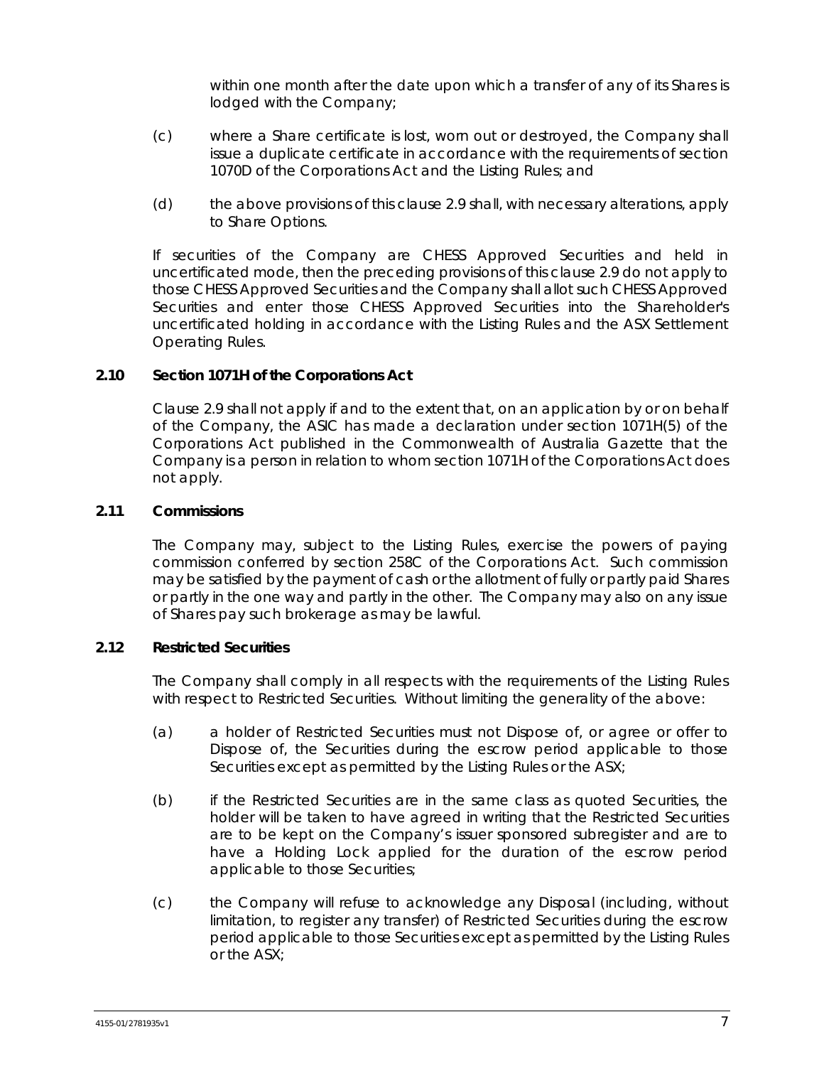within one month after the date upon which a transfer of any of its Shares is lodged with the Company;

(c) where a Share certificate is lost, worn out or destroyed, the Company shall issue a duplicate certificate in accordance with the requirements of section 1070D of the Corporations Act and the Listing Rules; and

(d) the above provisions of this clause 2.9 shall, with necessary alterations, apply to Share Options.

If securities of the Company are CHESS Approved Securities and held in uncertificated mode, then the preceding provisions of this clause 2.9 do not apply to those CHESS Approved Securities and the Company shall allot such CHESS Approved Securities and enter those CHESS Approved Securities into the Shareholder's uncertificated holding in accordance with the Listing Rules and the ASX Settlement Operating Rules.

### 2.10 Section 1071H of the Corporations Act

Clause 2.9 shall not apply if and to the extent that, on an application by or on behalf of the Company, the ASIC has made a declaration under section 1071H(5) of the Corporations Act published in the Commonwealth of Australia Gazette that the Company is a person in relation to whom section 1071H of the Corporations Act does not apply.

### 2.11 Commissions

The Company may, subject to the Listing Rules, exercise the powers of paying commission conferred by section 258C of the Corporations Act. Such commission may be satisfied by the payment of cash or the allotment of fully or partly paid Shares or partly in the one way and partly in the other. The Company may also on any issue of Shares pay such brokerage as may be lawful.

### 2.12 Restricted Securities

The Company shall comply in all respects with the requirements of the Listing Rules with respect to Restricted Securities. Without limiting the generality of the above:

(a) a holder of Restricted Securities must not Dispose of, or agree or offer to Dispose of, the Securities during the escrow period applicable to those Securities except as permitted by the Listing Rules or the ASX;

(b) if the Restricted Securities are in the same class as quoted Securities, the holder will be taken to have agreed in writing that the Restricted Securities are to be kept on the Company's issuer sponsored subregister and are to have a Holding Lock applied for the duration of the escrow period applicable to those Securities;

(c) the Company will refuse to acknowledge any Disposal (including, without limitation, to register any transfer) of Restricted Securities during the escrow period applicable to those Securities except as permitted by the Listing Rules or the ASX;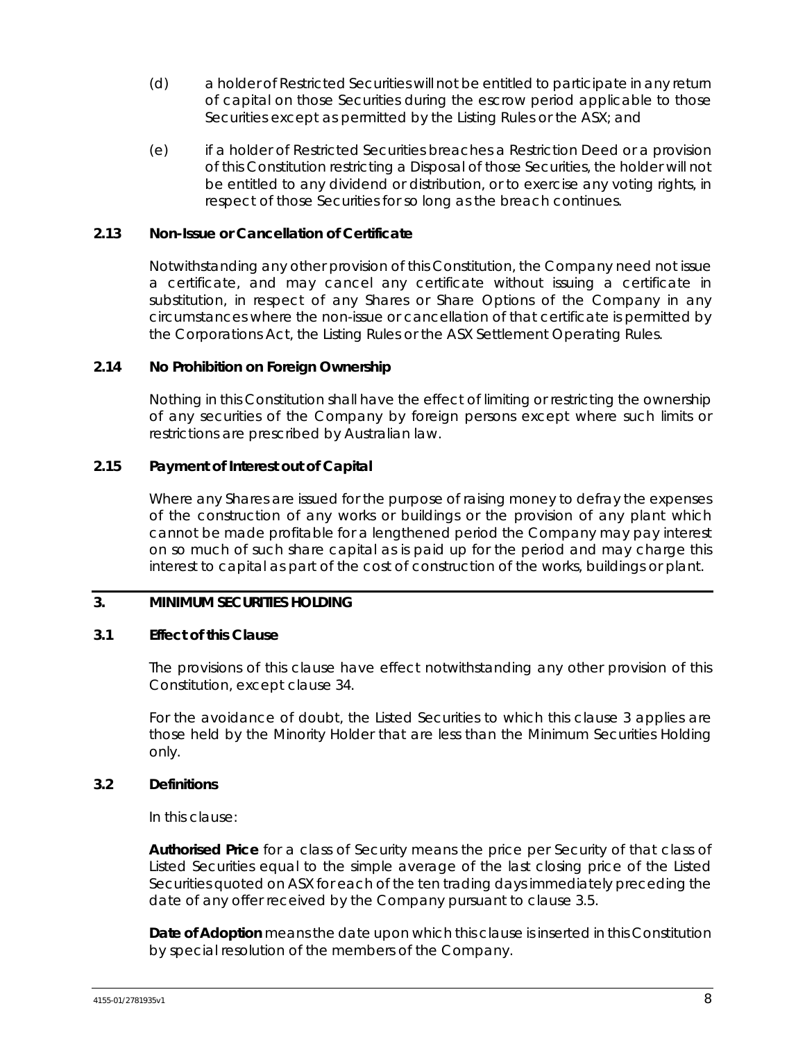(d) a holder of Restricted Securities will not be entitled to participate in any return of capital on those Securities during the escrow period applicable to those Securities except as permitted by the Listing Rules or the ASX; and

(e) if a holder of Restricted Securities breaches a Restriction Deed or a provision of this Constitution restricting a Disposal of those Securities, the holder will not be entitled to any dividend or distribution, or to exercise any voting rights, in respect of those Securities for so long as the breach continues.

### 2.13 Non-Issue or Cancellation of Certificate

Notwithstanding any other provision of this Constitution, the Company need not issue a certificate, and may cancel any certificate without issuing a certificate in substitution, in respect of any Shares or Share Options of the Company in any circumstances where the non-issue or cancellation of that certificate is permitted by the Corporations Act, the Listing Rules or the ASX Settlement Operating Rules.

### 2.14 No Prohibition on Foreign Ownership

Nothing in this Constitution shall have the effect of limiting or restricting the ownership of any securities of the Company by foreign persons except where such limits or restrictions are prescribed by Australian law.

### 2.15 Payment of Interest out of Capital

Where any Shares are issued for the purpose of raising money to defray the expenses of the construction of any works or buildings or the provision of any plant which cannot be made profitable for a lengthened period the Company may pay interest on so much of such share capital as is paid up for the period and may charge this interest to capital as part of the cost of construction of the works, buildings or plant.

## 3. MINIMUM SECURITIES HOLDING

### 3.1 Effect of this Clause

The provisions of this clause have effect notwithstanding any other provision of this Constitution, except clause 34.

For the avoidance of doubt, the Listed Securities to which this clause 3 applies are those held by the Minority Holder that are less than the Minimum Securities Holding only.

### 3.2 Definitions

In this clause:

**Authorised Price** for a class of Security means the price per Security of that class of Listed Securities equal to the simple average of the last closing price of the Listed Securities quoted on ASX for each of the ten trading days immediately preceding the date of any offer received by the Company pursuant to clause 3.5.

**Date of Adoption** means the date upon which this clause is inserted in this Constitution by special resolution of the members of the Company.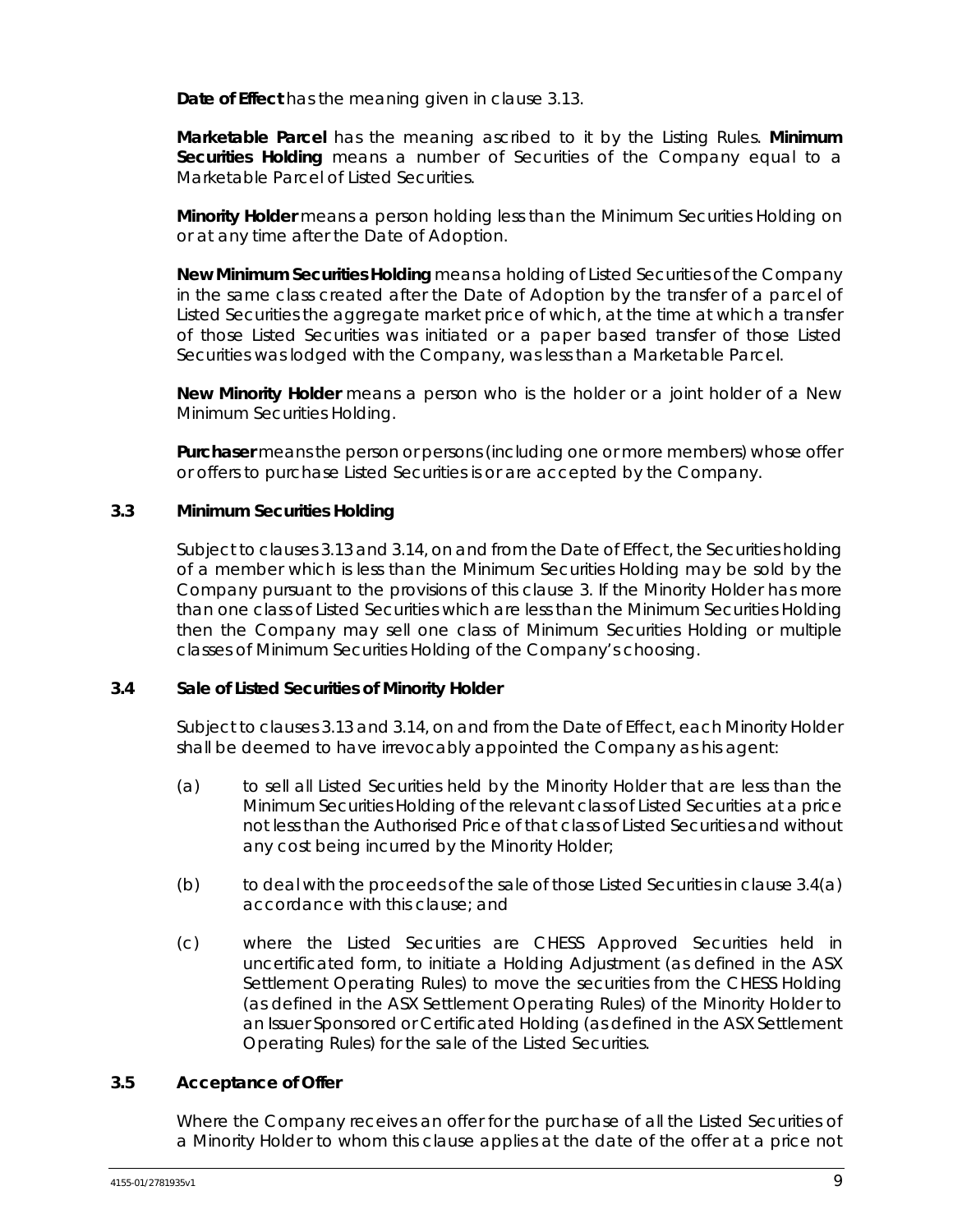**Date of Effect** has the meaning given in clause 3.13.

**Marketable Parcel** has the meaning ascribed to it by the Listing Rules. **Minimum Securities Holding** means a number of Securities of the Company equal to a Marketable Parcel of Listed Securities.

**Minority Holder** means a person holding less than the Minimum Securities Holding on or at any time after the Date of Adoption.

**New Minimum Securities Holding** means a holding of Listed Securities of the Company in the same class created after the Date of Adoption by the transfer of a parcel of Listed Securities the aggregate market price of which, at the time at which a transfer of those Listed Securities was initiated or a paper based transfer of those Listed Securities was lodged with the Company, was less than a Marketable Parcel.

**New Minority Holder** means a person who is the holder or a joint holder of a New Minimum Securities Holding.

**Purchaser** means the person or persons (including one or more members) whose offer or offers to purchase Listed Securities is or are accepted by the Company.

### 3.3 Minimum Securities Holding

Subject to clauses 3.13 and 3.14, on and from the Date of Effect, the Securities holding of a member which is less than the Minimum Securities Holding may be sold by the Company pursuant to the provisions of this clause 3. If the Minority Holder has more than one class of Listed Securities which are less than the Minimum Securities Holding then the Company may sell one class of Minimum Securities Holding or multiple classes of Minimum Securities Holding of the Company's choosing.

### 3.4 Sale of Listed Securities of Minority Holder

Subject to clauses 3.13 and 3.14, on and from the Date of Effect, each Minority Holder shall be deemed to have irrevocably appointed the Company as his agent:

(a) to sell all Listed Securities held by the Minority Holder that are less than the Minimum Securities Holding of the relevant class of Listed Securities at a price not less than the Authorised Price of that class of Listed Securities and without any cost being incurred by the Minority Holder;

(b) to deal with the proceeds of the sale of those Listed Securities in clause 3.4(a) accordance with this clause; and

(c) where the Listed Securities are CHESS Approved Securities held in uncertificated form, to initiate a Holding Adjustment (as defined in the ASX Settlement Operating Rules) to move the securities from the CHESS Holding (as defined in the ASX Settlement Operating Rules) of the Minority Holder to an Issuer Sponsored or Certificated Holding (as defined in the ASX Settlement Operating Rules) for the sale of the Listed Securities.

### 3.5 Acceptance of Offer

Where the Company receives an offer for the purchase of all the Listed Securities of a Minority Holder to whom this clause applies at the date of the offer at a price not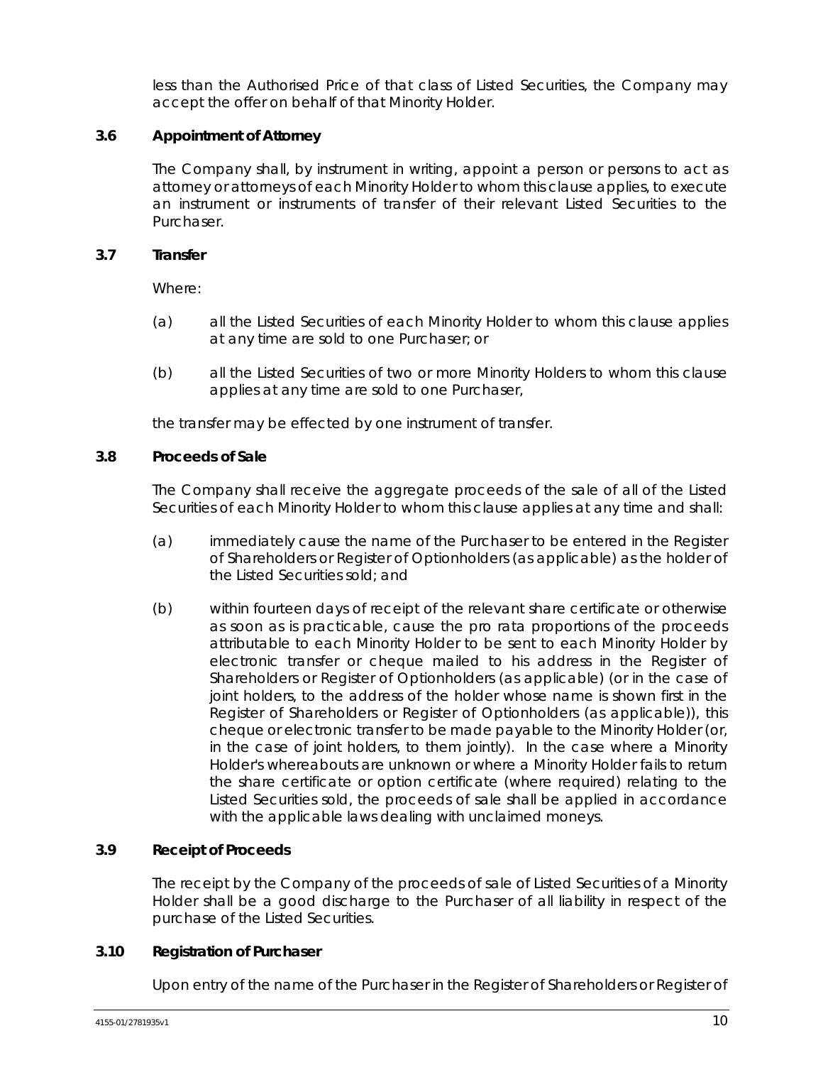less than the Authorised Price of that class of Listed Securities, the Company may accept the offer on behalf of that Minority Holder.

### 3.6 Appointment of Attorney

The Company shall, by instrument in writing, appoint a person or persons to act as attorney or attorneys of each Minority Holder to whom this clause applies, to execute an instrument or instruments of transfer of their relevant Listed Securities to the Purchaser.

### 3.7 Transfer

Where:

(a) all the Listed Securities of each Minority Holder to whom this clause applies at any time are sold to one Purchaser; or

(b) all the Listed Securities of two or more Minority Holders to whom this clause applies at any time are sold to one Purchaser,

the transfer may be effected by one instrument of transfer.

### 3.8 Proceeds of Sale

The Company shall receive the aggregate proceeds of the sale of all of the Listed Securities of each Minority Holder to whom this clause applies at any time and shall:

(a) immediately cause the name of the Purchaser to be entered in the Register of Shareholders or Register of Optionholders (as applicable) as the holder of the Listed Securities sold; and

(b) within fourteen days of receipt of the relevant share certificate or otherwise as soon as is practicable, cause the pro rata proportions of the proceeds attributable to each Minority Holder to be sent to each Minority Holder by electronic transfer or cheque mailed to his address in the Register of Shareholders or Register of Optionholders (as applicable) (or in the case of joint holders, to the address of the holder whose name is shown first in the Register of Shareholders or Register of Optionholders (as applicable)), this cheque or electronic transfer to be made payable to the Minority Holder (or, in the case of joint holders, to them jointly). In the case where a Minority Holder's whereabouts are unknown or where a Minority Holder fails to return the share certificate or option certificate (where required) relating to the Listed Securities sold, the proceeds of sale shall be applied in accordance with the applicable laws dealing with unclaimed moneys.

### 3.9 Receipt of Proceeds

The receipt by the Company of the proceeds of sale of Listed Securities of a Minority Holder shall be a good discharge to the Purchaser of all liability in respect of the purchase of the Listed Securities.

### 3.10 Registration of Purchaser

Upon entry of the name of the Purchaser in the Register of Shareholders or Register of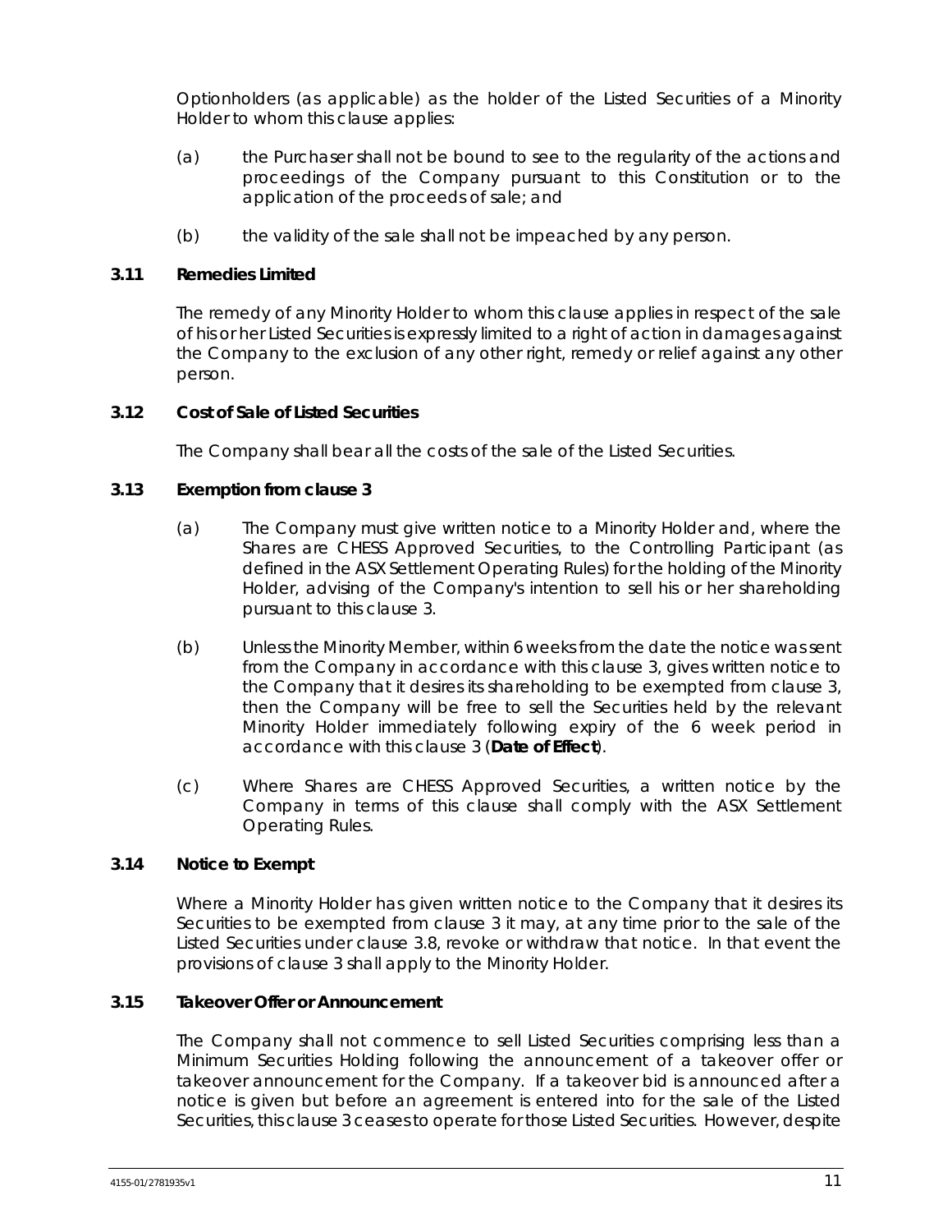Optionholders (as applicable) as the holder of the Listed Securities of a Minority Holder to whom this clause applies:

(a) the Purchaser shall not be bound to see to the regularity of the actions and proceedings of the Company pursuant to this Constitution or to the application of the proceeds of sale; and

(b) the validity of the sale shall not be impeached by any person.

### 3.11 Remedies Limited

The remedy of any Minority Holder to whom this clause applies in respect of the sale of his or her Listed Securities is expressly limited to a right of action in damages against the Company to the exclusion of any other right, remedy or relief against any other person.

### 3.12 Cost of Sale of Listed Securities

The Company shall bear all the costs of the sale of the Listed Securities.

### 3.13 Exemption from clause 3

(a) The Company must give written notice to a Minority Holder and, where the Shares are CHESS Approved Securities, to the Controlling Participant (as defined in the ASX Settlement Operating Rules) for the holding of the Minority Holder, advising of the Company's intention to sell his or her shareholding pursuant to this clause 3.

(b) Unless the Minority Member, within 6 weeks from the date the notice was sent from the Company in accordance with this clause 3, gives written notice to the Company that it desires its shareholding to be exempted from clause 3, then the Company will be free to sell the Securities held by the relevant Minority Holder immediately following expiry of the 6 week period in accordance with this clause 3 (**Date of Effect**).

(c) Where Shares are CHESS Approved Securities, a written notice by the Company in terms of this clause shall comply with the ASX Settlement Operating Rules.

### 3.14 Notice to Exempt

Where a Minority Holder has given written notice to the Company that it desires its Securities to be exempted from clause 3 it may, at any time prior to the sale of the Listed Securities under clause 3.8, revoke or withdraw that notice. In that event the provisions of clause 3 shall apply to the Minority Holder.

### 3.15 Takeover Offer or Announcement

The Company shall not commence to sell Listed Securities comprising less than a Minimum Securities Holding following the announcement of a takeover offer or takeover announcement for the Company. If a takeover bid is announced after a notice is given but before an agreement is entered into for the sale of the Listed Securities, this clause 3 ceases to operate for those Listed Securities. However, despite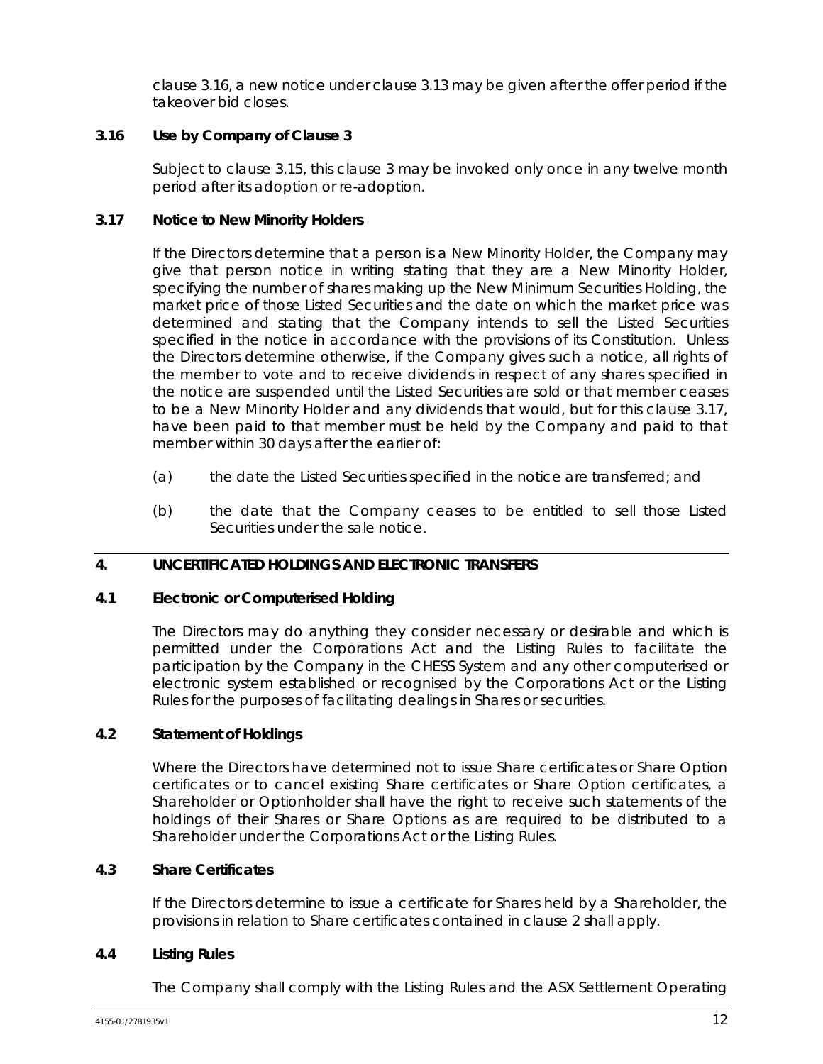clause 3.16, a new notice under clause 3.13 may be given after the offer period if the takeover bid closes.

### 3.16 Use by Company of Clause 3

Subject to clause 3.15, this clause 3 may be invoked only once in any twelve month period after its adoption or re-adoption.

### 3.17 Notice to New Minority Holders

If the Directors determine that a person is a New Minority Holder, the Company may give that person notice in writing stating that they are a New Minority Holder, specifying the number of shares making up the New Minimum Securities Holding, the market price of those Listed Securities and the date on which the market price was determined and stating that the Company intends to sell the Listed Securities specified in the notice in accordance with the provisions of its Constitution. Unless the Directors determine otherwise, if the Company gives such a notice, all rights of the member to vote and to receive dividends in respect of any shares specified in the notice are suspended until the Listed Securities are sold or that member ceases to be a New Minority Holder and any dividends that would, but for this clause 3.17, have been paid to that member must be held by the Company and paid to that member within 30 days after the earlier of:

(a) the date the Listed Securities specified in the notice are transferred; and

(b) the date that the Company ceases to be entitled to sell those Listed Securities under the sale notice.

## 4. UNCERTIFICATED HOLDINGS AND ELECTRONIC TRANSFERS

### 4.1 Electronic or Computerised Holding

The Directors may do anything they consider necessary or desirable and which is permitted under the Corporations Act and the Listing Rules to facilitate the participation by the Company in the CHESS System and any other computerised or electronic system established or recognised by the Corporations Act or the Listing Rules for the purposes of facilitating dealings in Shares or securities.

### 4.2 Statement of Holdings

Where the Directors have determined not to issue Share certificates or Share Option certificates or to cancel existing Share certificates or Share Option certificates, a Shareholder or Optionholder shall have the right to receive such statements of the holdings of their Shares or Share Options as are required to be distributed to a Shareholder under the Corporations Act or the Listing Rules.

### 4.3 Share Certificates

If the Directors determine to issue a certificate for Shares held by a Shareholder, the provisions in relation to Share certificates contained in clause 2 shall apply.

### 4.4 Listing Rules

The Company shall comply with the Listing Rules and the ASX Settlement Operating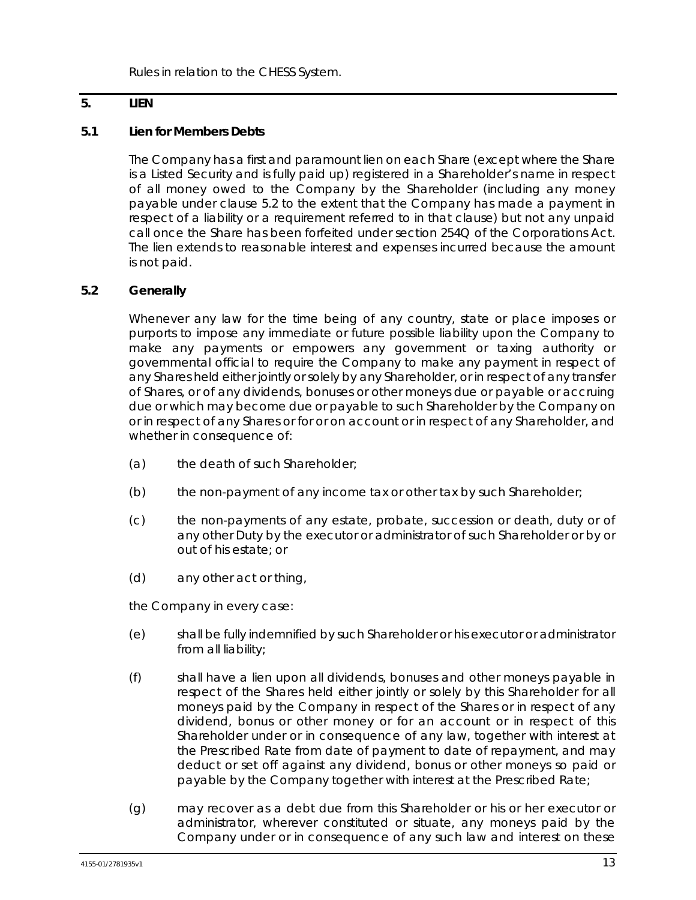Rules in relation to the CHESS System.

## 5. LIEN

### 5.1 Lien for Members Debts

The Company has a first and paramount lien on each Share (except where the Share is a Listed Security and is fully paid up) registered in a Shareholder's name in respect of all money owed to the Company by the Shareholder (including any money payable under clause 5.2 to the extent that the Company has made a payment in respect of a liability or a requirement referred to in that clause) but not any unpaid call once the Share has been forfeited under section 254Q of the Corporations Act. The lien extends to reasonable interest and expenses incurred because the amount is not paid.

### 5.2 Generally

Whenever any law for the time being of any country, state or place imposes or purports to impose any immediate or future possible liability upon the Company to make any payments or empowers any government or taxing authority or governmental official to require the Company to make any payment in respect of any Shares held either jointly or solely by any Shareholder, or in respect of any transfer of Shares, or of any dividends, bonuses or other moneys due or payable or accruing due or which may become due or payable to such Shareholder by the Company on or in respect of any Shares or for or on account or in respect of any Shareholder, and whether in consequence of:

(a) the death of such Shareholder;

(b) the non-payment of any income tax or other tax by such Shareholder;

(c) the non-payments of any estate, probate, succession or death, duty or of any other Duty by the executor or administrator of such Shareholder or by or out of his estate; or

(d) any other act or thing,

the Company in every case:

(e) shall be fully indemnified by such Shareholder or his executor or administrator from all liability;

(f) shall have a lien upon all dividends, bonuses and other moneys payable in respect of the Shares held either jointly or solely by this Shareholder for all moneys paid by the Company in respect of the Shares or in respect of any dividend, bonus or other money or for an account or in respect of this Shareholder under or in consequence of any law, together with interest at the Prescribed Rate from date of payment to date of repayment, and may deduct or set off against any dividend, bonus or other moneys so paid or payable by the Company together with interest at the Prescribed Rate;

(g) may recover as a debt due from this Shareholder or his or her executor or administrator, wherever constituted or situate, any moneys paid by the Company under or in consequence of any such law and interest on these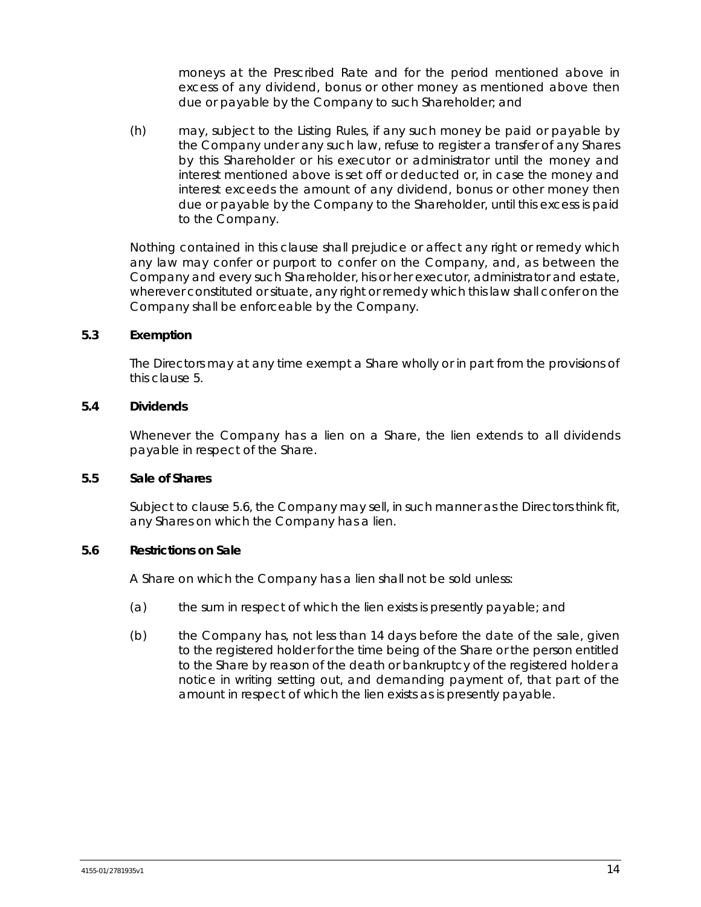moneys at the Prescribed Rate and for the period mentioned above in excess of any dividend, bonus or other money as mentioned above then due or payable by the Company to such Shareholder; and

(h) may, subject to the Listing Rules, if any such money be paid or payable by the Company under any such law, refuse to register a transfer of any Shares by this Shareholder or his executor or administrator until the money and interest mentioned above is set off or deducted or, in case the money and interest exceeds the amount of any dividend, bonus or other money then due or payable by the Company to the Shareholder, until this excess is paid to the Company.

Nothing contained in this clause shall prejudice or affect any right or remedy which any law may confer or purport to confer on the Company, and, as between the Company and every such Shareholder, his or her executor, administrator and estate, wherever constituted or situate, any right or remedy which this law shall confer on the Company shall be enforceable by the Company.

### 5.3 Exemption

The Directors may at any time exempt a Share wholly or in part from the provisions of this clause 5.

### 5.4 Dividends

Whenever the Company has a lien on a Share, the lien extends to all dividends payable in respect of the Share.

### 5.5 Sale of Shares

Subject to clause 5.6, the Company may sell, in such manner as the Directors think fit, any Shares on which the Company has a lien.

### 5.6 Restrictions on Sale

A Share on which the Company has a lien shall not be sold unless:

(a) the sum in respect of which the lien exists is presently payable; and

(b) the Company has, not less than 14 days before the date of the sale, given to the registered holder for the time being of the Share or the person entitled to the Share by reason of the death or bankruptcy of the registered holder a notice in writing setting out, and demanding payment of, that part of the amount in respect of which the lien exists as is presently payable.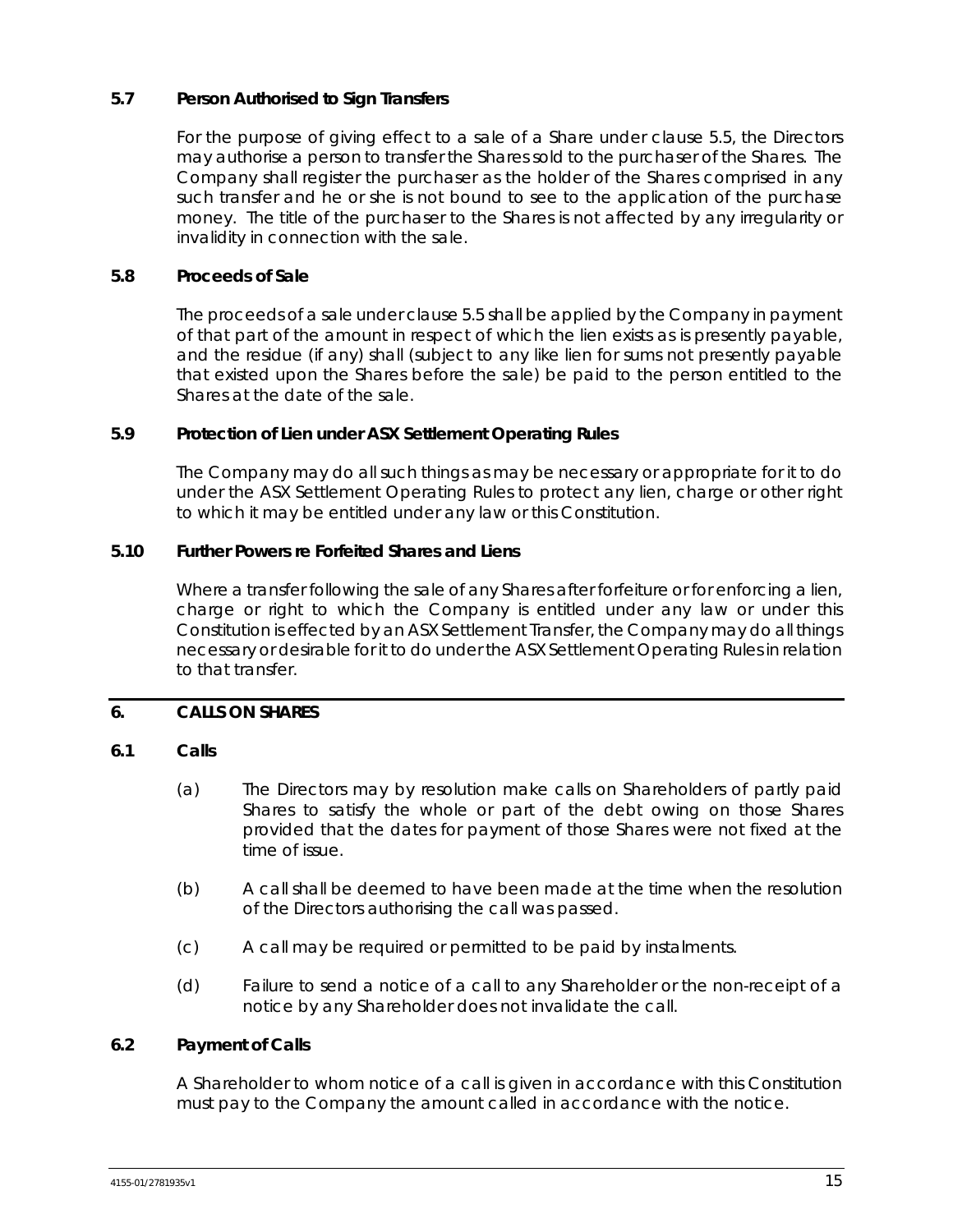### 5.7 Person Authorised to Sign Transfers

For the purpose of giving effect to a sale of a Share under clause 5.5, the Directors may authorise a person to transfer the Shares sold to the purchaser of the Shares. The Company shall register the purchaser as the holder of the Shares comprised in any such transfer and he or she is not bound to see to the application of the purchase money. The title of the purchaser to the Shares is not affected by any irregularity or invalidity in connection with the sale.

### 5.8 Proceeds of Sale

The proceeds of a sale under clause 5.5 shall be applied by the Company in payment of that part of the amount in respect of which the lien exists as is presently payable, and the residue (if any) shall (subject to any like lien for sums not presently payable that existed upon the Shares before the sale) be paid to the person entitled to the Shares at the date of the sale.

### 5.9 Protection of Lien under ASX Settlement Operating Rules

The Company may do all such things as may be necessary or appropriate for it to do under the ASX Settlement Operating Rules to protect any lien, charge or other right to which it may be entitled under any law or this Constitution.

### 5.10 Further Powers re Forfeited Shares and Liens

Where a transfer following the sale of any Shares after forfeiture or for enforcing a lien, charge or right to which the Company is entitled under any law or under this Constitution is effected by an ASX Settlement Transfer, the Company may do all things necessary or desirable for it to do under the ASX Settlement Operating Rules in relation to that transfer.

## 6. CALLS ON SHARES

### 6.1 Calls

(a) The Directors may by resolution make calls on Shareholders of partly paid Shares to satisfy the whole or part of the debt owing on those Shares provided that the dates for payment of those Shares were not fixed at the time of issue.

(b) A call shall be deemed to have been made at the time when the resolution of the Directors authorising the call was passed.

(c) A call may be required or permitted to be paid by instalments.

(d) Failure to send a notice of a call to any Shareholder or the non-receipt of a notice by any Shareholder does not invalidate the call.

### 6.2 Payment of Calls

A Shareholder to whom notice of a call is given in accordance with this Constitution must pay to the Company the amount called in accordance with the notice.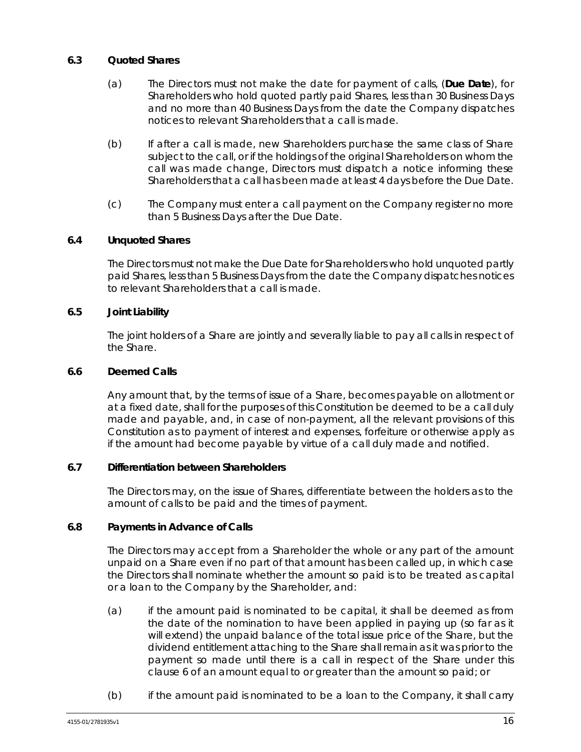### 6.3 Quoted Shares

(a) The Directors must not make the date for payment of calls, (**Due Date**), for Shareholders who hold quoted partly paid Shares, less than 30 Business Days and no more than 40 Business Days from the date the Company dispatches notices to relevant Shareholders that a call is made.

(b) If after a call is made, new Shareholders purchase the same class of Share subject to the call, or if the holdings of the original Shareholders on whom the call was made change, Directors must dispatch a notice informing these Shareholders that a call has been made at least 4 days before the Due Date.

(c) The Company must enter a call payment on the Company register no more than 5 Business Days after the Due Date.

### 6.4 Unquoted Shares

The Directors must not make the Due Date for Shareholders who hold unquoted partly paid Shares, less than 5 Business Days from the date the Company dispatches notices to relevant Shareholders that a call is made.

### 6.5 Joint Liability

The joint holders of a Share are jointly and severally liable to pay all calls in respect of the Share.

### 6.6 Deemed Calls

Any amount that, by the terms of issue of a Share, becomes payable on allotment or at a fixed date, shall for the purposes of this Constitution be deemed to be a call duly made and payable, and, in case of non-payment, all the relevant provisions of this Constitution as to payment of interest and expenses, forfeiture or otherwise apply as if the amount had become payable by virtue of a call duly made and notified.

### 6.7 Differentiation between Shareholders

The Directors may, on the issue of Shares, differentiate between the holders as to the amount of calls to be paid and the times of payment.

### 6.8 Payments in Advance of Calls

The Directors may accept from a Shareholder the whole or any part of the amount unpaid on a Share even if no part of that amount has been called up, in which case the Directors shall nominate whether the amount so paid is to be treated as capital or a loan to the Company by the Shareholder, and:

(a) if the amount paid is nominated to be capital, it shall be deemed as from the date of the nomination to have been applied in paying up (so far as it will extend) the unpaid balance of the total issue price of the Share, but the dividend entitlement attaching to the Share shall remain as it was prior to the payment so made until there is a call in respect of the Share under this clause 6 of an amount equal to or greater than the amount so paid; or

(b) if the amount paid is nominated to be a loan to the Company, it shall carry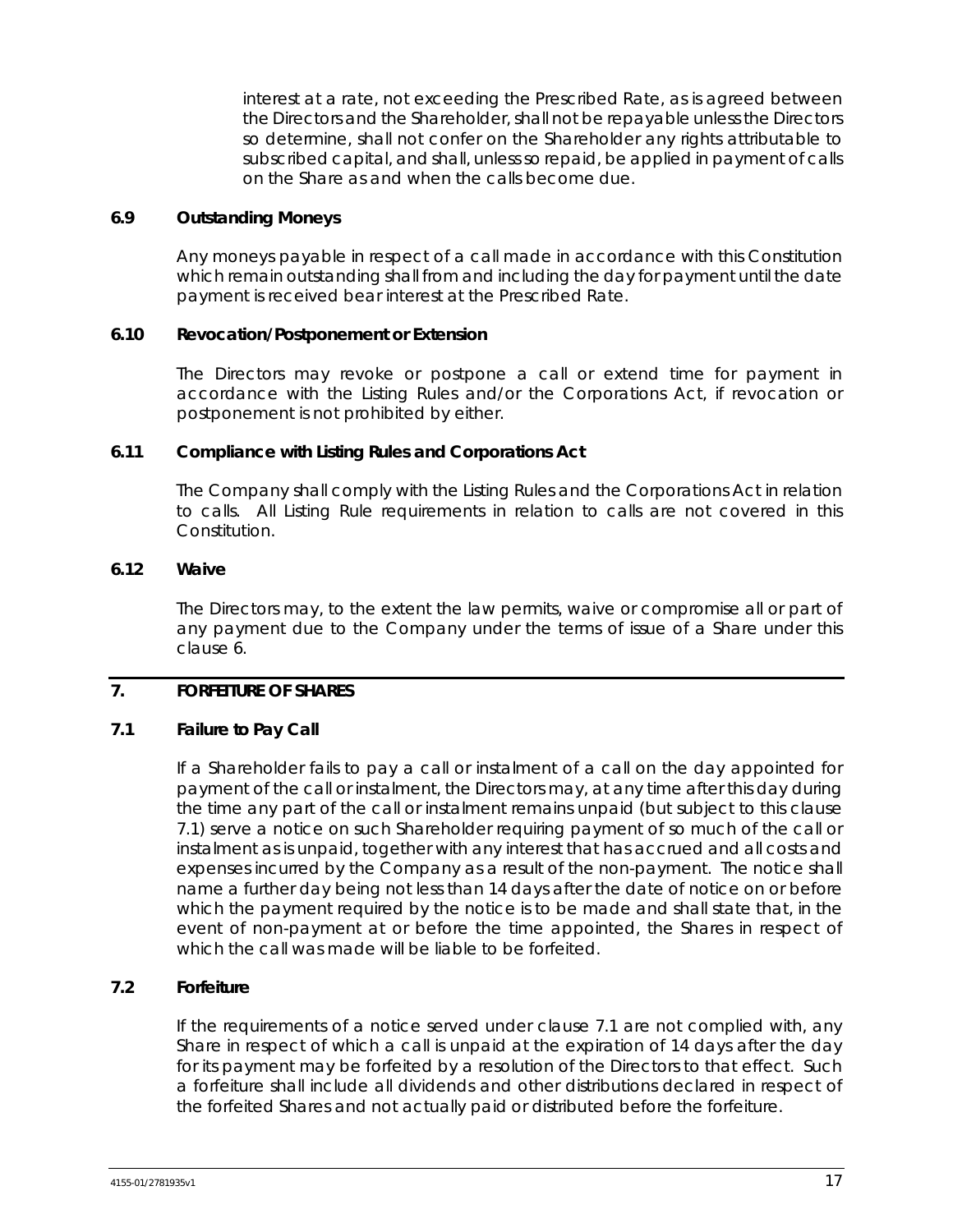interest at a rate, not exceeding the Prescribed Rate, as is agreed between the Directors and the Shareholder, shall not be repayable unless the Directors so determine, shall not confer on the Shareholder any rights attributable to subscribed capital, and shall, unless so repaid, be applied in payment of calls on the Share as and when the calls become due.

### 6.9 Outstanding Moneys

Any moneys payable in respect of a call made in accordance with this Constitution which remain outstanding shall from and including the day for payment until the date payment is received bear interest at the Prescribed Rate.

### 6.10 Revocation/Postponement or Extension

The Directors may revoke or postpone a call or extend time for payment in accordance with the Listing Rules and/or the Corporations Act, if revocation or postponement is not prohibited by either.

### 6.11 Compliance with Listing Rules and Corporations Act

The Company shall comply with the Listing Rules and the Corporations Act in relation to calls. All Listing Rule requirements in relation to calls are not covered in this Constitution.

### 6.12 Waive

The Directors may, to the extent the law permits, waive or compromise all or part of any payment due to the Company under the terms of issue of a Share under this clause 6.

## 7. FORFEITURE OF SHARES

### 7.1 Failure to Pay Call

If a Shareholder fails to pay a call or instalment of a call on the day appointed for payment of the call or instalment, the Directors may, at any time after this day during the time any part of the call or instalment remains unpaid (but subject to this clause 7.1) serve a notice on such Shareholder requiring payment of so much of the call or instalment as is unpaid, together with any interest that has accrued and all costs and expenses incurred by the Company as a result of the non-payment. The notice shall name a further day being not less than 14 days after the date of notice on or before which the payment required by the notice is to be made and shall state that, in the event of non-payment at or before the time appointed, the Shares in respect of which the call was made will be liable to be forfeited.

### 7.2 Forfeiture

If the requirements of a notice served under clause 7.1 are not complied with, any Share in respect of which a call is unpaid at the expiration of 14 days after the day for its payment may be forfeited by a resolution of the Directors to that effect. Such a forfeiture shall include all dividends and other distributions declared in respect of the forfeited Shares and not actually paid or distributed before the forfeiture.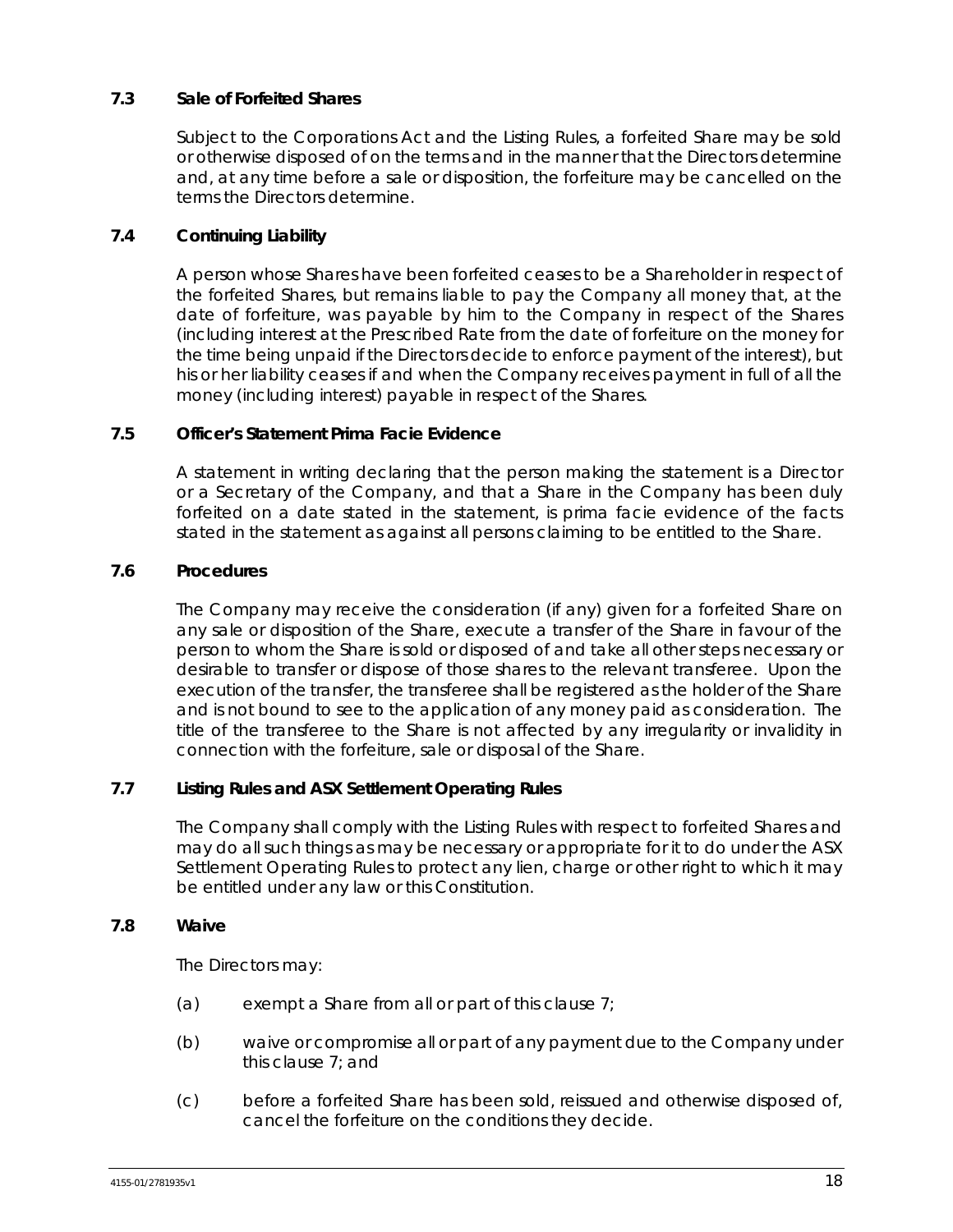### 7.3 Sale of Forfeited Shares

Subject to the Corporations Act and the Listing Rules, a forfeited Share may be sold or otherwise disposed of on the terms and in the manner that the Directors determine and, at any time before a sale or disposition, the forfeiture may be cancelled on the terms the Directors determine.

### 7.4 Continuing Liability

A person whose Shares have been forfeited ceases to be a Shareholder in respect of the forfeited Shares, but remains liable to pay the Company all money that, at the date of forfeiture, was payable by him to the Company in respect of the Shares (including interest at the Prescribed Rate from the date of forfeiture on the money for the time being unpaid if the Directors decide to enforce payment of the interest), but his or her liability ceases if and when the Company receives payment in full of all the money (including interest) payable in respect of the Shares.

### 7.5 Officer's Statement Prima Facie Evidence

A statement in writing declaring that the person making the statement is a Director or a Secretary of the Company, and that a Share in the Company has been duly forfeited on a date stated in the statement, is prima facie evidence of the facts stated in the statement as against all persons claiming to be entitled to the Share.

### 7.6 Procedures

The Company may receive the consideration (if any) given for a forfeited Share on any sale or disposition of the Share, execute a transfer of the Share in favour of the person to whom the Share is sold or disposed of and take all other steps necessary or desirable to transfer or dispose of those shares to the relevant transferee. Upon the execution of the transfer, the transferee shall be registered as the holder of the Share and is not bound to see to the application of any money paid as consideration. The title of the transferee to the Share is not affected by any irregularity or invalidity in connection with the forfeiture, sale or disposal of the Share.

### 7.7 Listing Rules and ASX Settlement Operating Rules

The Company shall comply with the Listing Rules with respect to forfeited Shares and may do all such things as may be necessary or appropriate for it to do under the ASX Settlement Operating Rules to protect any lien, charge or other right to which it may be entitled under any law or this Constitution.

### 7.8 Waive

The Directors may:

(a) exempt a Share from all or part of this clause 7;

(b) waive or compromise all or part of any payment due to the Company under this clause 7; and

(c) before a forfeited Share has been sold, reissued and otherwise disposed of, cancel the forfeiture on the conditions they decide.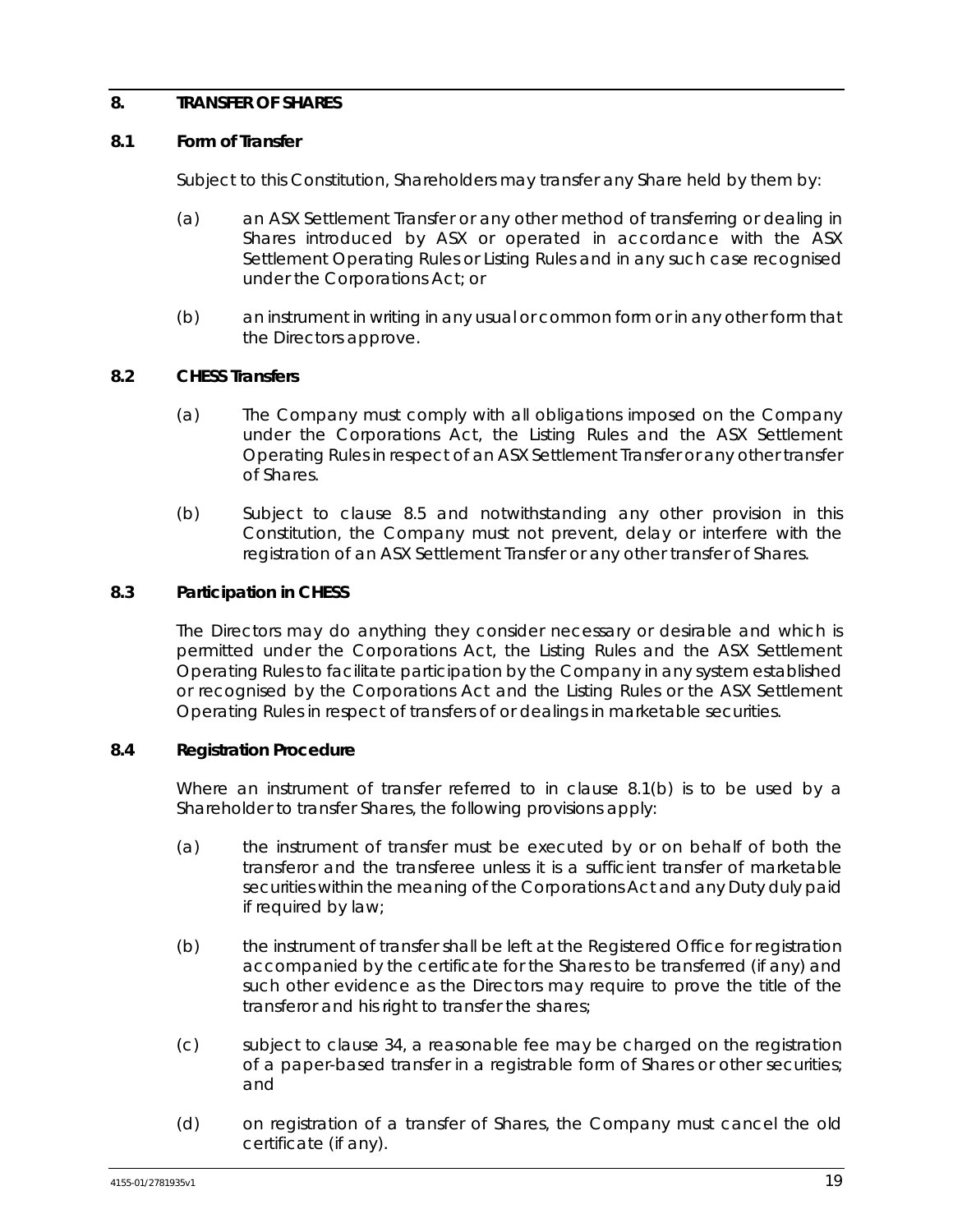## 8. TRANSFER OF SHARES

### 8.1 Form of Transfer

Subject to this Constitution, Shareholders may transfer any Share held by them by:

(a) an ASX Settlement Transfer or any other method of transferring or dealing in Shares introduced by ASX or operated in accordance with the ASX Settlement Operating Rules or Listing Rules and in any such case recognised under the Corporations Act; or

(b) an instrument in writing in any usual or common form or in any other form that the Directors approve.

### 8.2 CHESS Transfers

(a) The Company must comply with all obligations imposed on the Company under the Corporations Act, the Listing Rules and the ASX Settlement Operating Rules in respect of an ASX Settlement Transfer or any other transfer of Shares.

(b) Subject to clause 8.5 and notwithstanding any other provision in this Constitution, the Company must not prevent, delay or interfere with the registration of an ASX Settlement Transfer or any other transfer of Shares.

### 8.3 Participation in CHESS

The Directors may do anything they consider necessary or desirable and which is permitted under the Corporations Act, the Listing Rules and the ASX Settlement Operating Rules to facilitate participation by the Company in any system established or recognised by the Corporations Act and the Listing Rules or the ASX Settlement Operating Rules in respect of transfers of or dealings in marketable securities.

### 8.4 Registration Procedure

Where an instrument of transfer referred to in clause 8.1(b) is to be used by a Shareholder to transfer Shares, the following provisions apply:

(a) the instrument of transfer must be executed by or on behalf of both the transferor and the transferee unless it is a sufficient transfer of marketable securities within the meaning of the Corporations Act and any Duty duly paid if required by law;

(b) the instrument of transfer shall be left at the Registered Office for registration accompanied by the certificate for the Shares to be transferred (if any) and such other evidence as the Directors may require to prove the title of the transferor and his right to transfer the shares;

(c) subject to clause 34, a reasonable fee may be charged on the registration of a paper-based transfer in a registrable form of Shares or other securities; and

(d) on registration of a transfer of Shares, the Company must cancel the old certificate (if any).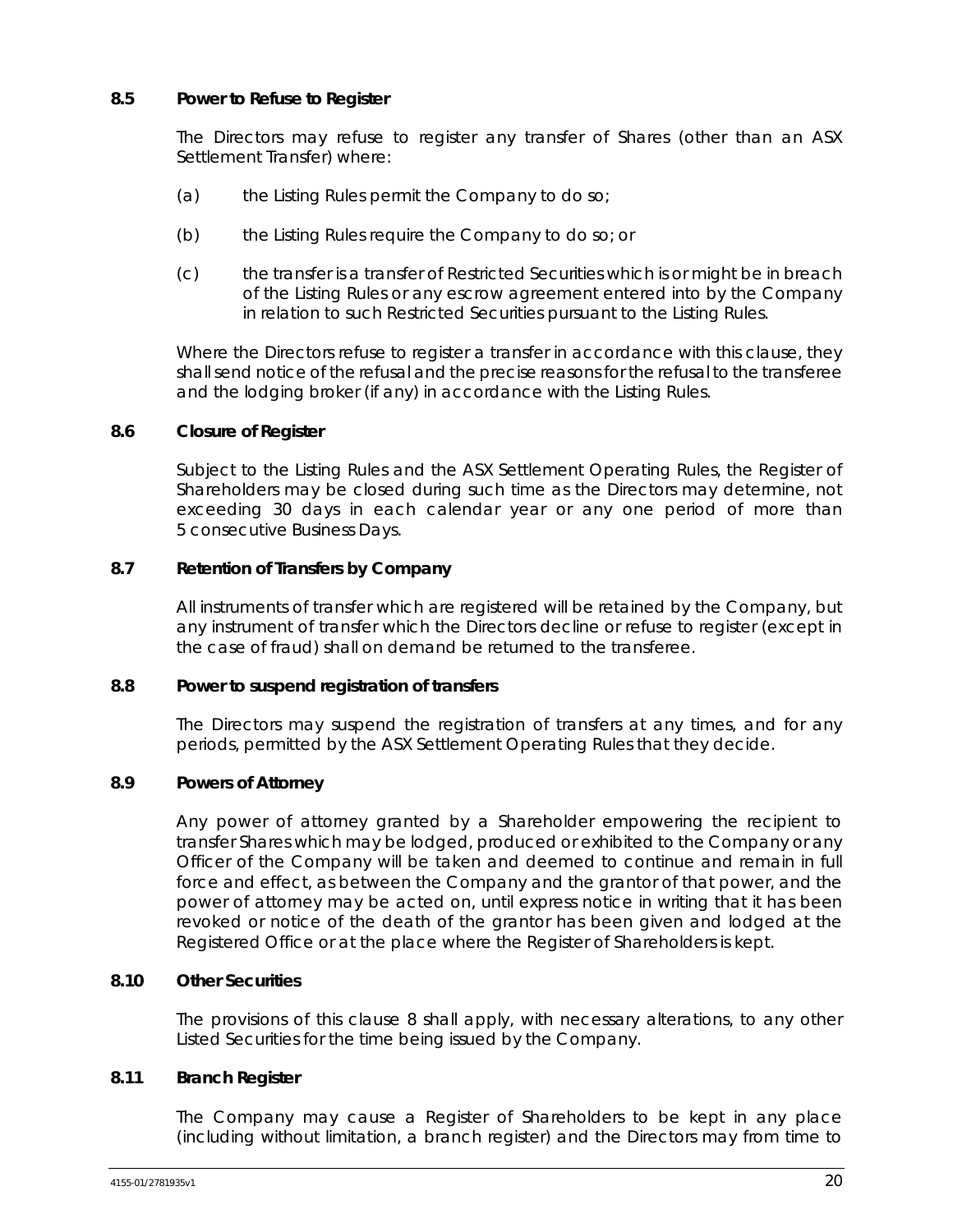### 8.5 Power to Refuse to Register

The Directors may refuse to register any transfer of Shares (other than an ASX Settlement Transfer) where:

(a) the Listing Rules permit the Company to do so;

(b) the Listing Rules require the Company to do so; or

(c) the transfer is a transfer of Restricted Securities which is or might be in breach of the Listing Rules or any escrow agreement entered into by the Company in relation to such Restricted Securities pursuant to the Listing Rules.

Where the Directors refuse to register a transfer in accordance with this clause, they shall send notice of the refusal and the precise reasons for the refusal to the transferee and the lodging broker (if any) in accordance with the Listing Rules.

### 8.6 Closure of Register

Subject to the Listing Rules and the ASX Settlement Operating Rules, the Register of Shareholders may be closed during such time as the Directors may determine, not exceeding 30 days in each calendar year or any one period of more than 5 consecutive Business Days.

### 8.7 Retention of Transfers by Company

All instruments of transfer which are registered will be retained by the Company, but any instrument of transfer which the Directors decline or refuse to register (except in the case of fraud) shall on demand be returned to the transferee.

### 8.8 Power to suspend registration of transfers

The Directors may suspend the registration of transfers at any times, and for any periods, permitted by the ASX Settlement Operating Rules that they decide.

### 8.9 Powers of Attorney

Any power of attorney granted by a Shareholder empowering the recipient to transfer Shares which may be lodged, produced or exhibited to the Company or any Officer of the Company will be taken and deemed to continue and remain in full force and effect, as between the Company and the grantor of that power, and the power of attorney may be acted on, until express notice in writing that it has been revoked or notice of the death of the grantor has been given and lodged at the Registered Office or at the place where the Register of Shareholders is kept.

### 8.10 Other Securities

The provisions of this clause 8 shall apply, with necessary alterations, to any other Listed Securities for the time being issued by the Company.

### 8.11 Branch Register

The Company may cause a Register of Shareholders to be kept in any place (including without limitation, a branch register) and the Directors may from time to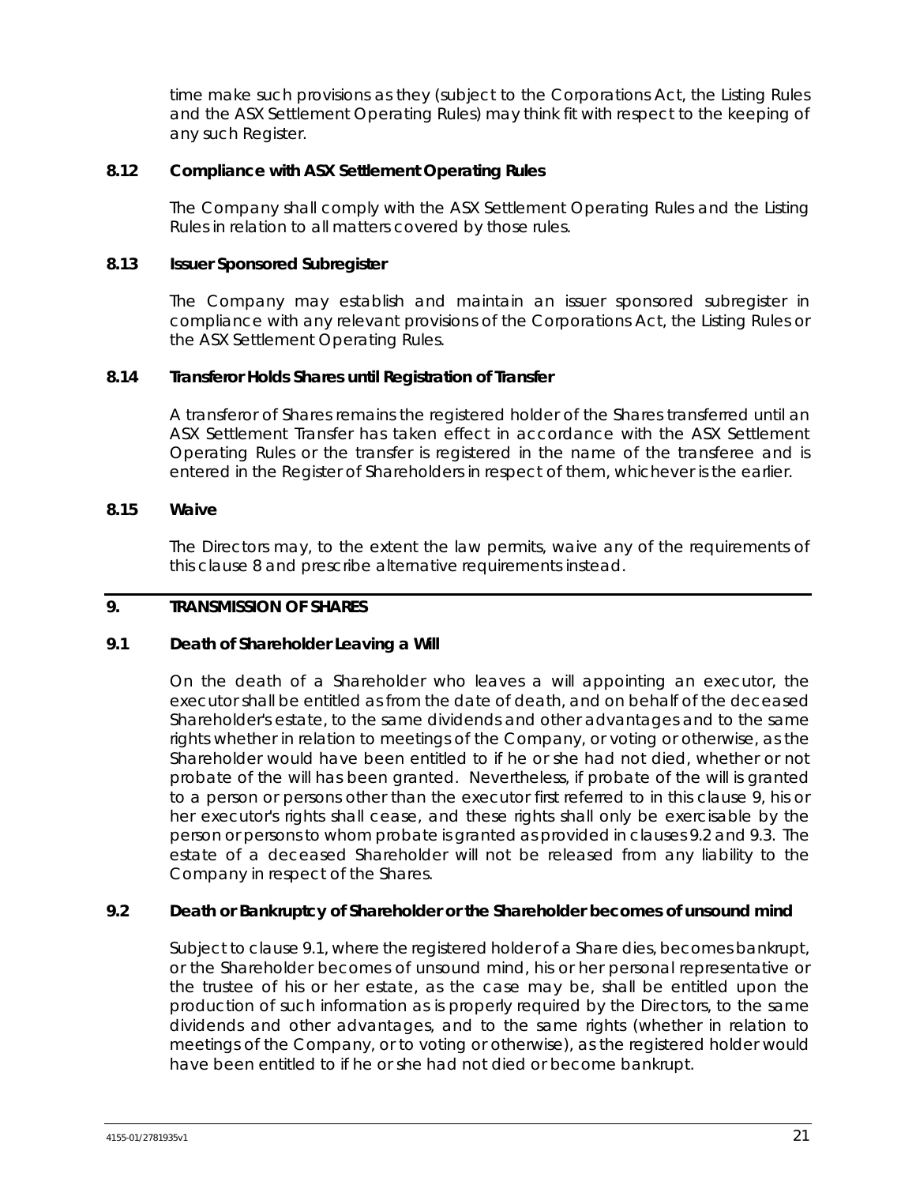time make such provisions as they (subject to the Corporations Act, the Listing Rules and the ASX Settlement Operating Rules) may think fit with respect to the keeping of any such Register.

### 8.12 Compliance with ASX Settlement Operating Rules

The Company shall comply with the ASX Settlement Operating Rules and the Listing Rules in relation to all matters covered by those rules.

### 8.13 Issuer Sponsored Subregister

The Company may establish and maintain an issuer sponsored subregister in compliance with any relevant provisions of the Corporations Act, the Listing Rules or the ASX Settlement Operating Rules.

### 8.14 Transferor Holds Shares until Registration of Transfer

A transferor of Shares remains the registered holder of the Shares transferred until an ASX Settlement Transfer has taken effect in accordance with the ASX Settlement Operating Rules or the transfer is registered in the name of the transferee and is entered in the Register of Shareholders in respect of them, whichever is the earlier.

### 8.15 Waive

The Directors may, to the extent the law permits, waive any of the requirements of this clause 8 and prescribe alternative requirements instead.

## 9. TRANSMISSION OF SHARES

### 9.1 Death of Shareholder Leaving a Will

On the death of a Shareholder who leaves a will appointing an executor, the executor shall be entitled as from the date of death, and on behalf of the deceased Shareholder's estate, to the same dividends and other advantages and to the same rights whether in relation to meetings of the Company, or voting or otherwise, as the Shareholder would have been entitled to if he or she had not died, whether or not probate of the will has been granted. Nevertheless, if probate of the will is granted to a person or persons other than the executor first referred to in this clause 9, his or her executor's rights shall cease, and these rights shall only be exercisable by the person or persons to whom probate is granted as provided in clauses 9.2 and 9.3. The estate of a deceased Shareholder will not be released from any liability to the Company in respect of the Shares.

### 9.2 Death or Bankruptcy of Shareholder or the Shareholder becomes of unsound mind

Subject to clause 9.1, where the registered holder of a Share dies, becomes bankrupt, or the Shareholder becomes of unsound mind, his or her personal representative or the trustee of his or her estate, as the case may be, shall be entitled upon the production of such information as is properly required by the Directors, to the same dividends and other advantages, and to the same rights (whether in relation to meetings of the Company, or to voting or otherwise), as the registered holder would have been entitled to if he or she had not died or become bankrupt.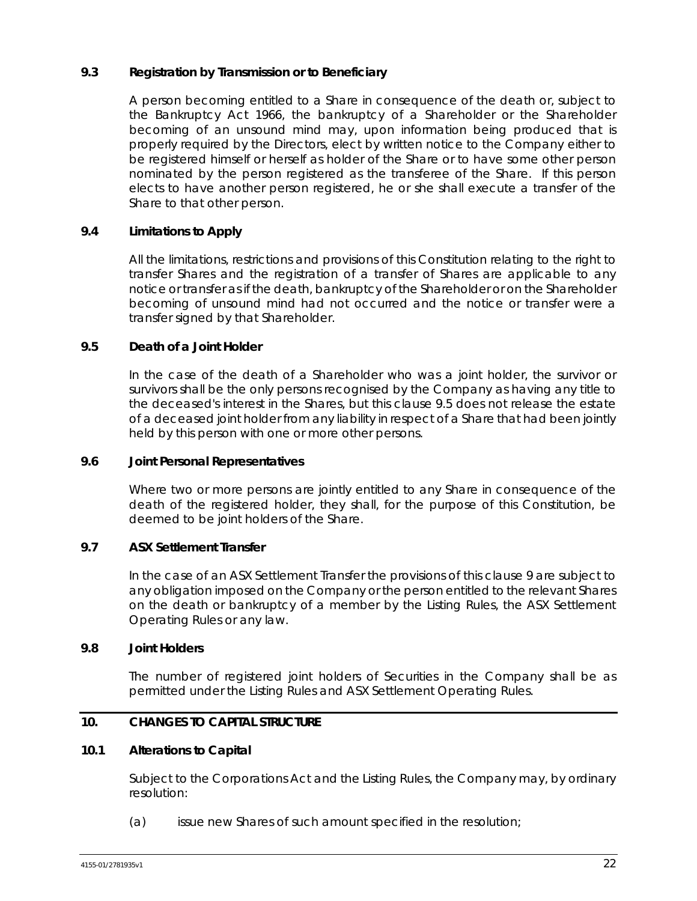### 9.3 Registration by Transmission or to Beneficiary

A person becoming entitled to a Share in consequence of the death or, subject to the Bankruptcy Act 1966, the bankruptcy of a Shareholder or the Shareholder becoming of an unsound mind may, upon information being produced that is properly required by the Directors, elect by written notice to the Company either to be registered himself or herself as holder of the Share or to have some other person nominated by the person registered as the transferee of the Share. If this person elects to have another person registered, he or she shall execute a transfer of the Share to that other person.

### 9.4 Limitations to Apply

All the limitations, restrictions and provisions of this Constitution relating to the right to transfer Shares and the registration of a transfer of Shares are applicable to any notice or transfer as if the death, bankruptcy of the Shareholder or on the Shareholder becoming of unsound mind had not occurred and the notice or transfer were a transfer signed by that Shareholder.

### 9.5 Death of a Joint Holder

In the case of the death of a Shareholder who was a joint holder, the survivor or survivors shall be the only persons recognised by the Company as having any title to the deceased's interest in the Shares, but this clause 9.5 does not release the estate of a deceased joint holder from any liability in respect of a Share that had been jointly held by this person with one or more other persons.

### 9.6 Joint Personal Representatives

Where two or more persons are jointly entitled to any Share in consequence of the death of the registered holder, they shall, for the purpose of this Constitution, be deemed to be joint holders of the Share.

### 9.7 ASX Settlement Transfer

In the case of an ASX Settlement Transfer the provisions of this clause 9 are subject to any obligation imposed on the Company or the person entitled to the relevant Shares on the death or bankruptcy of a member by the Listing Rules, the ASX Settlement Operating Rules or any law.

### 9.8 Joint Holders

The number of registered joint holders of Securities in the Company shall be as permitted under the Listing Rules and ASX Settlement Operating Rules.

## 10. CHANGES TO CAPITAL STRUCTURE

### 10.1 Alterations to Capital

Subject to the Corporations Act and the Listing Rules, the Company may, by ordinary resolution:

(a) issue new Shares of such amount specified in the resolution;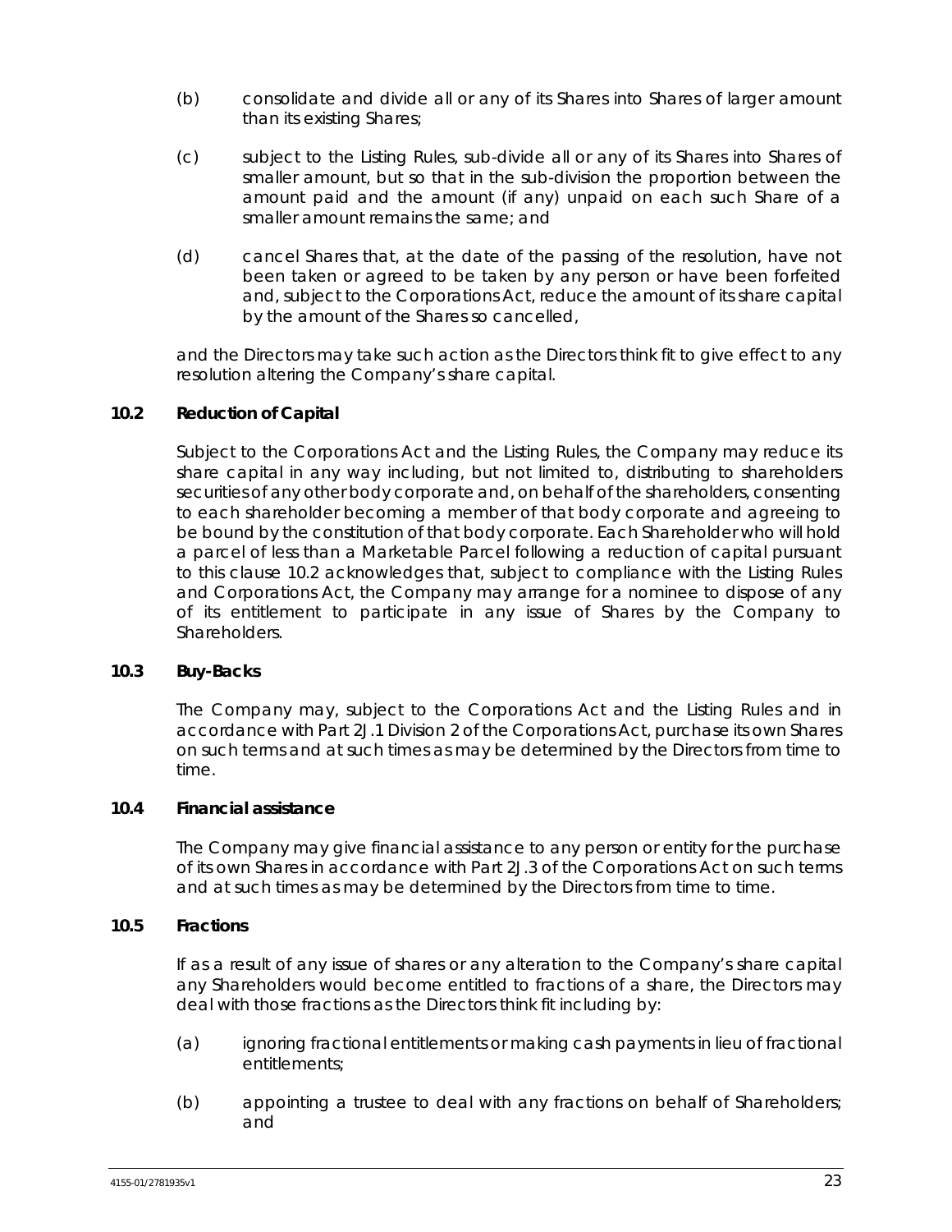(b) consolidate and divide all or any of its Shares into Shares of larger amount than its existing Shares;

(c) subject to the Listing Rules, sub-divide all or any of its Shares into Shares of smaller amount, but so that in the sub-division the proportion between the amount paid and the amount (if any) unpaid on each such Share of a smaller amount remains the same; and

(d) cancel Shares that, at the date of the passing of the resolution, have not been taken or agreed to be taken by any person or have been forfeited and, subject to the Corporations Act, reduce the amount of its share capital by the amount of the Shares so cancelled,

and the Directors may take such action as the Directors think fit to give effect to any resolution altering the Company's share capital.

### 10.2 Reduction of Capital

Subject to the Corporations Act and the Listing Rules, the Company may reduce its share capital in any way including, but not limited to, distributing to shareholders securities of any other body corporate and, on behalf of the shareholders, consenting to each shareholder becoming a member of that body corporate and agreeing to be bound by the constitution of that body corporate. Each Shareholder who will hold a parcel of less than a Marketable Parcel following a reduction of capital pursuant to this clause 10.2 acknowledges that, subject to compliance with the Listing Rules and Corporations Act, the Company may arrange for a nominee to dispose of any of its entitlement to participate in any issue of Shares by the Company to Shareholders.

### 10.3 Buy-Backs

The Company may, subject to the Corporations Act and the Listing Rules and in accordance with Part 2J.1 Division 2 of the Corporations Act, purchase its own Shares on such terms and at such times as may be determined by the Directors from time to time.

### 10.4 Financial assistance

The Company may give financial assistance to any person or entity for the purchase of its own Shares in accordance with Part 2J.3 of the Corporations Act on such terms and at such times as may be determined by the Directors from time to time.

### 10.5 Fractions

If as a result of any issue of shares or any alteration to the Company's share capital any Shareholders would become entitled to fractions of a share, the Directors may deal with those fractions as the Directors think fit including by:

(a) ignoring fractional entitlements or making cash payments in lieu of fractional entitlements;

(b) appointing a trustee to deal with any fractions on behalf of Shareholders; and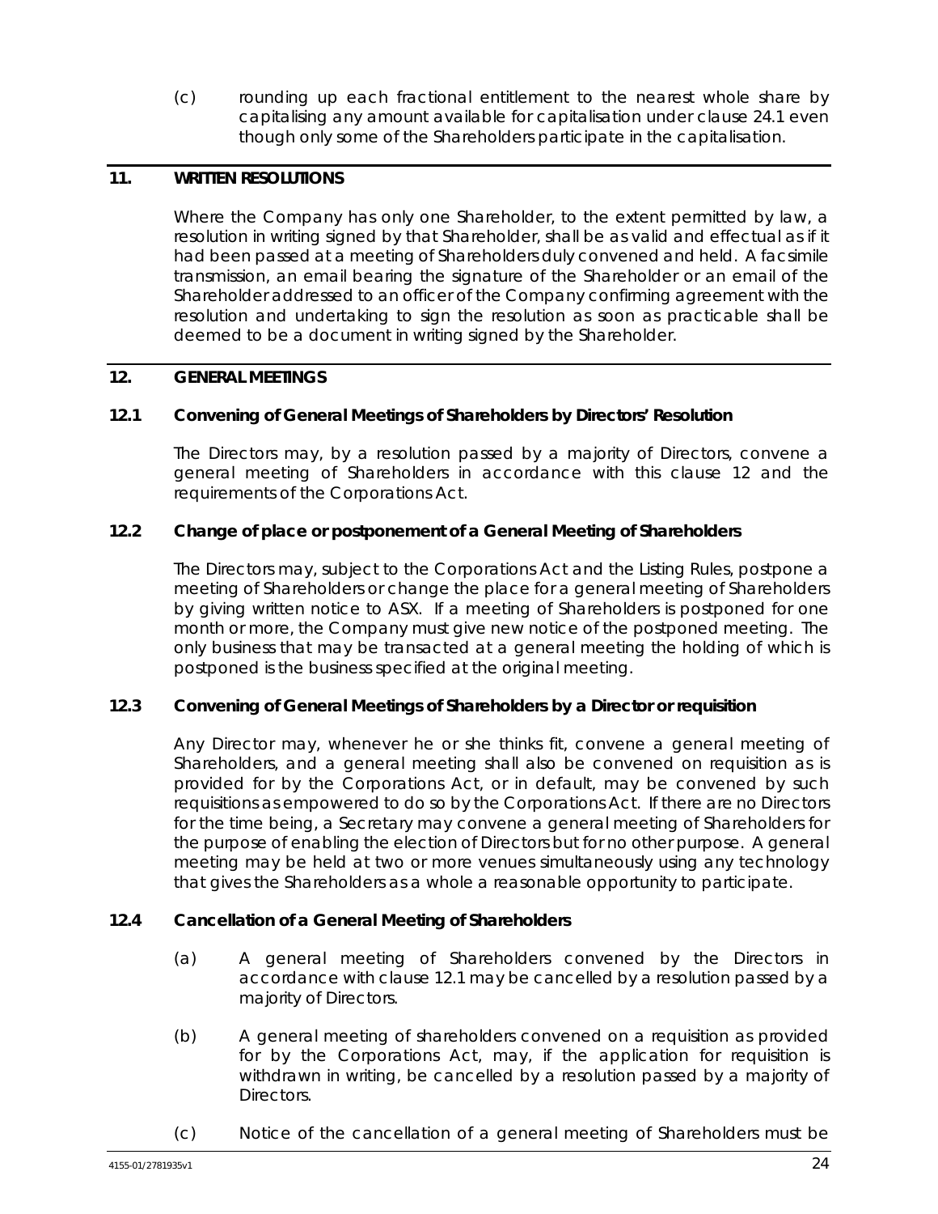(c) rounding up each fractional entitlement to the nearest whole share by capitalising any amount available for capitalisation under clause 24.1 even though only some of the Shareholders participate in the capitalisation.

## 11. WRITTEN RESOLUTIONS

Where the Company has only one Shareholder, to the extent permitted by law, a resolution in writing signed by that Shareholder, shall be as valid and effectual as if it had been passed at a meeting of Shareholders duly convened and held. A facsimile transmission, an email bearing the signature of the Shareholder or an email of the Shareholder addressed to an officer of the Company confirming agreement with the resolution and undertaking to sign the resolution as soon as practicable shall be deemed to be a document in writing signed by the Shareholder.

## 12. GENERAL MEETINGS

### 12.1 Convening of General Meetings of Shareholders by Directors' Resolution

The Directors may, by a resolution passed by a majority of Directors, convene a general meeting of Shareholders in accordance with this clause 12 and the requirements of the Corporations Act.

### 12.2 Change of place or postponement of a General Meeting of Shareholders

The Directors may, subject to the Corporations Act and the Listing Rules, postpone a meeting of Shareholders or change the place for a general meeting of Shareholders by giving written notice to ASX. If a meeting of Shareholders is postponed for one month or more, the Company must give new notice of the postponed meeting. The only business that may be transacted at a general meeting the holding of which is postponed is the business specified at the original meeting.

### 12.3 Convening of General Meetings of Shareholders by a Director or requisition

Any Director may, whenever he or she thinks fit, convene a general meeting of Shareholders, and a general meeting shall also be convened on requisition as is provided for by the Corporations Act, or in default, may be convened by such requisitions as empowered to do so by the Corporations Act. If there are no Directors for the time being, a Secretary may convene a general meeting of Shareholders for the purpose of enabling the election of Directors but for no other purpose. A general meeting may be held at two or more venues simultaneously using any technology that gives the Shareholders as a whole a reasonable opportunity to participate.

### 12.4 Cancellation of a General Meeting of Shareholders

(a) A general meeting of Shareholders convened by the Directors in accordance with clause 12.1 may be cancelled by a resolution passed by a majority of Directors.

(b) A general meeting of shareholders convened on a requisition as provided for by the Corporations Act, may, if the application for requisition is withdrawn in writing, be cancelled by a resolution passed by a majority of Directors.

(c) Notice of the cancellation of a general meeting of Shareholders must be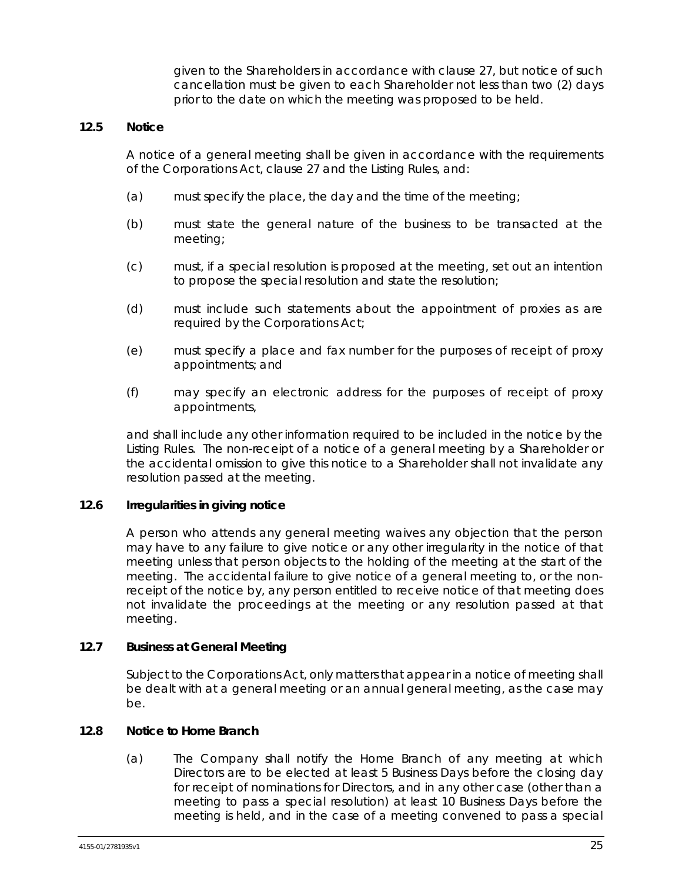given to the Shareholders in accordance with clause 27, but notice of such cancellation must be given to each Shareholder not less than two (2) days prior to the date on which the meeting was proposed to be held.

### 12.5 Notice

A notice of a general meeting shall be given in accordance with the requirements of the Corporations Act, clause 27 and the Listing Rules, and:

(a) must specify the place, the day and the time of the meeting;

(b) must state the general nature of the business to be transacted at the meeting;

(c) must, if a special resolution is proposed at the meeting, set out an intention to propose the special resolution and state the resolution;

(d) must include such statements about the appointment of proxies as are required by the Corporations Act;

(e) must specify a place and fax number for the purposes of receipt of proxy appointments; and

(f) may specify an electronic address for the purposes of receipt of proxy appointments,

and shall include any other information required to be included in the notice by the Listing Rules. The non-receipt of a notice of a general meeting by a Shareholder or the accidental omission to give this notice to a Shareholder shall not invalidate any resolution passed at the meeting.

### 12.6 Irregularities in giving notice

A person who attends any general meeting waives any objection that the person may have to any failure to give notice or any other irregularity in the notice of that meeting unless that person objects to the holding of the meeting at the start of the meeting. The accidental failure to give notice of a general meeting to, or the non-receipt of the notice by, any person entitled to receive notice of that meeting does not invalidate the proceedings at the meeting or any resolution passed at that meeting.

### 12.7 Business at General Meeting

Subject to the Corporations Act, only matters that appear in a notice of meeting shall be dealt with at a general meeting or an annual general meeting, as the case may be.

### 12.8 Notice to Home Branch

(a) The Company shall notify the Home Branch of any meeting at which Directors are to be elected at least 5 Business Days before the closing day for receipt of nominations for Directors, and in any other case (other than a meeting to pass a special resolution) at least 10 Business Days before the meeting is held, and in the case of a meeting convened to pass a special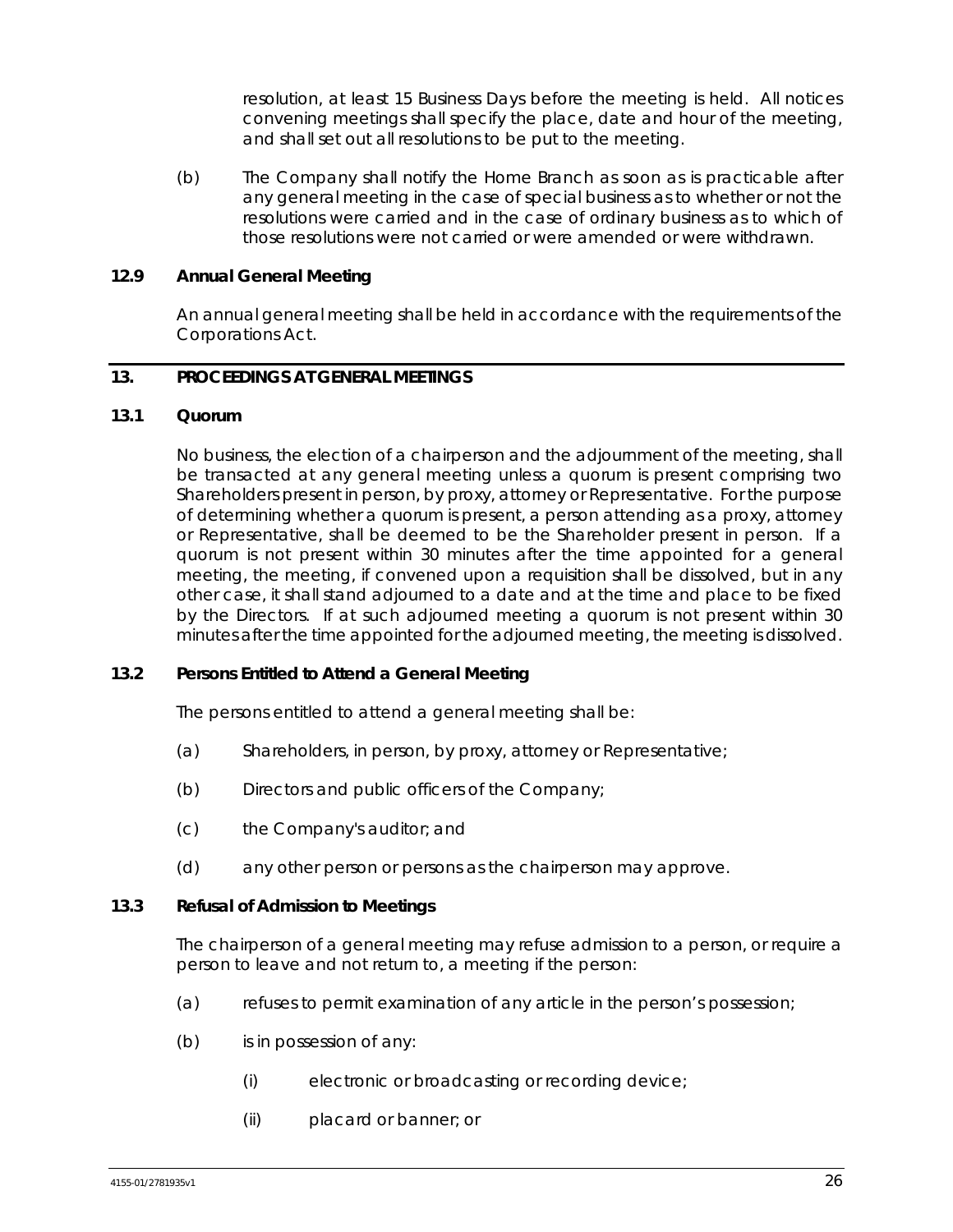resolution, at least 15 Business Days before the meeting is held. All notices convening meetings shall specify the place, date and hour of the meeting, and shall set out all resolutions to be put to the meeting.

(b) The Company shall notify the Home Branch as soon as is practicable after any general meeting in the case of special business as to whether or not the resolutions were carried and in the case of ordinary business as to which of those resolutions were not carried or were amended or were withdrawn.

### 12.9 Annual General Meeting

An annual general meeting shall be held in accordance with the requirements of the Corporations Act.

## 13. PROCEEDINGS AT GENERAL MEETINGS

### 13.1 Quorum

No business, the election of a chairperson and the adjournment of the meeting, shall be transacted at any general meeting unless a quorum is present comprising two Shareholders present in person, by proxy, attorney or Representative. For the purpose of determining whether a quorum is present, a person attending as a proxy, attorney or Representative, shall be deemed to be the Shareholder present in person. If a quorum is not present within 30 minutes after the time appointed for a general meeting, the meeting, if convened upon a requisition shall be dissolved, but in any other case, it shall stand adjourned to a date and at the time and place to be fixed by the Directors. If at such adjourned meeting a quorum is not present within 30 minutes after the time appointed for the adjourned meeting, the meeting is dissolved.

### 13.2 Persons Entitled to Attend a General Meeting

The persons entitled to attend a general meeting shall be:

(a) Shareholders, in person, by proxy, attorney or Representative;

(b) Directors and public officers of the Company;

(c) the Company's auditor; and

(d) any other person or persons as the chairperson may approve.

### 13.3 Refusal of Admission to Meetings

The chairperson of a general meeting may refuse admission to a person, or require a person to leave and not return to, a meeting if the person:

(a) refuses to permit examination of any article in the person's possession;

(b) is in possession of any:

(i) electronic or broadcasting or recording device;

(ii) placard or banner; or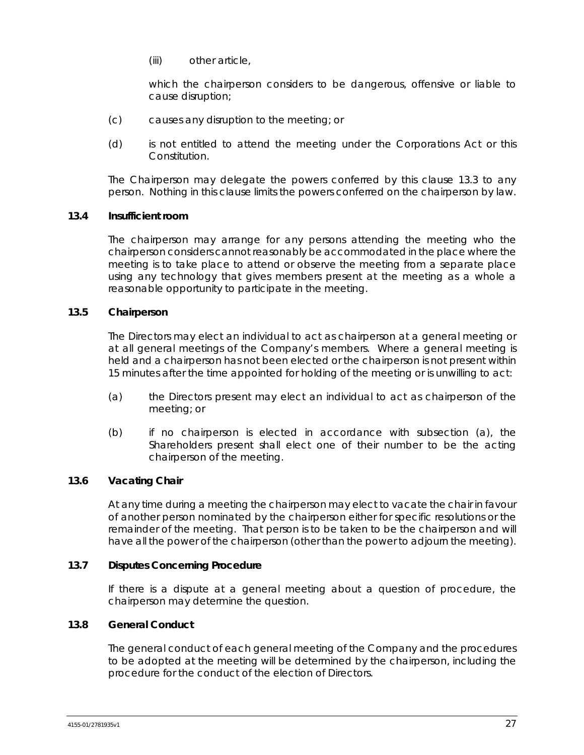(iii) other article,

which the chairperson considers to be dangerous, offensive or liable to cause disruption;

(c) causes any disruption to the meeting; or

(d) is not entitled to attend the meeting under the Corporations Act or this Constitution.

The Chairperson may delegate the powers conferred by this clause 13.3 to any person. Nothing in this clause limits the powers conferred on the chairperson by law.

### 13.4 Insufficient room

The chairperson may arrange for any persons attending the meeting who the chairperson considers cannot reasonably be accommodated in the place where the meeting is to take place to attend or observe the meeting from a separate place using any technology that gives members present at the meeting as a whole a reasonable opportunity to participate in the meeting.

### 13.5 Chairperson

The Directors may elect an individual to act as chairperson at a general meeting or at all general meetings of the Company's members. Where a general meeting is held and a chairperson has not been elected or the chairperson is not present within 15 minutes after the time appointed for holding of the meeting or is unwilling to act:

(a) the Directors present may elect an individual to act as chairperson of the meeting; or

(b) if no chairperson is elected in accordance with subsection (a), the Shareholders present shall elect one of their number to be the acting chairperson of the meeting.

### 13.6 Vacating Chair

At any time during a meeting the chairperson may elect to vacate the chair in favour of another person nominated by the chairperson either for specific resolutions or the remainder of the meeting. That person is to be taken to be the chairperson and will have all the power of the chairperson (other than the power to adjourn the meeting).

### 13.7 Disputes Concerning Procedure

If there is a dispute at a general meeting about a question of procedure, the chairperson may determine the question.

### 13.8 General Conduct

The general conduct of each general meeting of the Company and the procedures to be adopted at the meeting will be determined by the chairperson, including the procedure for the conduct of the election of Directors.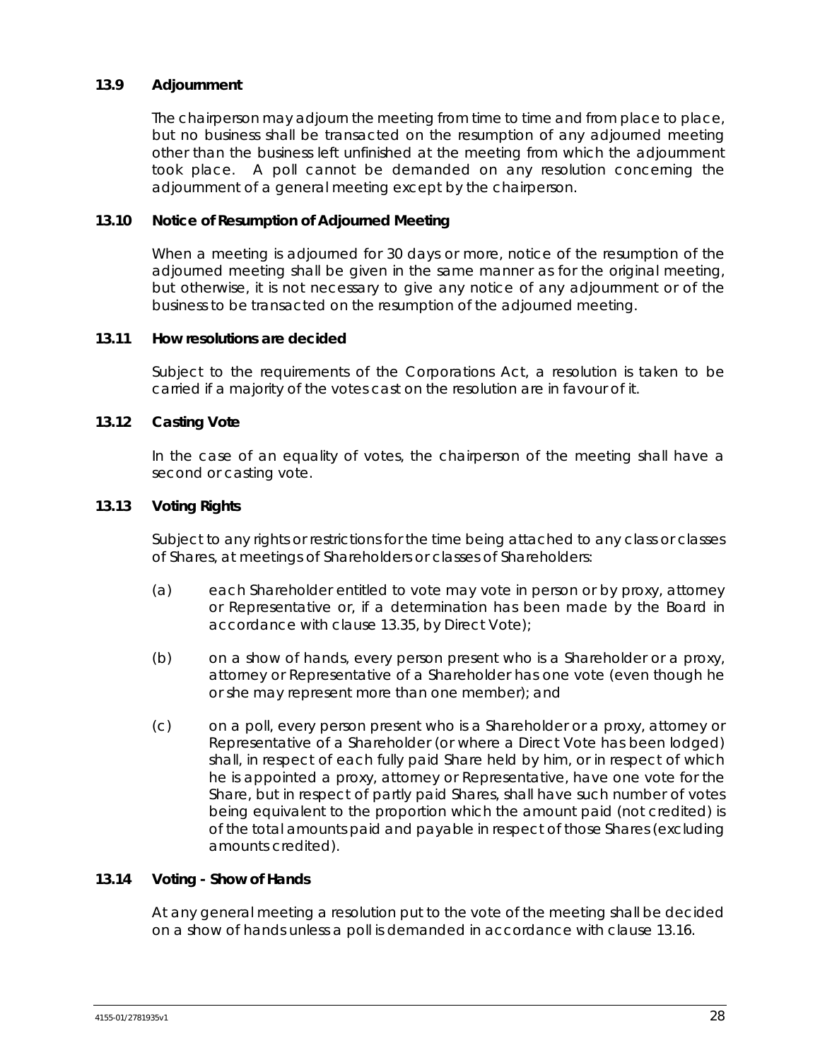### 13.9 Adjournment

The chairperson may adjourn the meeting from time to time and from place to place, but no business shall be transacted on the resumption of any adjourned meeting other than the business left unfinished at the meeting from which the adjournment took place. A poll cannot be demanded on any resolution concerning the adjournment of a general meeting except by the chairperson.

### 13.10 Notice of Resumption of Adjourned Meeting

When a meeting is adjourned for 30 days or more, notice of the resumption of the adjourned meeting shall be given in the same manner as for the original meeting, but otherwise, it is not necessary to give any notice of any adjournment or of the business to be transacted on the resumption of the adjourned meeting.

### 13.11 How resolutions are decided

Subject to the requirements of the Corporations Act, a resolution is taken to be carried if a majority of the votes cast on the resolution are in favour of it.

### 13.12 Casting Vote

In the case of an equality of votes, the chairperson of the meeting shall have a second or casting vote.

### 13.13 Voting Rights

Subject to any rights or restrictions for the time being attached to any class or classes of Shares, at meetings of Shareholders or classes of Shareholders:

(a) each Shareholder entitled to vote may vote in person or by proxy, attorney or Representative or, if a determination has been made by the Board in accordance with clause 13.35, by Direct Vote);

(b) on a show of hands, every person present who is a Shareholder or a proxy, attorney or Representative of a Shareholder has one vote (even though he or she may represent more than one member); and

(c) on a poll, every person present who is a Shareholder or a proxy, attorney or Representative of a Shareholder (or where a Direct Vote has been lodged) shall, in respect of each fully paid Share held by him, or in respect of which he is appointed a proxy, attorney or Representative, have one vote for the Share, but in respect of partly paid Shares, shall have such number of votes being equivalent to the proportion which the amount paid (not credited) is of the total amounts paid and payable in respect of those Shares (excluding amounts credited).

### 13.14 Voting - Show of Hands

At any general meeting a resolution put to the vote of the meeting shall be decided on a show of hands unless a poll is demanded in accordance with clause 13.16.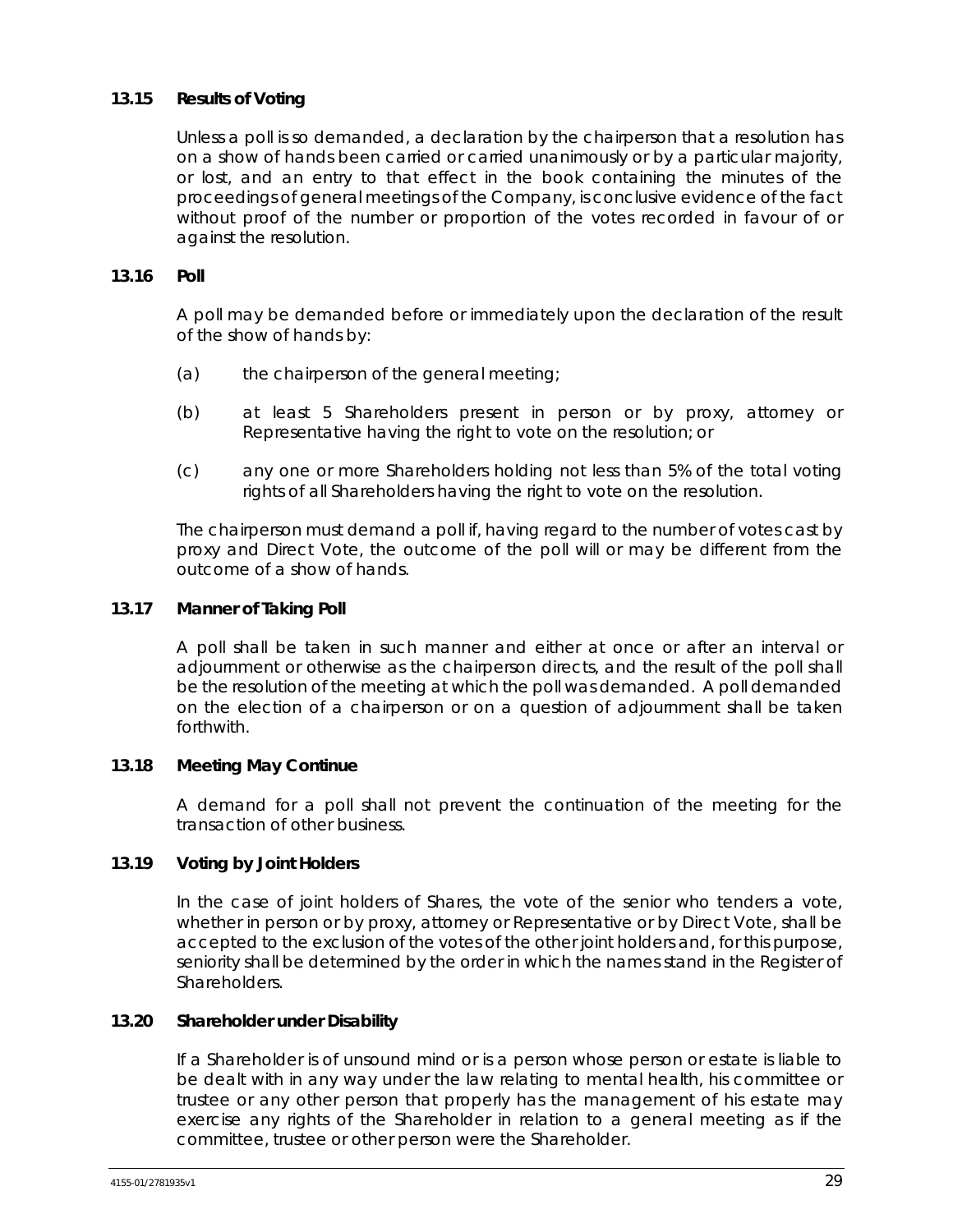### 13.15 Results of Voting

Unless a poll is so demanded, a declaration by the chairperson that a resolution has on a show of hands been carried or carried unanimously or by a particular majority, or lost, and an entry to that effect in the book containing the minutes of the proceedings of general meetings of the Company, is conclusive evidence of the fact without proof of the number or proportion of the votes recorded in favour of or against the resolution.

### 13.16 Poll

A poll may be demanded before or immediately upon the declaration of the result of the show of hands by:

(a) the chairperson of the general meeting;

(b) at least 5 Shareholders present in person or by proxy, attorney or Representative having the right to vote on the resolution; or

(c) any one or more Shareholders holding not less than 5% of the total voting rights of all Shareholders having the right to vote on the resolution.

The chairperson must demand a poll if, having regard to the number of votes cast by proxy and Direct Vote, the outcome of the poll will or may be different from the outcome of a show of hands.

### 13.17 Manner of Taking Poll

A poll shall be taken in such manner and either at once or after an interval or adjournment or otherwise as the chairperson directs, and the result of the poll shall be the resolution of the meeting at which the poll was demanded. A poll demanded on the election of a chairperson or on a question of adjournment shall be taken forthwith.

### 13.18 Meeting May Continue

A demand for a poll shall not prevent the continuation of the meeting for the transaction of other business.

### 13.19 Voting by Joint Holders

In the case of joint holders of Shares, the vote of the senior who tenders a vote, whether in person or by proxy, attorney or Representative or by Direct Vote, shall be accepted to the exclusion of the votes of the other joint holders and, for this purpose, seniority shall be determined by the order in which the names stand in the Register of Shareholders.

### 13.20 Shareholder under Disability

If a Shareholder is of unsound mind or is a person whose person or estate is liable to be dealt with in any way under the law relating to mental health, his committee or trustee or any other person that properly has the management of his estate may exercise any rights of the Shareholder in relation to a general meeting as if the committee, trustee or other person were the Shareholder.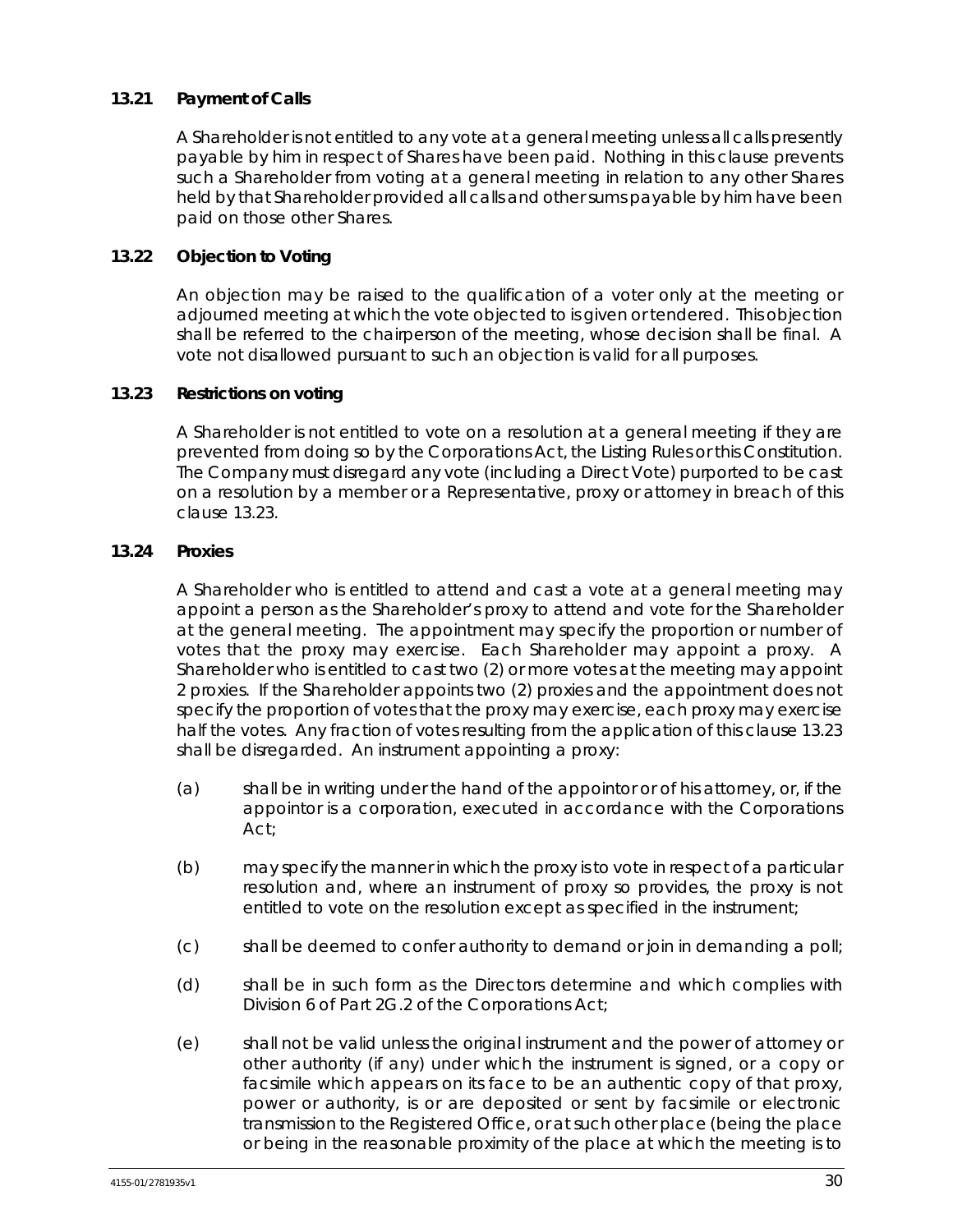### 13.21 Payment of Calls

A Shareholder is not entitled to any vote at a general meeting unless all calls presently payable by him in respect of Shares have been paid. Nothing in this clause prevents such a Shareholder from voting at a general meeting in relation to any other Shares held by that Shareholder provided all calls and other sums payable by him have been paid on those other Shares.

### 13.22 Objection to Voting

An objection may be raised to the qualification of a voter only at the meeting or adjourned meeting at which the vote objected to is given or tendered. This objection shall be referred to the chairperson of the meeting, whose decision shall be final. A vote not disallowed pursuant to such an objection is valid for all purposes.

### 13.23 Restrictions on voting

A Shareholder is not entitled to vote on a resolution at a general meeting if they are prevented from doing so by the Corporations Act, the Listing Rules or this Constitution. The Company must disregard any vote (including a Direct Vote) purported to be cast on a resolution by a member or a Representative, proxy or attorney in breach of this clause 13.23.

### 13.24 Proxies

A Shareholder who is entitled to attend and cast a vote at a general meeting may appoint a person as the Shareholder's proxy to attend and vote for the Shareholder at the general meeting. The appointment may specify the proportion or number of votes that the proxy may exercise. Each Shareholder may appoint a proxy. A Shareholder who is entitled to cast two (2) or more votes at the meeting may appoint 2 proxies. If the Shareholder appoints two (2) proxies and the appointment does not specify the proportion of votes that the proxy may exercise, each proxy may exercise half the votes. Any fraction of votes resulting from the application of this clause 13.23 shall be disregarded. An instrument appointing a proxy:

(a) shall be in writing under the hand of the appointor or of his attorney, or, if the appointor is a corporation, executed in accordance with the Corporations Act;

(b) may specify the manner in which the proxy is to vote in respect of a particular resolution and, where an instrument of proxy so provides, the proxy is not entitled to vote on the resolution except as specified in the instrument;

(c) shall be deemed to confer authority to demand or join in demanding a poll;

(d) shall be in such form as the Directors determine and which complies with Division 6 of Part 2G.2 of the Corporations Act;

(e) shall not be valid unless the original instrument and the power of attorney or other authority (if any) under which the instrument is signed, or a copy or facsimile which appears on its face to be an authentic copy of that proxy, power or authority, is or are deposited or sent by facsimile or electronic transmission to the Registered Office, or at such other place (being the place or being in the reasonable proximity of the place at which the meeting is to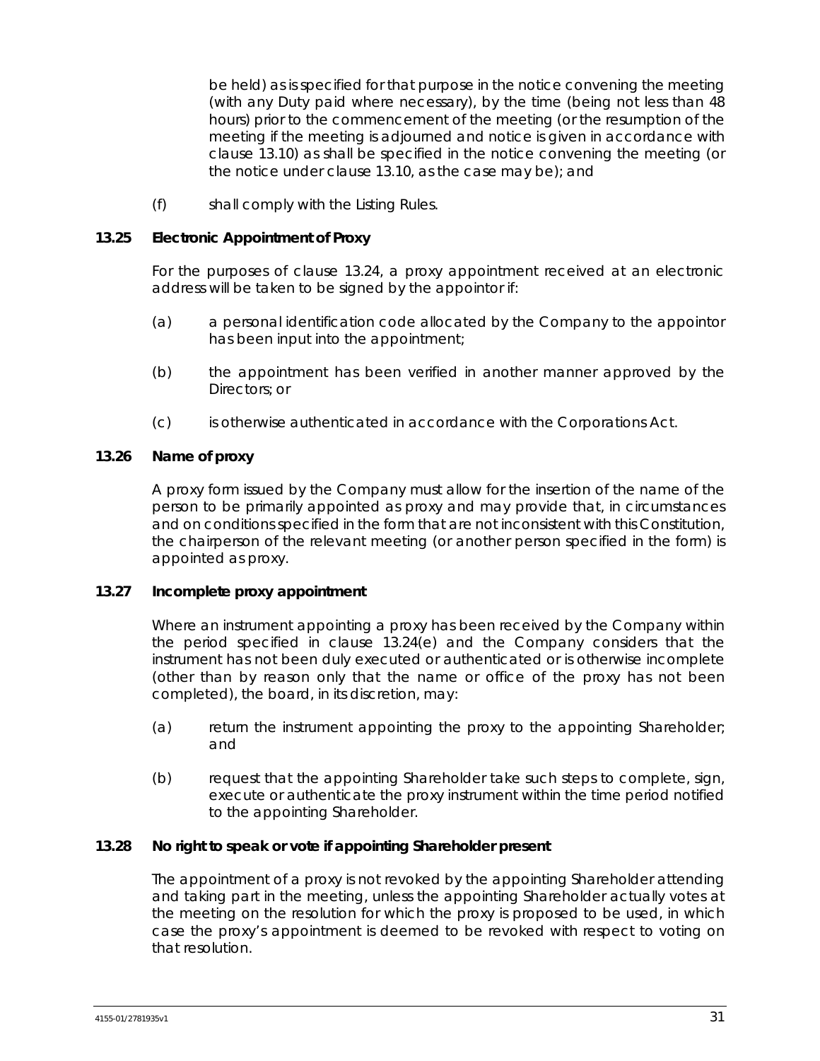be held) as is specified for that purpose in the notice convening the meeting (with any Duty paid where necessary), by the time (being not less than 48 hours) prior to the commencement of the meeting (or the resumption of the meeting if the meeting is adjourned and notice is given in accordance with clause 13.10) as shall be specified in the notice convening the meeting (or the notice under clause 13.10, as the case may be); and

(f) shall comply with the Listing Rules.

**13.25 Electronic Appointment of Proxy**

For the purposes of clause 13.24, a proxy appointment received at an electronic address will be taken to be signed by the appointor if:

(a) a personal identification code allocated by the Company to the appointor has been input into the appointment;

(b) the appointment has been verified in another manner approved by the Directors; or

(c) is otherwise authenticated in accordance with the Corporations Act.

**13.26 Name of proxy**

A proxy form issued by the Company must allow for the insertion of the name of the person to be primarily appointed as proxy and may provide that, in circumstances and on conditions specified in the form that are not inconsistent with this Constitution, the chairperson of the relevant meeting (or another person specified in the form) is appointed as proxy.

**13.27 Incomplete proxy appointment**

Where an instrument appointing a proxy has been received by the Company within the period specified in clause 13.24(e) and the Company considers that the instrument has not been duly executed or authenticated or is otherwise incomplete (other than by reason only that the name or office of the proxy has not been completed), the board, in its discretion, may:

(a) return the instrument appointing the proxy to the appointing Shareholder; and

(b) request that the appointing Shareholder take such steps to complete, sign, execute or authenticate the proxy instrument within the time period notified to the appointing Shareholder.

**13.28 No right to speak or vote if appointing Shareholder present**

The appointment of a proxy is not revoked by the appointing Shareholder attending and taking part in the meeting, unless the appointing Shareholder actually votes at the meeting on the resolution for which the proxy is proposed to be used, in which case the proxy's appointment is deemed to be revoked with respect to voting on that resolution.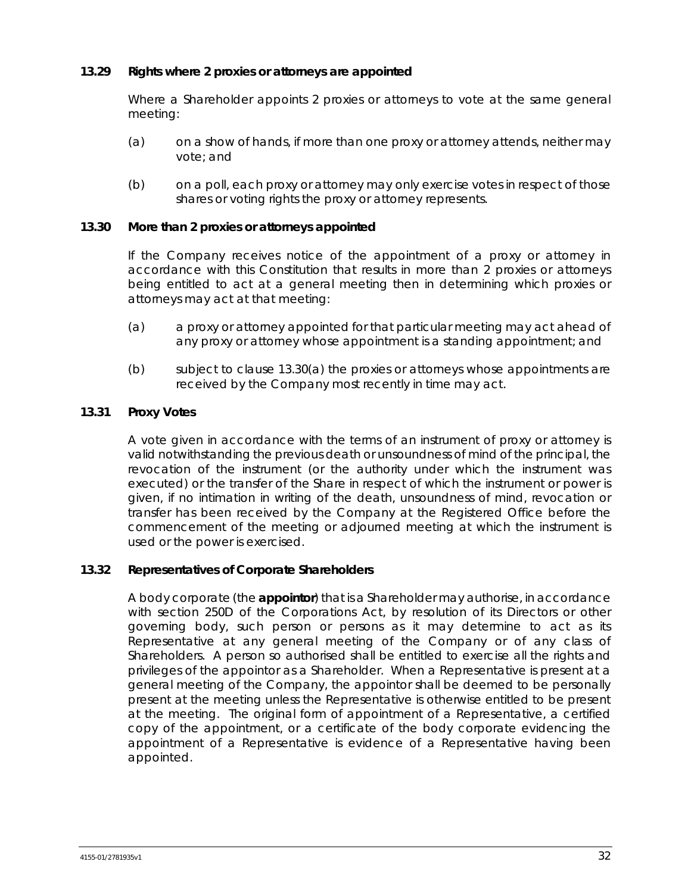### 13.29 Rights where 2 proxies or attorneys are appointed

Where a Shareholder appoints 2 proxies or attorneys to vote at the same general meeting:

(a) on a show of hands, if more than one proxy or attorney attends, neither may vote; and

(b) on a poll, each proxy or attorney may only exercise votes in respect of those shares or voting rights the proxy or attorney represents.

### 13.30 More than 2 proxies or attorneys appointed

If the Company receives notice of the appointment of a proxy or attorney in accordance with this Constitution that results in more than 2 proxies or attorneys being entitled to act at a general meeting then in determining which proxies or attorneys may act at that meeting:

(a) a proxy or attorney appointed for that particular meeting may act ahead of any proxy or attorney whose appointment is a standing appointment; and

(b) subject to clause 13.30(a) the proxies or attorneys whose appointments are received by the Company most recently in time may act.

### 13.31 Proxy Votes

A vote given in accordance with the terms of an instrument of proxy or attorney is valid notwithstanding the previous death or unsoundness of mind of the principal, the revocation of the instrument (or the authority under which the instrument was executed) or the transfer of the Share in respect of which the instrument or power is given, if no intimation in writing of the death, unsoundness of mind, revocation or transfer has been received by the Company at the Registered Office before the commencement of the meeting or adjourned meeting at which the instrument is used or the power is exercised.

### 13.32 Representatives of Corporate Shareholders

A body corporate (the **appointor**) that is a Shareholder may authorise, in accordance with section 250D of the Corporations Act, by resolution of its Directors or other governing body, such person or persons as it may determine to act as its Representative at any general meeting of the Company or of any class of Shareholders. A person so authorised shall be entitled to exercise all the rights and privileges of the appointor as a Shareholder. When a Representative is present at a general meeting of the Company, the appointor shall be deemed to be personally present at the meeting unless the Representative is otherwise entitled to be present at the meeting. The original form of appointment of a Representative, a certified copy of the appointment, or a certificate of the body corporate evidencing the appointment of a Representative is evidence of a Representative having been appointed.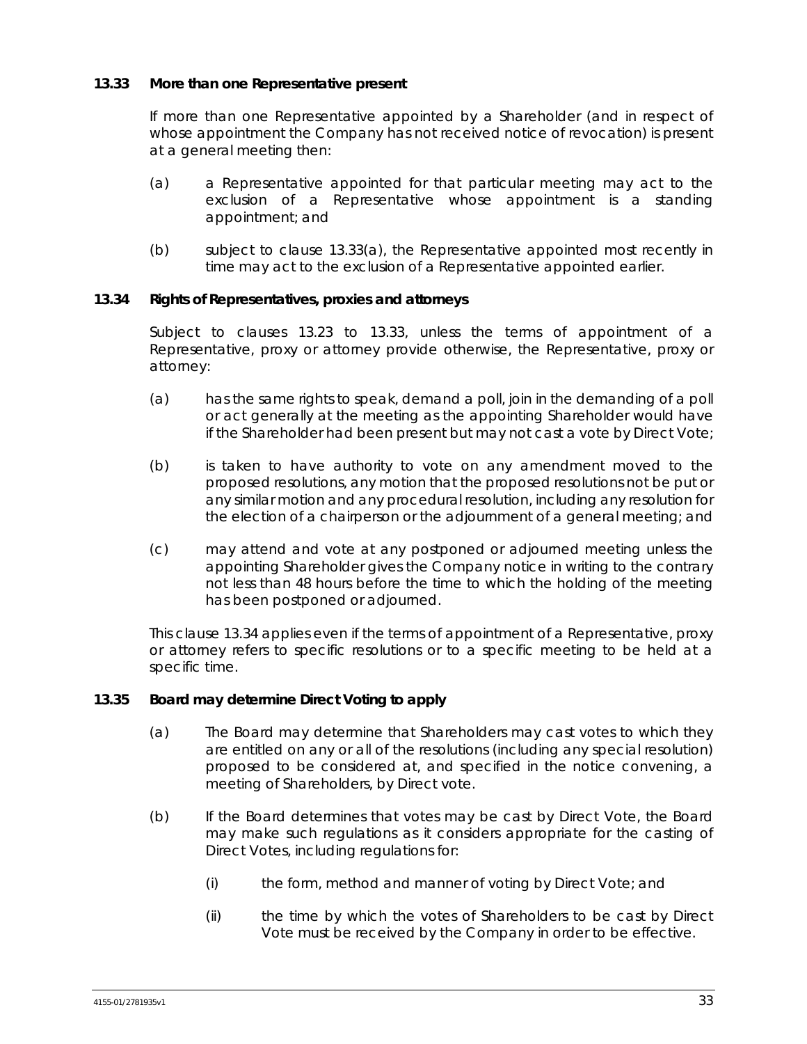### 13.33 More than one Representative present

If more than one Representative appointed by a Shareholder (and in respect of whose appointment the Company has not received notice of revocation) is present at a general meeting then:

(a) a Representative appointed for that particular meeting may act to the exclusion of a Representative whose appointment is a standing appointment; and

(b) subject to clause 13.33(a), the Representative appointed most recently in time may act to the exclusion of a Representative appointed earlier.

### 13.34 Rights of Representatives, proxies and attorneys

Subject to clauses 13.23 to 13.33, unless the terms of appointment of a Representative, proxy or attorney provide otherwise, the Representative, proxy or attorney:

(a) has the same rights to speak, demand a poll, join in the demanding of a poll or act generally at the meeting as the appointing Shareholder would have if the Shareholder had been present but may not cast a vote by Direct Vote;

(b) is taken to have authority to vote on any amendment moved to the proposed resolutions, any motion that the proposed resolutions not be put or any similar motion and any procedural resolution, including any resolution for the election of a chairperson or the adjournment of a general meeting; and

(c) may attend and vote at any postponed or adjourned meeting unless the appointing Shareholder gives the Company notice in writing to the contrary not less than 48 hours before the time to which the holding of the meeting has been postponed or adjourned.

This clause 13.34 applies even if the terms of appointment of a Representative, proxy or attorney refers to specific resolutions or to a specific meeting to be held at a specific time.

### 13.35 Board may determine Direct Voting to apply

(a) The Board may determine that Shareholders may cast votes to which they are entitled on any or all of the resolutions (including any special resolution) proposed to be considered at, and specified in the notice convening, a meeting of Shareholders, by Direct vote.

(b) If the Board determines that votes may be cast by Direct Vote, the Board may make such regulations as it considers appropriate for the casting of Direct Votes, including regulations for:

(i) the form, method and manner of voting by Direct Vote; and

(ii) the time by which the votes of Shareholders to be cast by Direct Vote must be received by the Company in order to be effective.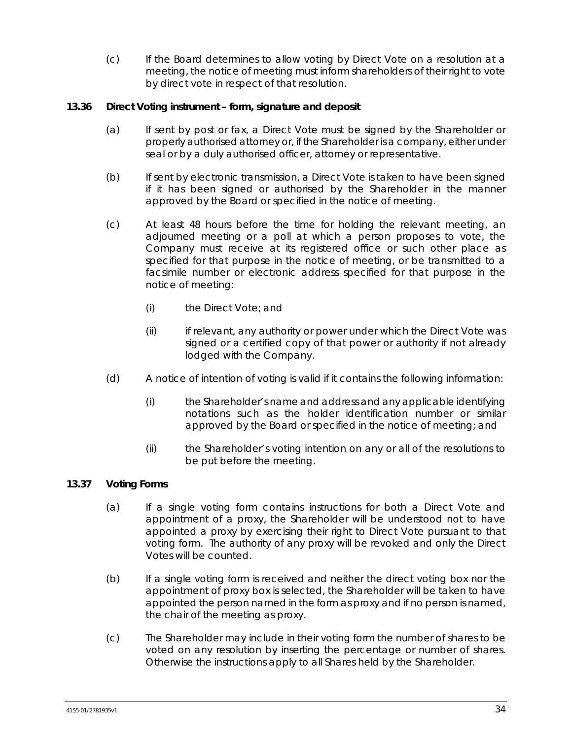(c) If the Board determines to allow voting by Direct Vote on a resolution at a meeting, the notice of meeting must inform shareholders of their right to vote by direct vote in respect of that resolution.

### 13.36 Direct Voting instrument – form, signature and deposit

(a) If sent by post or fax, a Direct Vote must be signed by the Shareholder or properly authorised attorney or, if the Shareholder is a company, either under seal or by a duly authorised officer, attorney or representative.

(b) If sent by electronic transmission, a Direct Vote is taken to have been signed if it has been signed or authorised by the Shareholder in the manner approved by the Board or specified in the notice of meeting.

(c) At least 48 hours before the time for holding the relevant meeting, an adjourned meeting or a poll at which a person proposes to vote, the Company must receive at its registered office or such other place as specified for that purpose in the notice of meeting, or be transmitted to a facsimile number or electronic address specified for that purpose in the notice of meeting:

(i) the Direct Vote; and

(ii) if relevant, any authority or power under which the Direct Vote was signed or a certified copy of that power or authority if not already lodged with the Company.

(d) A notice of intention of voting is valid if it contains the following information:

(i) the Shareholder's name and address and any applicable identifying notations such as the holder identification number or similar approved by the Board or specified in the notice of meeting; and

(ii) the Shareholder's voting intention on any or all of the resolutions to be put before the meeting.

### 13.37 Voting Forms

(a) If a single voting form contains instructions for both a Direct Vote and appointment of a proxy, the Shareholder will be understood not to have appointed a proxy by exercising their right to Direct Vote pursuant to that voting form. The authority of any proxy will be revoked and only the Direct Votes will be counted.

(b) If a single voting form is received and neither the direct voting box nor the appointment of proxy box is selected, the Shareholder will be taken to have appointed the person named in the form as proxy and if no person is named, the chair of the meeting as proxy.

(c) The Shareholder may include in their voting form the number of shares to be voted on any resolution by inserting the percentage or number of shares. Otherwise the instructions apply to all Shares held by the Shareholder.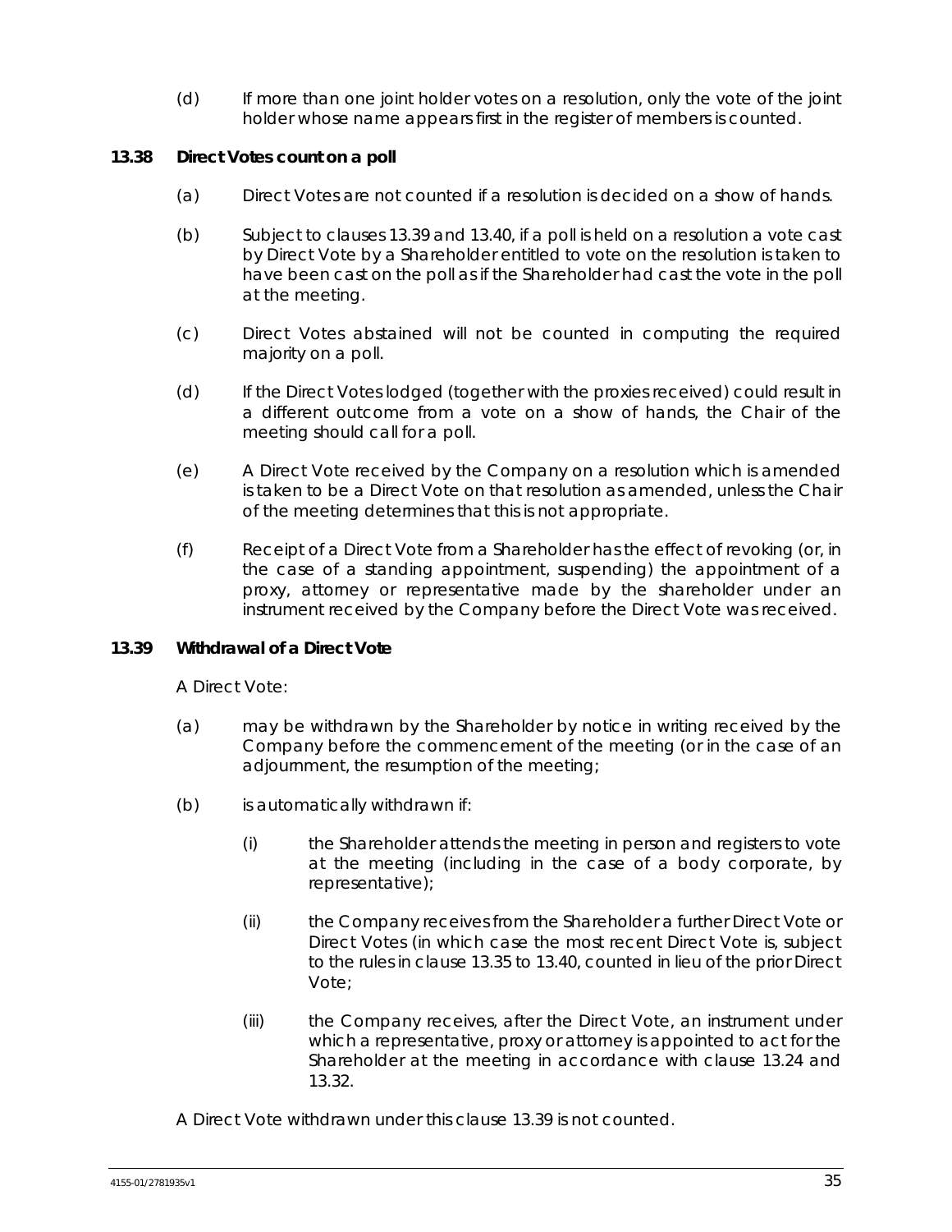(d) If more than one joint holder votes on a resolution, only the vote of the joint holder whose name appears first in the register of members is counted.

**13.38 Direct Votes count on a poll**

(a) Direct Votes are not counted if a resolution is decided on a show of hands.

(b) Subject to clauses 13.39 and 13.40, if a poll is held on a resolution a vote cast by Direct Vote by a Shareholder entitled to vote on the resolution is taken to have been cast on the poll as if the Shareholder had cast the vote in the poll at the meeting.

(c) Direct Votes abstained will not be counted in computing the required majority on a poll.

(d) If the Direct Votes lodged (together with the proxies received) could result in a different outcome from a vote on a show of hands, the Chair of the meeting should call for a poll.

(e) A Direct Vote received by the Company on a resolution which is amended is taken to be a Direct Vote on that resolution as amended, unless the Chair of the meeting determines that this is not appropriate.

(f) Receipt of a Direct Vote from a Shareholder has the effect of revoking (or, in the case of a standing appointment, suspending) the appointment of a proxy, attorney or representative made by the shareholder under an instrument received by the Company before the Direct Vote was received.

**13.39 Withdrawal of a Direct Vote**

A Direct Vote:

(a) may be withdrawn by the Shareholder by notice in writing received by the Company before the commencement of the meeting (or in the case of an adjournment, the resumption of the meeting;

(b) is automatically withdrawn if:

(i) the Shareholder attends the meeting in person and registers to vote at the meeting (including in the case of a body corporate, by representative);

(ii) the Company receives from the Shareholder a further Direct Vote or Direct Votes (in which case the most recent Direct Vote is, subject to the rules in clause 13.35 to 13.40, counted in lieu of the prior Direct Vote;

(iii) the Company receives, after the Direct Vote, an instrument under which a representative, proxy or attorney is appointed to act for the Shareholder at the meeting in accordance with clause 13.24 and 13.32.

A Direct Vote withdrawn under this clause 13.39 is not counted.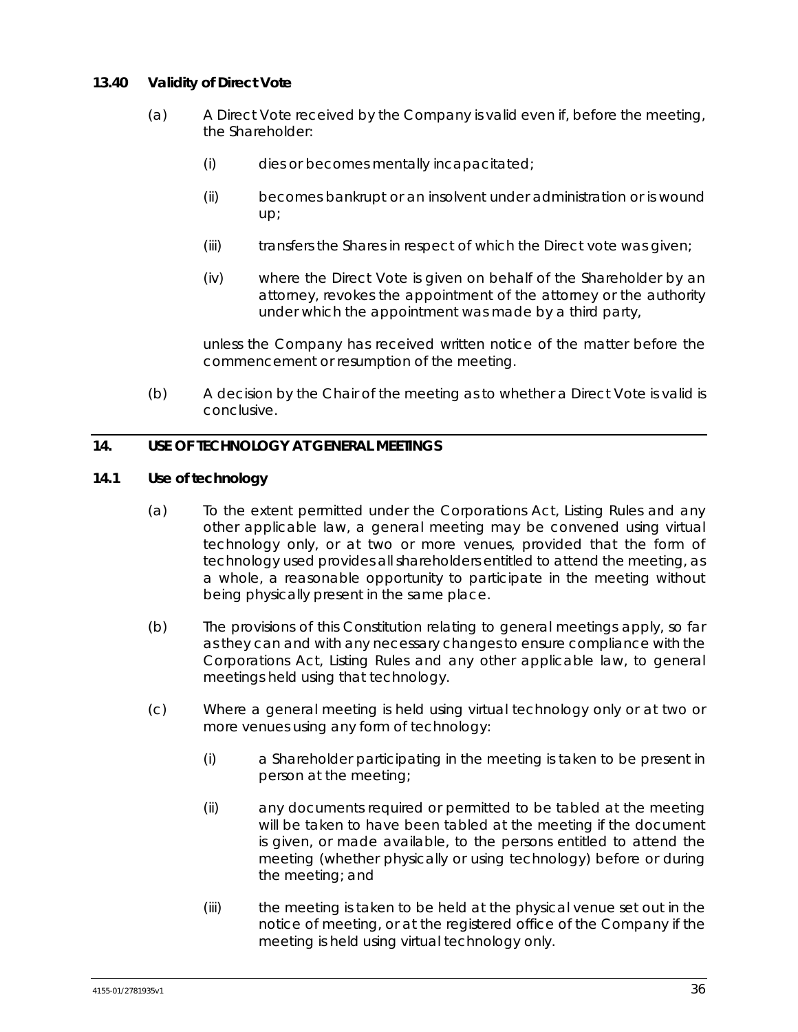### 13.40 Validity of Direct Vote

(a) A Direct Vote received by the Company is valid even if, before the meeting, the Shareholder:

(i) dies or becomes mentally incapacitated;

(ii) becomes bankrupt or an insolvent under administration or is wound up;

(iii) transfers the Shares in respect of which the Direct vote was given;

(iv) where the Direct Vote is given on behalf of the Shareholder by an attorney, revokes the appointment of the attorney or the authority under which the appointment was made by a third party,

unless the Company has received written notice of the matter before the commencement or resumption of the meeting.

(b) A decision by the Chair of the meeting as to whether a Direct Vote is valid is conclusive.

## 14. USE OF TECHNOLOGY AT GENERAL MEETINGS

### 14.1 Use of technology

(a) To the extent permitted under the Corporations Act, Listing Rules and any other applicable law, a general meeting may be convened using virtual technology only, or at two or more venues, provided that the form of technology used provides all shareholders entitled to attend the meeting, as a whole, a reasonable opportunity to participate in the meeting without being physically present in the same place.

(b) The provisions of this Constitution relating to general meetings apply, so far as they can and with any necessary changes to ensure compliance with the Corporations Act, Listing Rules and any other applicable law, to general meetings held using that technology.

(c) Where a general meeting is held using virtual technology only or at two or more venues using any form of technology:

(i) a Shareholder participating in the meeting is taken to be present in person at the meeting;

(ii) any documents required or permitted to be tabled at the meeting will be taken to have been tabled at the meeting if the document is given, or made available, to the persons entitled to attend the meeting (whether physically or using technology) before or during the meeting; and

(iii) the meeting is taken to be held at the physical venue set out in the notice of meeting, or at the registered office of the Company if the meeting is held using virtual technology only.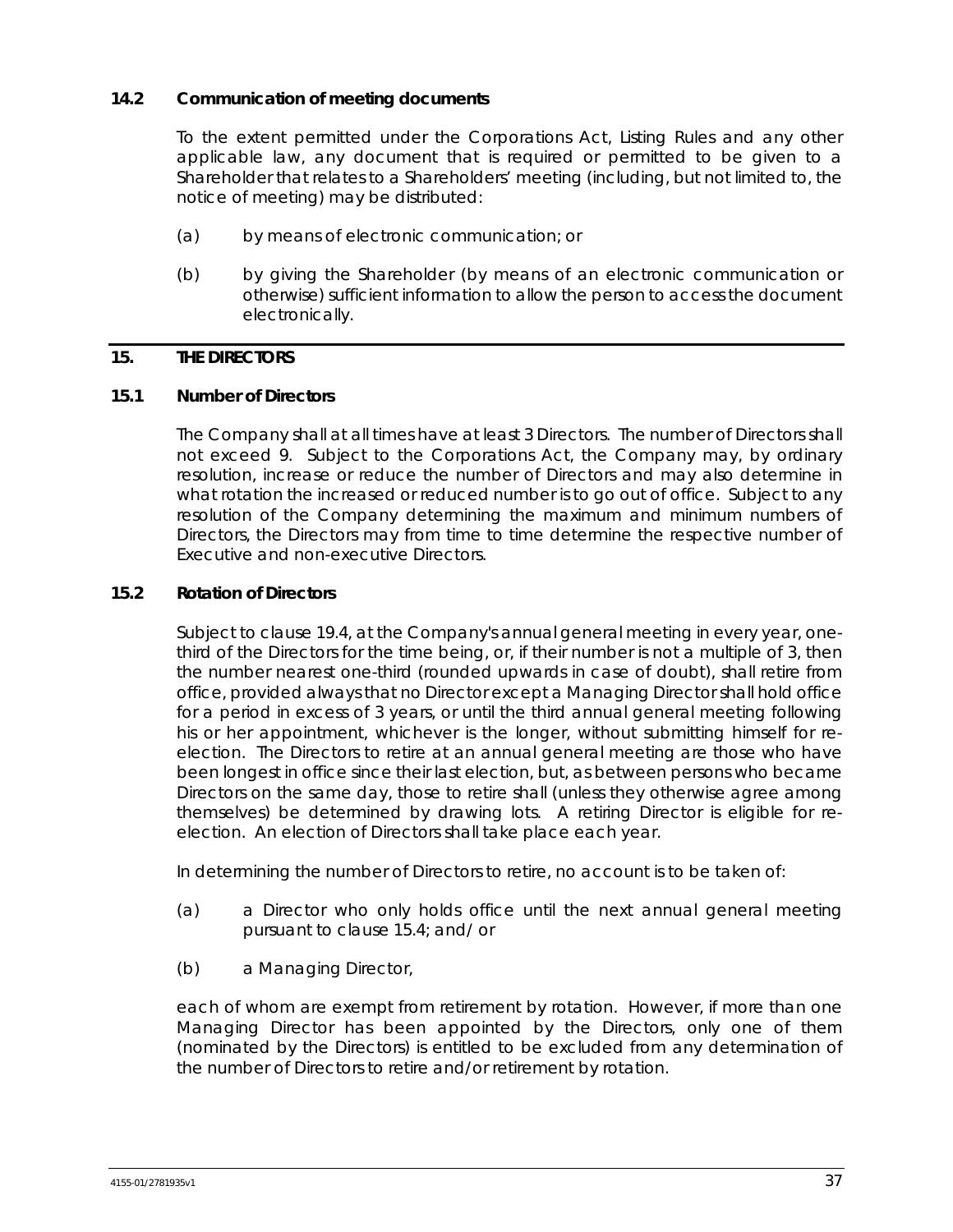### 14.2 Communication of meeting documents

To the extent permitted under the Corporations Act, Listing Rules and any other applicable law, any document that is required or permitted to be given to a Shareholder that relates to a Shareholders' meeting (including, but not limited to, the notice of meeting) may be distributed:

(a) by means of electronic communication; or

(b) by giving the Shareholder (by means of an electronic communication or otherwise) sufficient information to allow the person to access the document electronically.

## 15. THE DIRECTORS

### 15.1 Number of Directors

The Company shall at all times have at least 3 Directors. The number of Directors shall not exceed 9. Subject to the Corporations Act, the Company may, by ordinary resolution, increase or reduce the number of Directors and may also determine in what rotation the increased or reduced number is to go out of office. Subject to any resolution of the Company determining the maximum and minimum numbers of Directors, the Directors may from time to time determine the respective number of Executive and non-executive Directors.

### 15.2 Rotation of Directors

Subject to clause 19.4, at the Company's annual general meeting in every year, one-third of the Directors for the time being, or, if their number is not a multiple of 3, then the number nearest one-third (rounded upwards in case of doubt), shall retire from office, provided always that no Director except a Managing Director shall hold office for a period in excess of 3 years, or until the third annual general meeting following his or her appointment, whichever is the longer, without submitting himself for re-election. The Directors to retire at an annual general meeting are those who have been longest in office since their last election, but, as between persons who became Directors on the same day, those to retire shall (unless they otherwise agree among themselves) be determined by drawing lots. A retiring Director is eligible for re-election. An election of Directors shall take place each year.

In determining the number of Directors to retire, no account is to be taken of:

(a) a Director who only holds office until the next annual general meeting pursuant to clause 15.4; and/ or

(b) a Managing Director,

each of whom are exempt from retirement by rotation. However, if more than one Managing Director has been appointed by the Directors, only one of them (nominated by the Directors) is entitled to be excluded from any determination of the number of Directors to retire and/or retirement by rotation.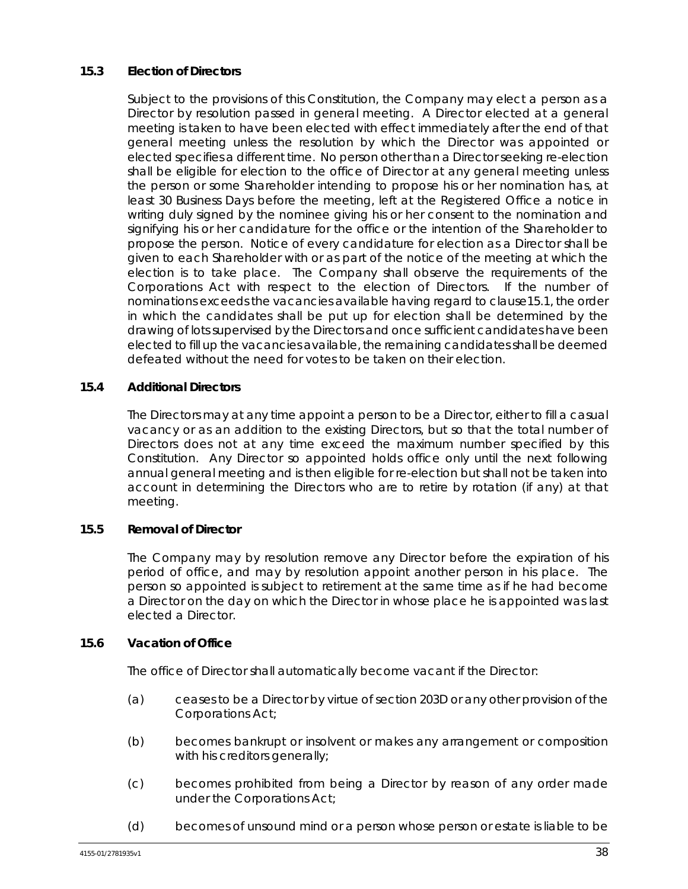### 15.3 Election of Directors

Subject to the provisions of this Constitution, the Company may elect a person as a Director by resolution passed in general meeting. A Director elected at a general meeting is taken to have been elected with effect immediately after the end of that general meeting unless the resolution by which the Director was appointed or elected specifies a different time. No person other than a Director seeking re-election shall be eligible for election to the office of Director at any general meeting unless the person or some Shareholder intending to propose his or her nomination has, at least 30 Business Days before the meeting, left at the Registered Office a notice in writing duly signed by the nominee giving his or her consent to the nomination and signifying his or her candidature for the office or the intention of the Shareholder to propose the person. Notice of every candidature for election as a Director shall be given to each Shareholder with or as part of the notice of the meeting at which the election is to take place. The Company shall observe the requirements of the Corporations Act with respect to the election of Directors. If the number of nominations exceeds the vacancies available having regard to clause15.1, the order in which the candidates shall be put up for election shall be determined by the drawing of lots supervised by the Directors and once sufficient candidates have been elected to fill up the vacancies available, the remaining candidates shall be deemed defeated without the need for votes to be taken on their election.

### 15.4 Additional Directors

The Directors may at any time appoint a person to be a Director, either to fill a casual vacancy or as an addition to the existing Directors, but so that the total number of Directors does not at any time exceed the maximum number specified by this Constitution. Any Director so appointed holds office only until the next following annual general meeting and is then eligible for re-election but shall not be taken into account in determining the Directors who are to retire by rotation (if any) at that meeting.

### 15.5 Removal of Director

The Company may by resolution remove any Director before the expiration of his period of office, and may by resolution appoint another person in his place. The person so appointed is subject to retirement at the same time as if he had become a Director on the day on which the Director in whose place he is appointed was last elected a Director.

### 15.6 Vacation of Office

The office of Director shall automatically become vacant if the Director:

(a) ceases to be a Director by virtue of section 203D or any other provision of the Corporations Act;

(b) becomes bankrupt or insolvent or makes any arrangement or composition with his creditors generally;

(c) becomes prohibited from being a Director by reason of any order made under the Corporations Act;

(d) becomes of unsound mind or a person whose person or estate is liable to be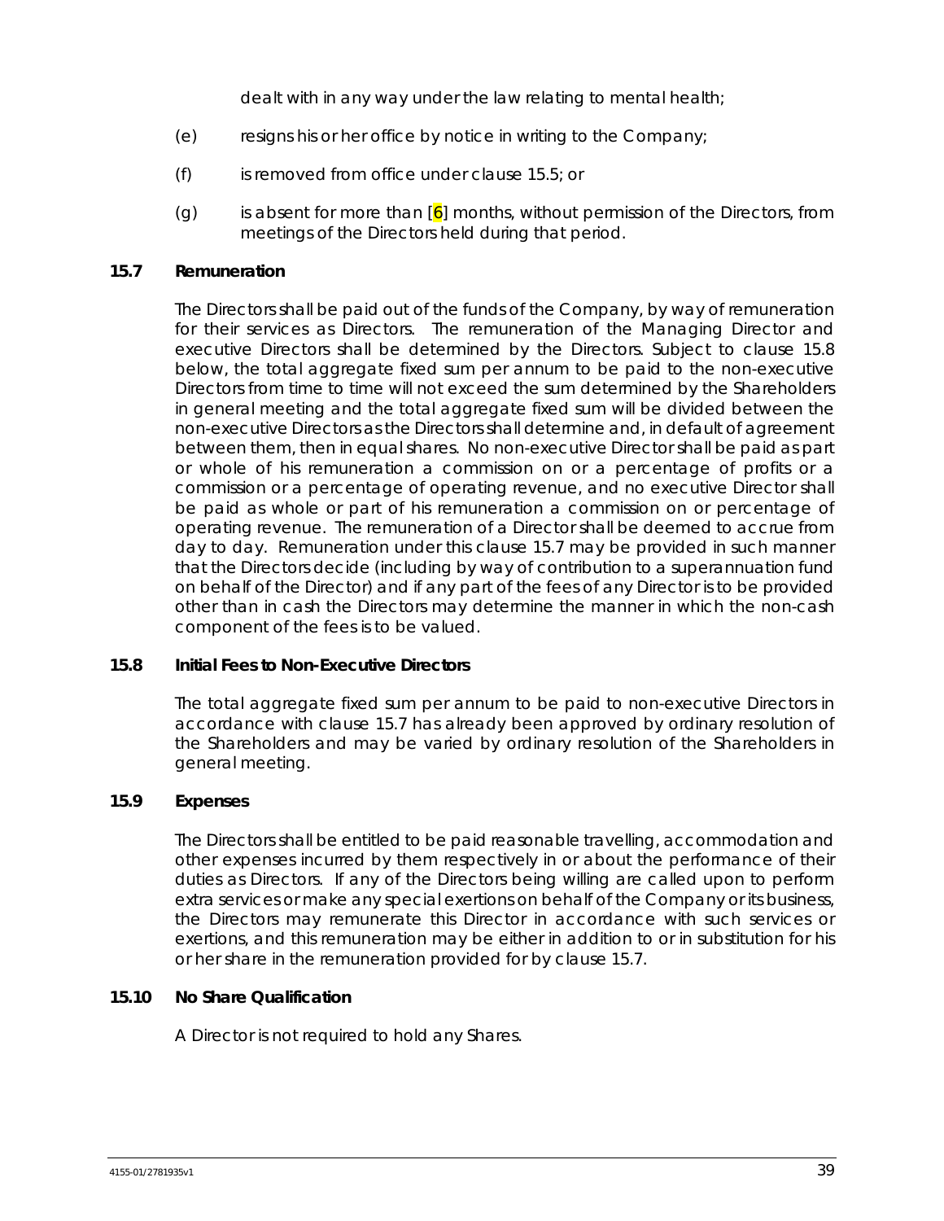dealt with in any way under the law relating to mental health;

(e) resigns his or her office by notice in writing to the Company;

(f) is removed from office under clause 15.5; or

(g) is absent for more than [6] months, without permission of the Directors, from meetings of the Directors held during that period.

**15.7 Remuneration**

The Directors shall be paid out of the funds of the Company, by way of remuneration for their services as Directors. The remuneration of the Managing Director and executive Directors shall be determined by the Directors. Subject to clause 15.8 below, the total aggregate fixed sum per annum to be paid to the non-executive Directors from time to time will not exceed the sum determined by the Shareholders in general meeting and the total aggregate fixed sum will be divided between the non-executive Directors as the Directors shall determine and, in default of agreement between them, then in equal shares. No non-executive Director shall be paid as part or whole of his remuneration a commission on or a percentage of profits or a commission or a percentage of operating revenue, and no executive Director shall be paid as whole or part of his remuneration a commission on or percentage of operating revenue. The remuneration of a Director shall be deemed to accrue from day to day. Remuneration under this clause 15.7 may be provided in such manner that the Directors decide (including by way of contribution to a superannuation fund on behalf of the Director) and if any part of the fees of any Director is to be provided other than in cash the Directors may determine the manner in which the non-cash component of the fees is to be valued.

**15.8 Initial Fees to Non-Executive Directors**

The total aggregate fixed sum per annum to be paid to non-executive Directors in accordance with clause 15.7 has already been approved by ordinary resolution of the Shareholders and may be varied by ordinary resolution of the Shareholders in general meeting.

**15.9 Expenses**

The Directors shall be entitled to be paid reasonable travelling, accommodation and other expenses incurred by them respectively in or about the performance of their duties as Directors. If any of the Directors being willing are called upon to perform extra services or make any special exertions on behalf of the Company or its business, the Directors may remunerate this Director in accordance with such services or exertions, and this remuneration may be either in addition to or in substitution for his or her share in the remuneration provided for by clause 15.7.

**15.10 No Share Qualification**

A Director is not required to hold any Shares.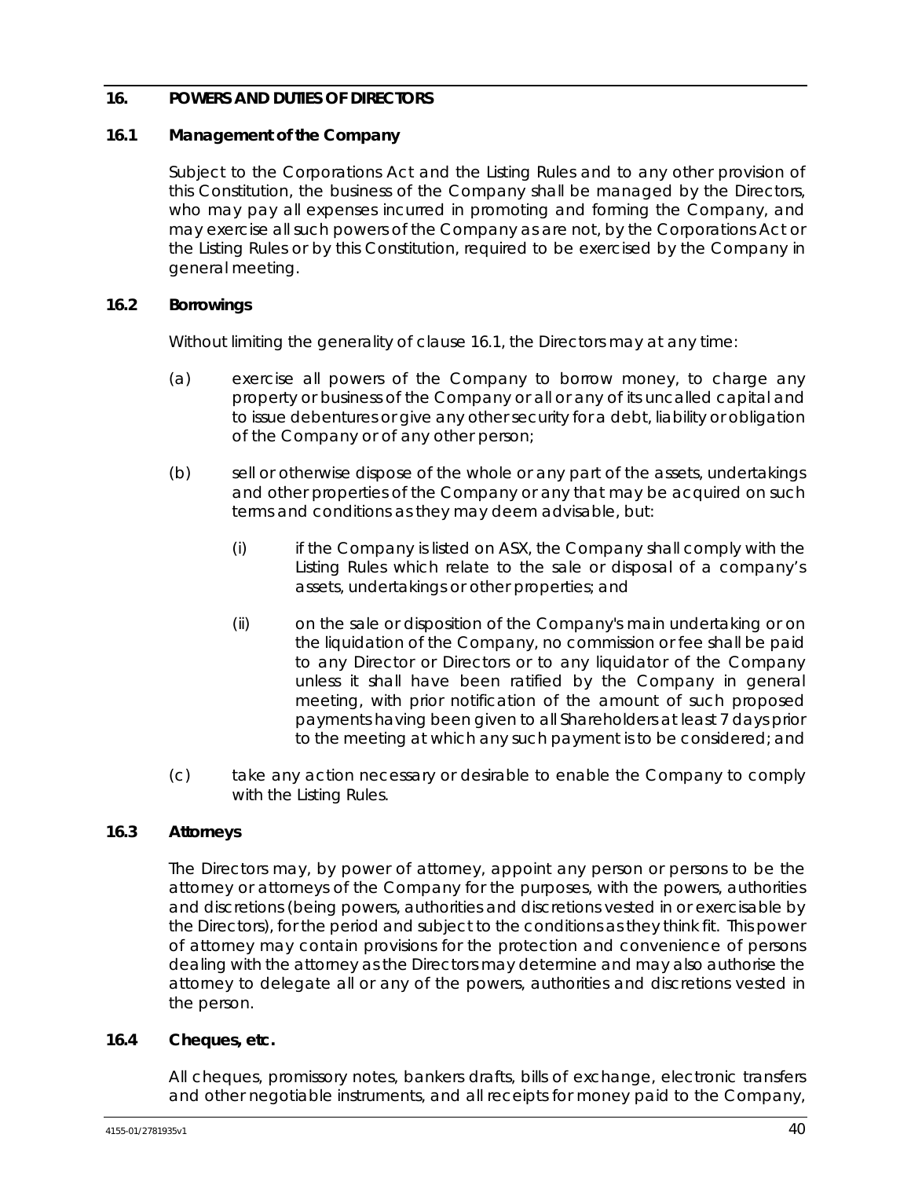## 16. POWERS AND DUTIES OF DIRECTORS

### 16.1 Management of the Company

Subject to the Corporations Act and the Listing Rules and to any other provision of this Constitution, the business of the Company shall be managed by the Directors, who may pay all expenses incurred in promoting and forming the Company, and may exercise all such powers of the Company as are not, by the Corporations Act or the Listing Rules or by this Constitution, required to be exercised by the Company in general meeting.

### 16.2 Borrowings

Without limiting the generality of clause 16.1, the Directors may at any time:

(a) exercise all powers of the Company to borrow money, to charge any property or business of the Company or all or any of its uncalled capital and to issue debentures or give any other security for a debt, liability or obligation of the Company or of any other person;

(b) sell or otherwise dispose of the whole or any part of the assets, undertakings and other properties of the Company or any that may be acquired on such terms and conditions as they may deem advisable, but:

(i) if the Company is listed on ASX, the Company shall comply with the Listing Rules which relate to the sale or disposal of a company's assets, undertakings or other properties; and

(ii) on the sale or disposition of the Company's main undertaking or on the liquidation of the Company, no commission or fee shall be paid to any Director or Directors or to any liquidator of the Company unless it shall have been ratified by the Company in general meeting, with prior notification of the amount of such proposed payments having been given to all Shareholders at least 7 days prior to the meeting at which any such payment is to be considered; and

(c) take any action necessary or desirable to enable the Company to comply with the Listing Rules.

### 16.3 Attorneys

The Directors may, by power of attorney, appoint any person or persons to be the attorney or attorneys of the Company for the purposes, with the powers, authorities and discretions (being powers, authorities and discretions vested in or exercisable by the Directors), for the period and subject to the conditions as they think fit. This power of attorney may contain provisions for the protection and convenience of persons dealing with the attorney as the Directors may determine and may also authorise the attorney to delegate all or any of the powers, authorities and discretions vested in the person.

### 16.4 Cheques, etc.

All cheques, promissory notes, bankers drafts, bills of exchange, electronic transfers and other negotiable instruments, and all receipts for money paid to the Company,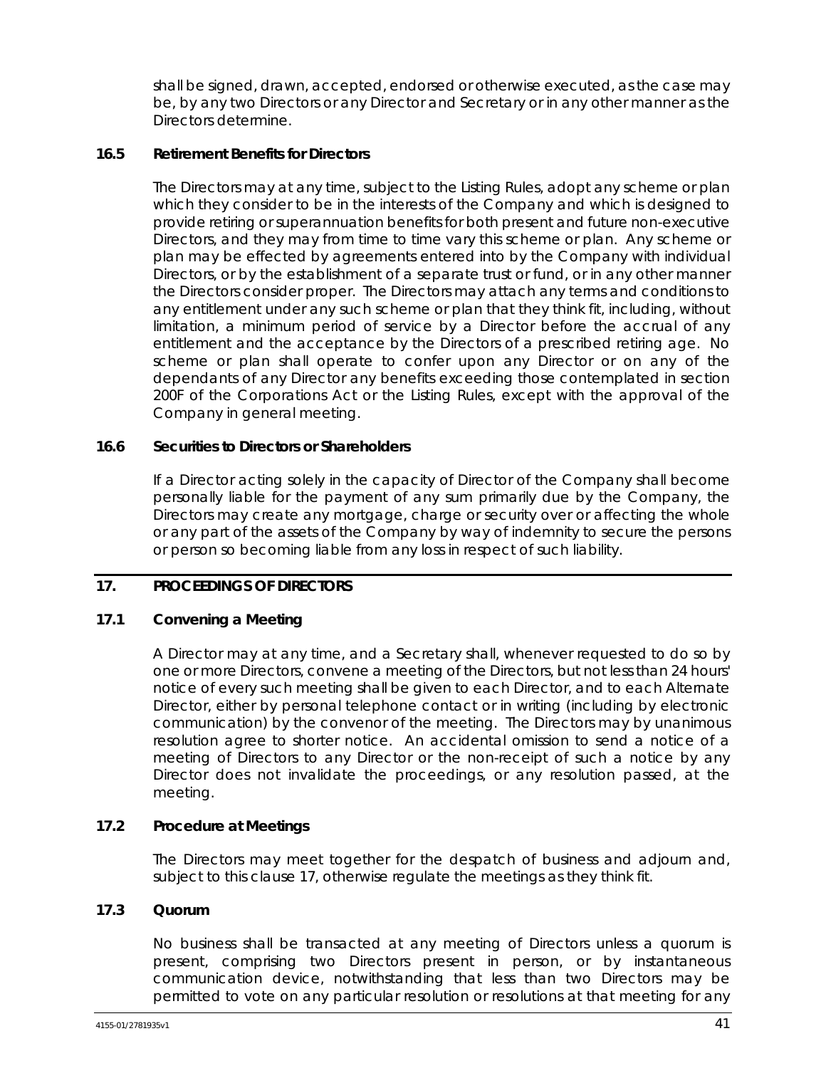shall be signed, drawn, accepted, endorsed or otherwise executed, as the case may be, by any two Directors or any Director and Secretary or in any other manner as the Directors determine.

### 16.5 Retirement Benefits for Directors

The Directors may at any time, subject to the Listing Rules, adopt any scheme or plan which they consider to be in the interests of the Company and which is designed to provide retiring or superannuation benefits for both present and future non-executive Directors, and they may from time to time vary this scheme or plan. Any scheme or plan may be effected by agreements entered into by the Company with individual Directors, or by the establishment of a separate trust or fund, or in any other manner the Directors consider proper. The Directors may attach any terms and conditions to any entitlement under any such scheme or plan that they think fit, including, without limitation, a minimum period of service by a Director before the accrual of any entitlement and the acceptance by the Directors of a prescribed retiring age. No scheme or plan shall operate to confer upon any Director or on any of the dependants of any Director any benefits exceeding those contemplated in section 200F of the Corporations Act or the Listing Rules, except with the approval of the Company in general meeting.

### 16.6 Securities to Directors or Shareholders

If a Director acting solely in the capacity of Director of the Company shall become personally liable for the payment of any sum primarily due by the Company, the Directors may create any mortgage, charge or security over or affecting the whole or any part of the assets of the Company by way of indemnity to secure the persons or person so becoming liable from any loss in respect of such liability.

## 17. PROCEEDINGS OF DIRECTORS

### 17.1 Convening a Meeting

A Director may at any time, and a Secretary shall, whenever requested to do so by one or more Directors, convene a meeting of the Directors, but not less than 24 hours' notice of every such meeting shall be given to each Director, and to each Alternate Director, either by personal telephone contact or in writing (including by electronic communication) by the convenor of the meeting. The Directors may by unanimous resolution agree to shorter notice. An accidental omission to send a notice of a meeting of Directors to any Director or the non-receipt of such a notice by any Director does not invalidate the proceedings, or any resolution passed, at the meeting.

### 17.2 Procedure at Meetings

The Directors may meet together for the despatch of business and adjourn and, subject to this clause 17, otherwise regulate the meetings as they think fit.

### 17.3 Quorum

No business shall be transacted at any meeting of Directors unless a quorum is present, comprising two Directors present in person, or by instantaneous communication device, notwithstanding that less than two Directors may be permitted to vote on any particular resolution or resolutions at that meeting for any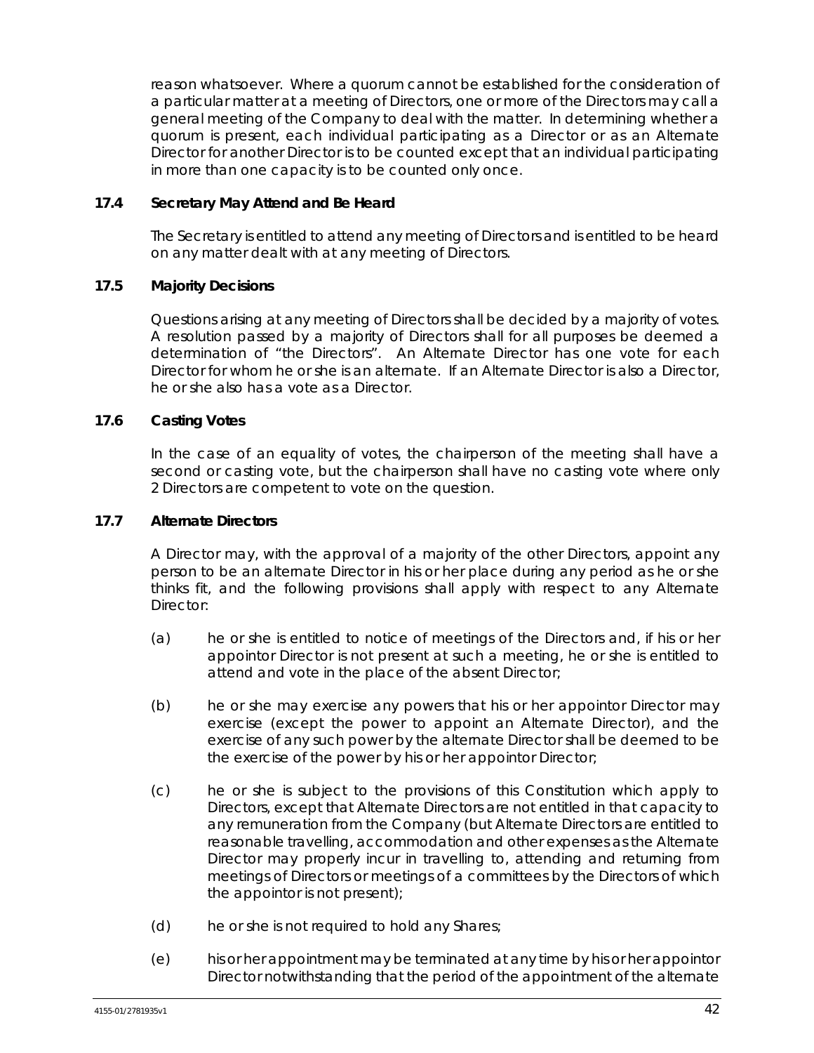reason whatsoever. Where a quorum cannot be established for the consideration of a particular matter at a meeting of Directors, one or more of the Directors may call a general meeting of the Company to deal with the matter. In determining whether a quorum is present, each individual participating as a Director or as an Alternate Director for another Director is to be counted except that an individual participating in more than one capacity is to be counted only once.

### 17.4 Secretary May Attend and Be Heard

The Secretary is entitled to attend any meeting of Directors and is entitled to be heard on any matter dealt with at any meeting of Directors.

### 17.5 Majority Decisions

Questions arising at any meeting of Directors shall be decided by a majority of votes. A resolution passed by a majority of Directors shall for all purposes be deemed a determination of "the Directors". An Alternate Director has one vote for each Director for whom he or she is an alternate. If an Alternate Director is also a Director, he or she also has a vote as a Director.

### 17.6 Casting Votes

In the case of an equality of votes, the chairperson of the meeting shall have a second or casting vote, but the chairperson shall have no casting vote where only 2 Directors are competent to vote on the question.

### 17.7 Alternate Directors

A Director may, with the approval of a majority of the other Directors, appoint any person to be an alternate Director in his or her place during any period as he or she thinks fit, and the following provisions shall apply with respect to any Alternate Director:

(a) he or she is entitled to notice of meetings of the Directors and, if his or her appointor Director is not present at such a meeting, he or she is entitled to attend and vote in the place of the absent Director;

(b) he or she may exercise any powers that his or her appointor Director may exercise (except the power to appoint an Alternate Director), and the exercise of any such power by the alternate Director shall be deemed to be the exercise of the power by his or her appointor Director;

(c) he or she is subject to the provisions of this Constitution which apply to Directors, except that Alternate Directors are not entitled in that capacity to any remuneration from the Company (but Alternate Directors are entitled to reasonable travelling, accommodation and other expenses as the Alternate Director may properly incur in travelling to, attending and returning from meetings of Directors or meetings of a committees by the Directors of which the appointor is not present);

(d) he or she is not required to hold any Shares;

(e) his or her appointment may be terminated at any time by his or her appointor Director notwithstanding that the period of the appointment of the alternate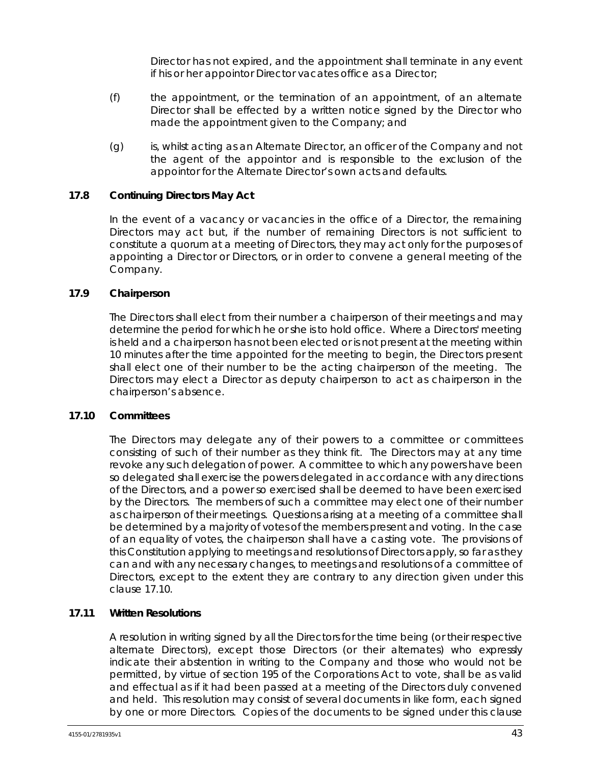Director has not expired, and the appointment shall terminate in any event if his or her appointor Director vacates office as a Director;

(f) the appointment, or the termination of an appointment, of an alternate Director shall be effected by a written notice signed by the Director who made the appointment given to the Company; and

(g) is, whilst acting as an Alternate Director, an officer of the Company and not the agent of the appointor and is responsible to the exclusion of the appointor for the Alternate Director's own acts and defaults.

**17.8 Continuing Directors May Act**

In the event of a vacancy or vacancies in the office of a Director, the remaining Directors may act but, if the number of remaining Directors is not sufficient to constitute a quorum at a meeting of Directors, they may act only for the purposes of appointing a Director or Directors, or in order to convene a general meeting of the Company.

**17.9 Chairperson**

The Directors shall elect from their number a chairperson of their meetings and may determine the period for which he or she is to hold office. Where a Directors' meeting is held and a chairperson has not been elected or is not present at the meeting within 10 minutes after the time appointed for the meeting to begin, the Directors present shall elect one of their number to be the acting chairperson of the meeting. The Directors may elect a Director as deputy chairperson to act as chairperson in the chairperson's absence.

**17.10 Committees**

The Directors may delegate any of their powers to a committee or committees consisting of such of their number as they think fit. The Directors may at any time revoke any such delegation of power. A committee to which any powers have been so delegated shall exercise the powers delegated in accordance with any directions of the Directors, and a power so exercised shall be deemed to have been exercised by the Directors. The members of such a committee may elect one of their number as chairperson of their meetings. Questions arising at a meeting of a committee shall be determined by a majority of votes of the members present and voting. In the case of an equality of votes, the chairperson shall have a casting vote. The provisions of this Constitution applying to meetings and resolutions of Directors apply, so far as they can and with any necessary changes, to meetings and resolutions of a committee of Directors, except to the extent they are contrary to any direction given under this clause 17.10.

**17.11 Written Resolutions**

A resolution in writing signed by all the Directors for the time being (or their respective alternate Directors), except those Directors (or their alternates) who expressly indicate their abstention in writing to the Company and those who would not be permitted, by virtue of section 195 of the Corporations Act to vote, shall be as valid and effectual as if it had been passed at a meeting of the Directors duly convened and held. This resolution may consist of several documents in like form, each signed by one or more Directors. Copies of the documents to be signed under this clause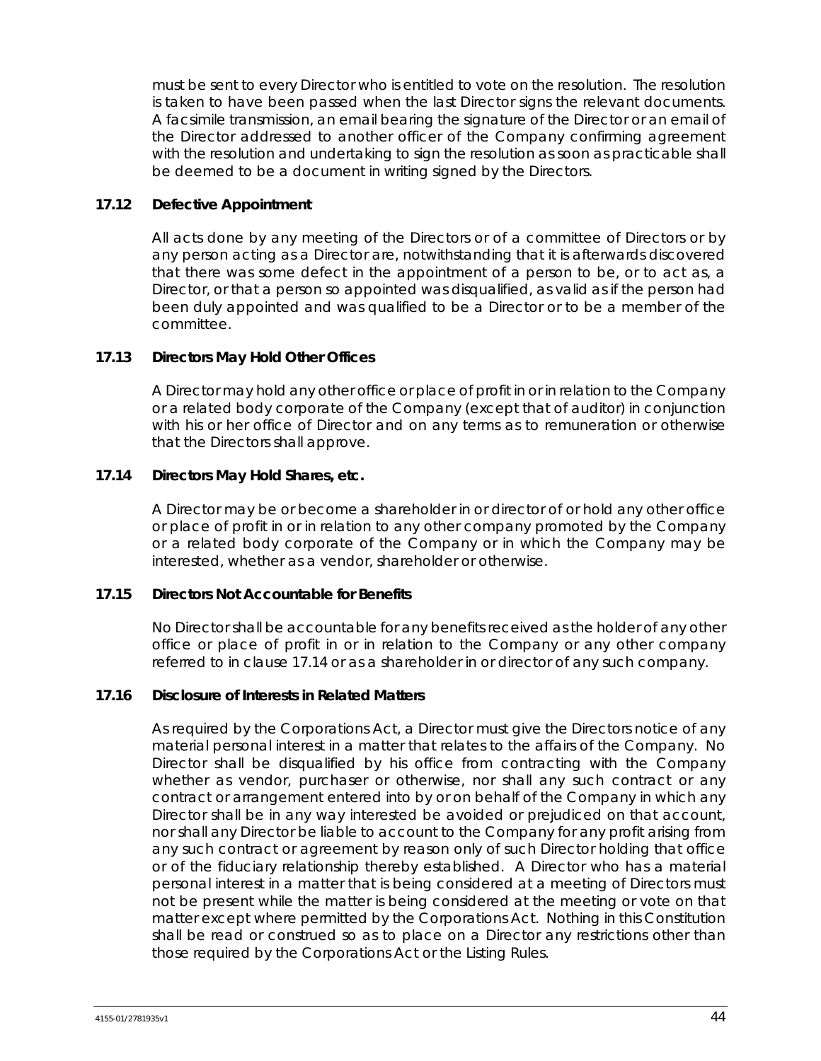must be sent to every Director who is entitled to vote on the resolution. The resolution is taken to have been passed when the last Director signs the relevant documents. A facsimile transmission, an email bearing the signature of the Director or an email of the Director addressed to another officer of the Company confirming agreement with the resolution and undertaking to sign the resolution as soon as practicable shall be deemed to be a document in writing signed by the Directors.

### 17.12 Defective Appointment

All acts done by any meeting of the Directors or of a committee of Directors or by any person acting as a Director are, notwithstanding that it is afterwards discovered that there was some defect in the appointment of a person to be, or to act as, a Director, or that a person so appointed was disqualified, as valid as if the person had been duly appointed and was qualified to be a Director or to be a member of the committee.

### 17.13 Directors May Hold Other Offices

A Director may hold any other office or place of profit in or in relation to the Company or a related body corporate of the Company (except that of auditor) in conjunction with his or her office of Director and on any terms as to remuneration or otherwise that the Directors shall approve.

### 17.14 Directors May Hold Shares, etc.

A Director may be or become a shareholder in or director of or hold any other office or place of profit in or in relation to any other company promoted by the Company or a related body corporate of the Company or in which the Company may be interested, whether as a vendor, shareholder or otherwise.

### 17.15 Directors Not Accountable for Benefits

No Director shall be accountable for any benefits received as the holder of any other office or place of profit in or in relation to the Company or any other company referred to in clause 17.14 or as a shareholder in or director of any such company.

### 17.16 Disclosure of Interests in Related Matters

As required by the Corporations Act, a Director must give the Directors notice of any material personal interest in a matter that relates to the affairs of the Company. No Director shall be disqualified by his office from contracting with the Company whether as vendor, purchaser or otherwise, nor shall any such contract or any contract or arrangement entered into by or on behalf of the Company in which any Director shall be in any way interested be avoided or prejudiced on that account, nor shall any Director be liable to account to the Company for any profit arising from any such contract or agreement by reason only of such Director holding that office or of the fiduciary relationship thereby established. A Director who has a material personal interest in a matter that is being considered at a meeting of Directors must not be present while the matter is being considered at the meeting or vote on that matter except where permitted by the Corporations Act. Nothing in this Constitution shall be read or construed so as to place on a Director any restrictions other than those required by the Corporations Act or the Listing Rules.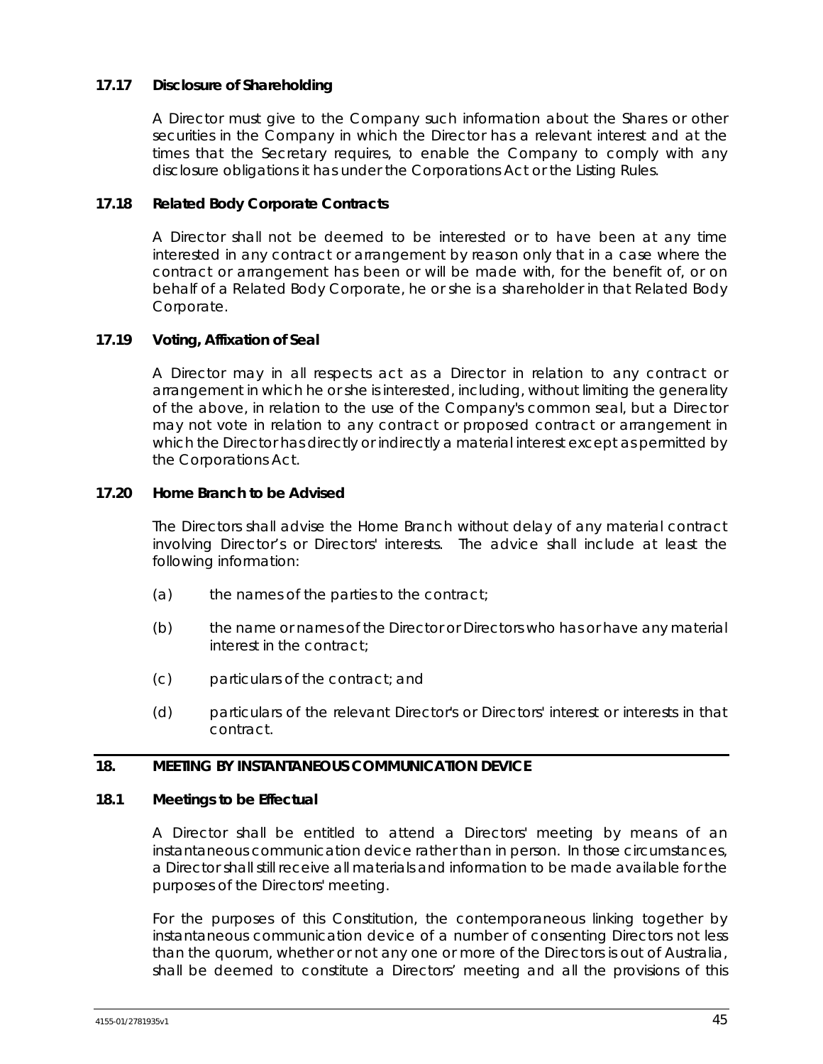### 17.17 Disclosure of Shareholding

A Director must give to the Company such information about the Shares or other securities in the Company in which the Director has a relevant interest and at the times that the Secretary requires, to enable the Company to comply with any disclosure obligations it has under the Corporations Act or the Listing Rules.

### 17.18 Related Body Corporate Contracts

A Director shall not be deemed to be interested or to have been at any time interested in any contract or arrangement by reason only that in a case where the contract or arrangement has been or will be made with, for the benefit of, or on behalf of a Related Body Corporate, he or she is a shareholder in that Related Body Corporate.

### 17.19 Voting, Affixation of Seal

A Director may in all respects act as a Director in relation to any contract or arrangement in which he or she is interested, including, without limiting the generality of the above, in relation to the use of the Company's common seal, but a Director may not vote in relation to any contract or proposed contract or arrangement in which the Director has directly or indirectly a material interest except as permitted by the Corporations Act.

### 17.20 Home Branch to be Advised

The Directors shall advise the Home Branch without delay of any material contract involving Director's or Directors' interests. The advice shall include at least the following information:

(a) the names of the parties to the contract;

(b) the name or names of the Director or Directors who has or have any material interest in the contract;

(c) particulars of the contract; and

(d) particulars of the relevant Director's or Directors' interest or interests in that contract.

## 18. MEETING BY INSTANTANEOUS COMMUNICATION DEVICE

### 18.1 Meetings to be Effectual

A Director shall be entitled to attend a Directors' meeting by means of an instantaneous communication device rather than in person. In those circumstances, a Director shall still receive all materials and information to be made available for the purposes of the Directors' meeting.

For the purposes of this Constitution, the contemporaneous linking together by instantaneous communication device of a number of consenting Directors not less than the quorum, whether or not any one or more of the Directors is out of Australia, shall be deemed to constitute a Directors' meeting and all the provisions of this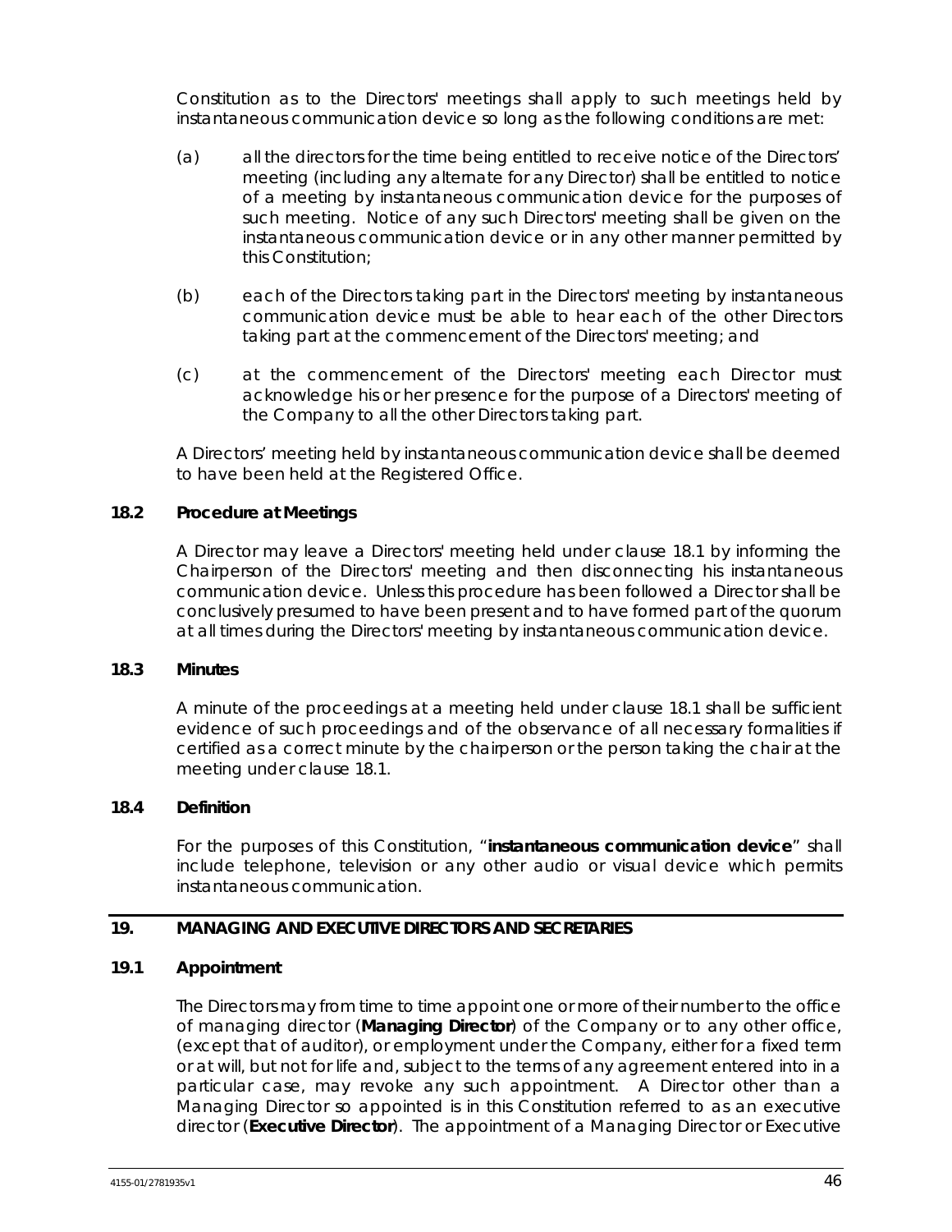Constitution as to the Directors' meetings shall apply to such meetings held by instantaneous communication device so long as the following conditions are met:

(a) all the directors for the time being entitled to receive notice of the Directors' meeting (including any alternate for any Director) shall be entitled to notice of a meeting by instantaneous communication device for the purposes of such meeting. Notice of any such Directors' meeting shall be given on the instantaneous communication device or in any other manner permitted by this Constitution;

(b) each of the Directors taking part in the Directors' meeting by instantaneous communication device must be able to hear each of the other Directors taking part at the commencement of the Directors' meeting; and

(c) at the commencement of the Directors' meeting each Director must acknowledge his or her presence for the purpose of a Directors' meeting of the Company to all the other Directors taking part.

A Directors' meeting held by instantaneous communication device shall be deemed to have been held at the Registered Office.

### 18.2 Procedure at Meetings

A Director may leave a Directors' meeting held under clause 18.1 by informing the Chairperson of the Directors' meeting and then disconnecting his instantaneous communication device. Unless this procedure has been followed a Director shall be conclusively presumed to have been present and to have formed part of the quorum at all times during the Directors' meeting by instantaneous communication device.

### 18.3 Minutes

A minute of the proceedings at a meeting held under clause 18.1 shall be sufficient evidence of such proceedings and of the observance of all necessary formalities if certified as a correct minute by the chairperson or the person taking the chair at the meeting under clause 18.1.

### 18.4 Definition

For the purposes of this Constitution, "**instantaneous communication device**" shall include telephone, television or any other audio or visual device which permits instantaneous communication.

## 19. MANAGING AND EXECUTIVE DIRECTORS AND SECRETARIES

### 19.1 Appointment

The Directors may from time to time appoint one or more of their number to the office of managing director (**Managing Director**) of the Company or to any other office, (except that of auditor), or employment under the Company, either for a fixed term or at will, but not for life and, subject to the terms of any agreement entered into in a particular case, may revoke any such appointment. A Director other than a Managing Director so appointed is in this Constitution referred to as an executive director (**Executive Director**). The appointment of a Managing Director or Executive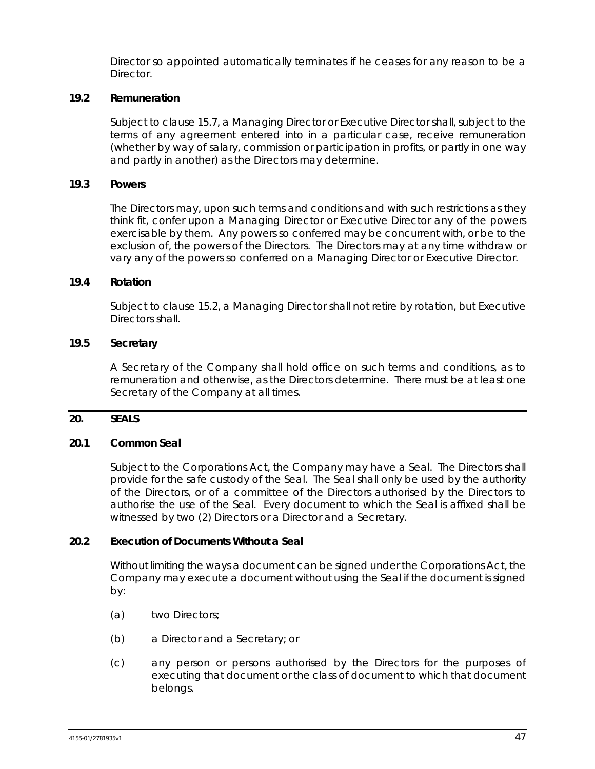Director so appointed automatically terminates if he ceases for any reason to be a Director.

### 19.2 Remuneration

Subject to clause 15.7, a Managing Director or Executive Director shall, subject to the terms of any agreement entered into in a particular case, receive remuneration (whether by way of salary, commission or participation in profits, or partly in one way and partly in another) as the Directors may determine.

### 19.3 Powers

The Directors may, upon such terms and conditions and with such restrictions as they think fit, confer upon a Managing Director or Executive Director any of the powers exercisable by them. Any powers so conferred may be concurrent with, or be to the exclusion of, the powers of the Directors. The Directors may at any time withdraw or vary any of the powers so conferred on a Managing Director or Executive Director.

### 19.4 Rotation

Subject to clause 15.2, a Managing Director shall not retire by rotation, but Executive Directors shall.

### 19.5 Secretary

A Secretary of the Company shall hold office on such terms and conditions, as to remuneration and otherwise, as the Directors determine. There must be at least one Secretary of the Company at all times.

## 20. SEALS

### 20.1 Common Seal

Subject to the Corporations Act, the Company may have a Seal. The Directors shall provide for the safe custody of the Seal. The Seal shall only be used by the authority of the Directors, or of a committee of the Directors authorised by the Directors to authorise the use of the Seal. Every document to which the Seal is affixed shall be witnessed by two (2) Directors or a Director and a Secretary.

### 20.2 Execution of Documents Without a Seal

Without limiting the ways a document can be signed under the Corporations Act, the Company may execute a document without using the Seal if the document is signed by:

(a) two Directors;

(b) a Director and a Secretary; or

(c) any person or persons authorised by the Directors for the purposes of executing that document or the class of document to which that document belongs.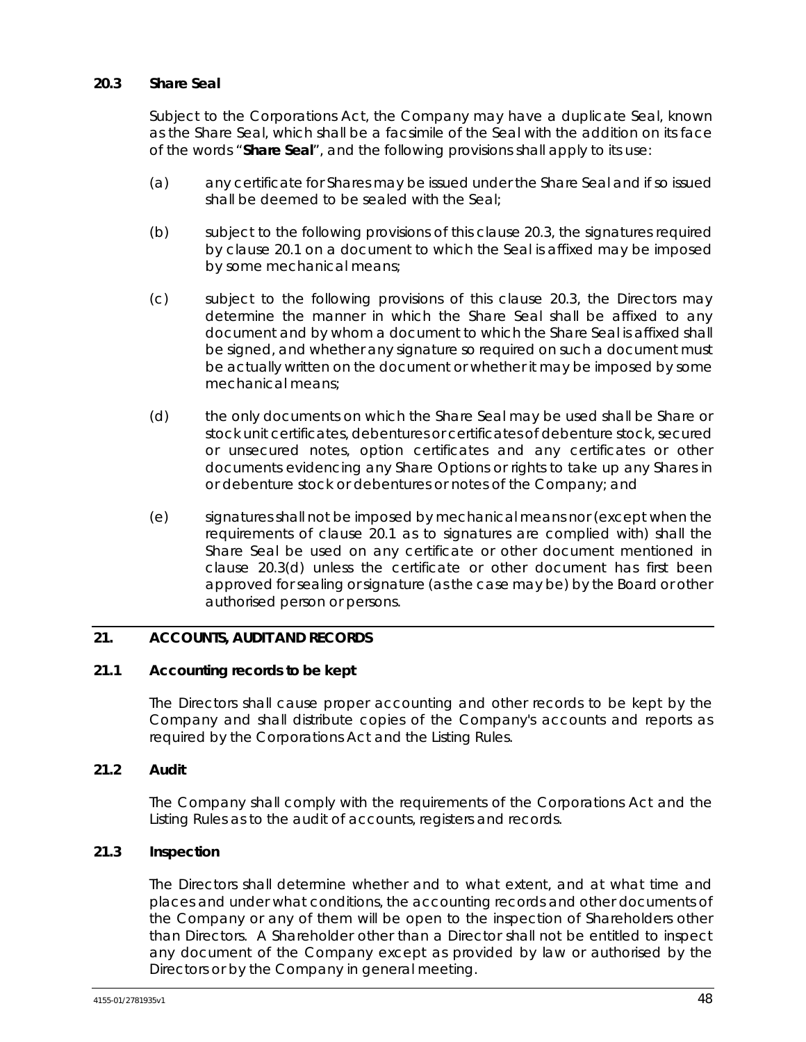### 20.3 Share Seal

Subject to the Corporations Act, the Company may have a duplicate Seal, known as the Share Seal, which shall be a facsimile of the Seal with the addition on its face of the words "**Share Seal**", and the following provisions shall apply to its use:

(a) any certificate for Shares may be issued under the Share Seal and if so issued shall be deemed to be sealed with the Seal;

(b) subject to the following provisions of this clause 20.3, the signatures required by clause 20.1 on a document to which the Seal is affixed may be imposed by some mechanical means;

(c) subject to the following provisions of this clause 20.3, the Directors may determine the manner in which the Share Seal shall be affixed to any document and by whom a document to which the Share Seal is affixed shall be signed, and whether any signature so required on such a document must be actually written on the document or whether it may be imposed by some mechanical means;

(d) the only documents on which the Share Seal may be used shall be Share or stock unit certificates, debentures or certificates of debenture stock, secured or unsecured notes, option certificates and any certificates or other documents evidencing any Share Options or rights to take up any Shares in or debenture stock or debentures or notes of the Company; and

(e) signatures shall not be imposed by mechanical means nor (except when the requirements of clause 20.1 as to signatures are complied with) shall the Share Seal be used on any certificate or other document mentioned in clause 20.3(d) unless the certificate or other document has first been approved for sealing or signature (as the case may be) by the Board or other authorised person or persons.

## 21. ACCOUNTS, AUDIT AND RECORDS

### 21.1 Accounting records to be kept

The Directors shall cause proper accounting and other records to be kept by the Company and shall distribute copies of the Company's accounts and reports as required by the Corporations Act and the Listing Rules.

### 21.2 Audit

The Company shall comply with the requirements of the Corporations Act and the Listing Rules as to the audit of accounts, registers and records.

### 21.3 Inspection

The Directors shall determine whether and to what extent, and at what time and places and under what conditions, the accounting records and other documents of the Company or any of them will be open to the inspection of Shareholders other than Directors. A Shareholder other than a Director shall not be entitled to inspect any document of the Company except as provided by law or authorised by the Directors or by the Company in general meeting.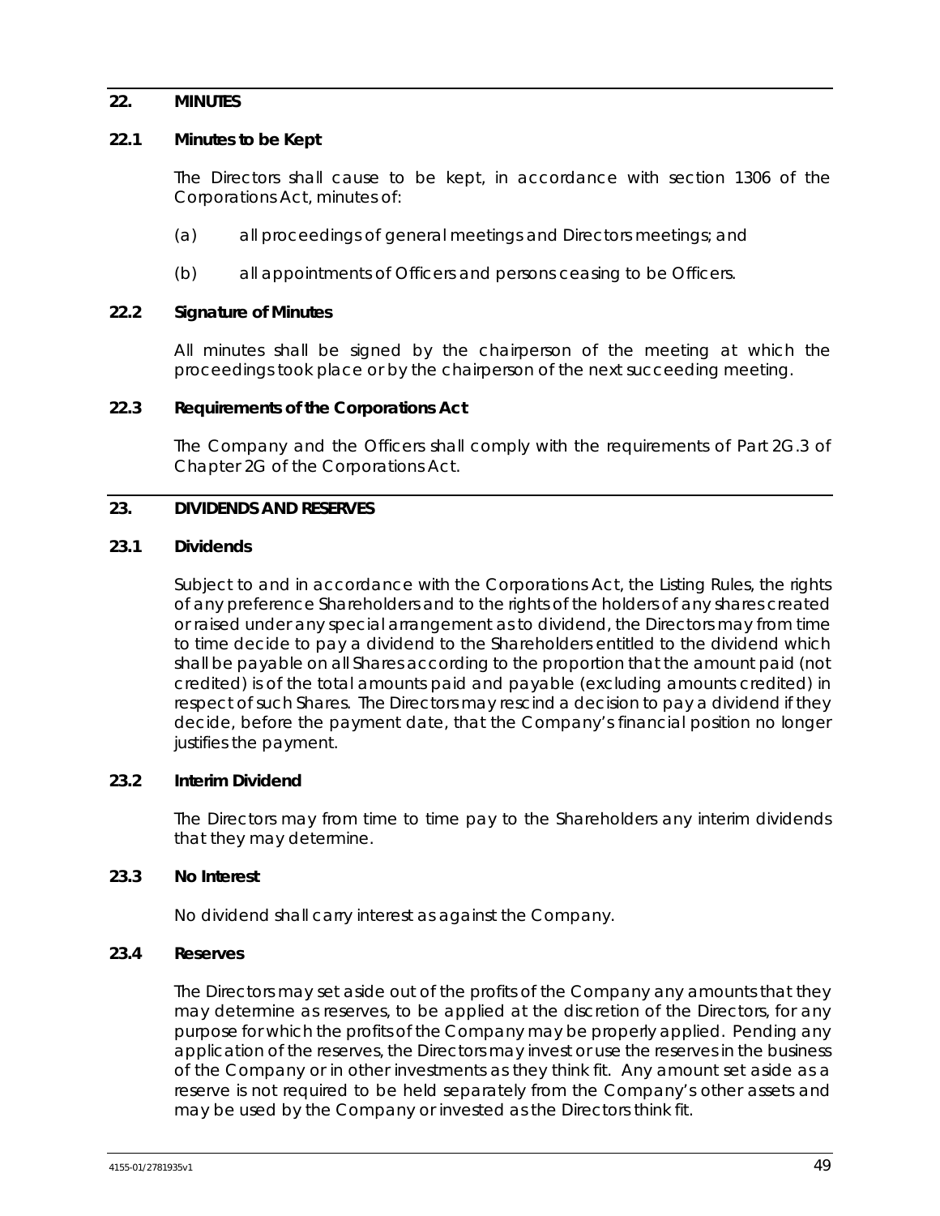## 22. MINUTES

### 22.1 Minutes to be Kept

The Directors shall cause to be kept, in accordance with section 1306 of the Corporations Act, minutes of:

(a) all proceedings of general meetings and Directors meetings; and

(b) all appointments of Officers and persons ceasing to be Officers.

### 22.2 Signature of Minutes

All minutes shall be signed by the chairperson of the meeting at which the proceedings took place or by the chairperson of the next succeeding meeting.

### 22.3 Requirements of the Corporations Act

The Company and the Officers shall comply with the requirements of Part 2G.3 of Chapter 2G of the Corporations Act.

## 23. DIVIDENDS AND RESERVES

### 23.1 Dividends

Subject to and in accordance with the Corporations Act, the Listing Rules, the rights of any preference Shareholders and to the rights of the holders of any shares created or raised under any special arrangement as to dividend, the Directors may from time to time decide to pay a dividend to the Shareholders entitled to the dividend which shall be payable on all Shares according to the proportion that the amount paid (not credited) is of the total amounts paid and payable (excluding amounts credited) in respect of such Shares. The Directors may rescind a decision to pay a dividend if they decide, before the payment date, that the Company's financial position no longer justifies the payment.

### 23.2 Interim Dividend

The Directors may from time to time pay to the Shareholders any interim dividends that they may determine.

### 23.3 No Interest

No dividend shall carry interest as against the Company.

### 23.4 Reserves

The Directors may set aside out of the profits of the Company any amounts that they may determine as reserves, to be applied at the discretion of the Directors, for any purpose for which the profits of the Company may be properly applied. Pending any application of the reserves, the Directors may invest or use the reserves in the business of the Company or in other investments as they think fit. Any amount set aside as a reserve is not required to be held separately from the Company's other assets and may be used by the Company or invested as the Directors think fit.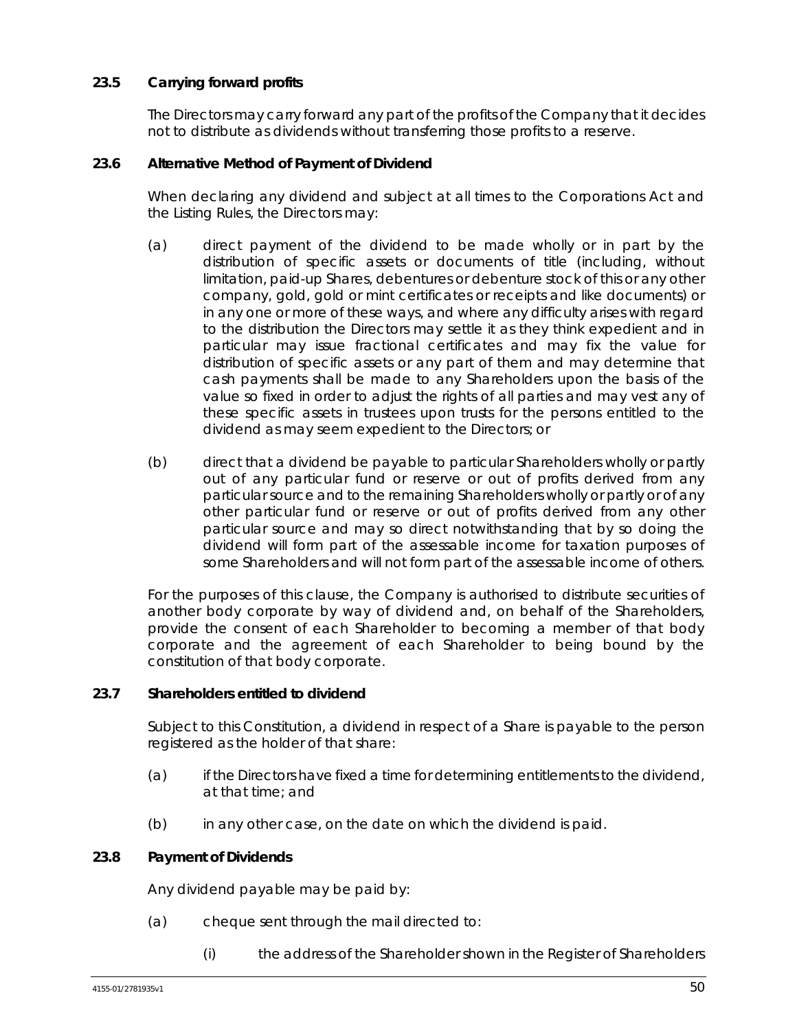### 23.5 Carrying forward profits

The Directors may carry forward any part of the profits of the Company that it decides not to distribute as dividends without transferring those profits to a reserve.

### 23.6 Alternative Method of Payment of Dividend

When declaring any dividend and subject at all times to the Corporations Act and the Listing Rules, the Directors may:

(a) direct payment of the dividend to be made wholly or in part by the distribution of specific assets or documents of title (including, without limitation, paid-up Shares, debentures or debenture stock of this or any other company, gold, gold or mint certificates or receipts and like documents) or in any one or more of these ways, and where any difficulty arises with regard to the distribution the Directors may settle it as they think expedient and in particular may issue fractional certificates and may fix the value for distribution of specific assets or any part of them and may determine that cash payments shall be made to any Shareholders upon the basis of the value so fixed in order to adjust the rights of all parties and may vest any of these specific assets in trustees upon trusts for the persons entitled to the dividend as may seem expedient to the Directors; or

(b) direct that a dividend be payable to particular Shareholders wholly or partly out of any particular fund or reserve or out of profits derived from any particular source and to the remaining Shareholders wholly or partly or of any other particular fund or reserve or out of profits derived from any other particular source and may so direct notwithstanding that by so doing the dividend will form part of the assessable income for taxation purposes of some Shareholders and will not form part of the assessable income of others.

For the purposes of this clause, the Company is authorised to distribute securities of another body corporate by way of dividend and, on behalf of the Shareholders, provide the consent of each Shareholder to becoming a member of that body corporate and the agreement of each Shareholder to being bound by the constitution of that body corporate.

### 23.7 Shareholders entitled to dividend

Subject to this Constitution, a dividend in respect of a Share is payable to the person registered as the holder of that share:

(a) if the Directors have fixed a time for determining entitlements to the dividend, at that time; and

(b) in any other case, on the date on which the dividend is paid.

### 23.8 Payment of Dividends

Any dividend payable may be paid by:

(a) cheque sent through the mail directed to:

(i) the address of the Shareholder shown in the Register of Shareholders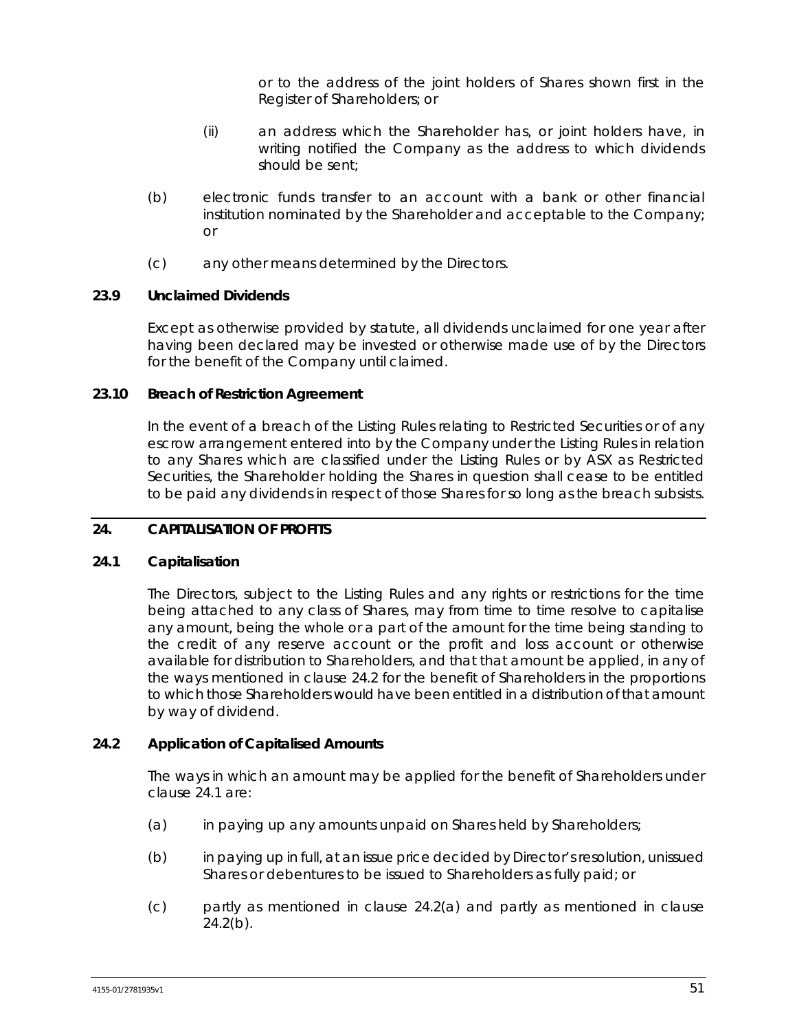or to the address of the joint holders of Shares shown first in the Register of Shareholders; or

(ii) an address which the Shareholder has, or joint holders have, in writing notified the Company as the address to which dividends should be sent;

(b) electronic funds transfer to an account with a bank or other financial institution nominated by the Shareholder and acceptable to the Company; or

(c) any other means determined by the Directors.

### 23.9 Unclaimed Dividends

Except as otherwise provided by statute, all dividends unclaimed for one year after having been declared may be invested or otherwise made use of by the Directors for the benefit of the Company until claimed.

### 23.10 Breach of Restriction Agreement

In the event of a breach of the Listing Rules relating to Restricted Securities or of any escrow arrangement entered into by the Company under the Listing Rules in relation to any Shares which are classified under the Listing Rules or by ASX as Restricted Securities, the Shareholder holding the Shares in question shall cease to be entitled to be paid any dividends in respect of those Shares for so long as the breach subsists.

## 24. CAPITALISATION OF PROFITS

### 24.1 Capitalisation

The Directors, subject to the Listing Rules and any rights or restrictions for the time being attached to any class of Shares, may from time to time resolve to capitalise any amount, being the whole or a part of the amount for the time being standing to the credit of any reserve account or the profit and loss account or otherwise available for distribution to Shareholders, and that that amount be applied, in any of the ways mentioned in clause 24.2 for the benefit of Shareholders in the proportions to which those Shareholders would have been entitled in a distribution of that amount by way of dividend.

### 24.2 Application of Capitalised Amounts

The ways in which an amount may be applied for the benefit of Shareholders under clause 24.1 are:

(a) in paying up any amounts unpaid on Shares held by Shareholders;

(b) in paying up in full, at an issue price decided by Director's resolution, unissued Shares or debentures to be issued to Shareholders as fully paid; or

(c) partly as mentioned in clause 24.2(a) and partly as mentioned in clause 24.2(b).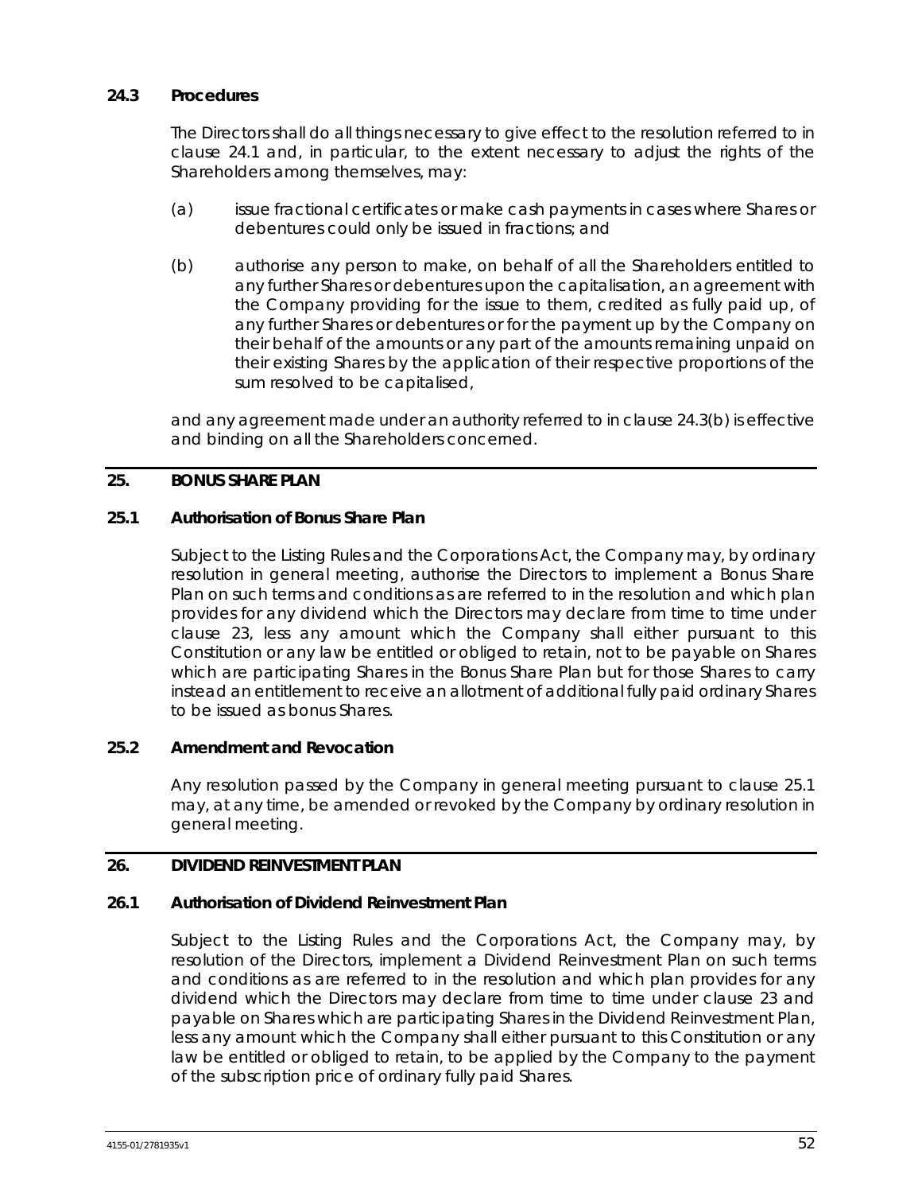### 24.3 Procedures

The Directors shall do all things necessary to give effect to the resolution referred to in clause 24.1 and, in particular, to the extent necessary to adjust the rights of the Shareholders among themselves, may:

(a) issue fractional certificates or make cash payments in cases where Shares or debentures could only be issued in fractions; and

(b) authorise any person to make, on behalf of all the Shareholders entitled to any further Shares or debentures upon the capitalisation, an agreement with the Company providing for the issue to them, credited as fully paid up, of any further Shares or debentures or for the payment up by the Company on their behalf of the amounts or any part of the amounts remaining unpaid on their existing Shares by the application of their respective proportions of the sum resolved to be capitalised,

and any agreement made under an authority referred to in clause 24.3(b) is effective and binding on all the Shareholders concerned.

## 25. BONUS SHARE PLAN

### 25.1 Authorisation of Bonus Share Plan

Subject to the Listing Rules and the Corporations Act, the Company may, by ordinary resolution in general meeting, authorise the Directors to implement a Bonus Share Plan on such terms and conditions as are referred to in the resolution and which plan provides for any dividend which the Directors may declare from time to time under clause 23, less any amount which the Company shall either pursuant to this Constitution or any law be entitled or obliged to retain, not to be payable on Shares which are participating Shares in the Bonus Share Plan but for those Shares to carry instead an entitlement to receive an allotment of additional fully paid ordinary Shares to be issued as bonus Shares.

### 25.2 Amendment and Revocation

Any resolution passed by the Company in general meeting pursuant to clause 25.1 may, at any time, be amended or revoked by the Company by ordinary resolution in general meeting.

## 26. DIVIDEND REINVESTMENT PLAN

### 26.1 Authorisation of Dividend Reinvestment Plan

Subject to the Listing Rules and the Corporations Act, the Company may, by resolution of the Directors, implement a Dividend Reinvestment Plan on such terms and conditions as are referred to in the resolution and which plan provides for any dividend which the Directors may declare from time to time under clause 23 and payable on Shares which are participating Shares in the Dividend Reinvestment Plan, less any amount which the Company shall either pursuant to this Constitution or any law be entitled or obliged to retain, to be applied by the Company to the payment of the subscription price of ordinary fully paid Shares.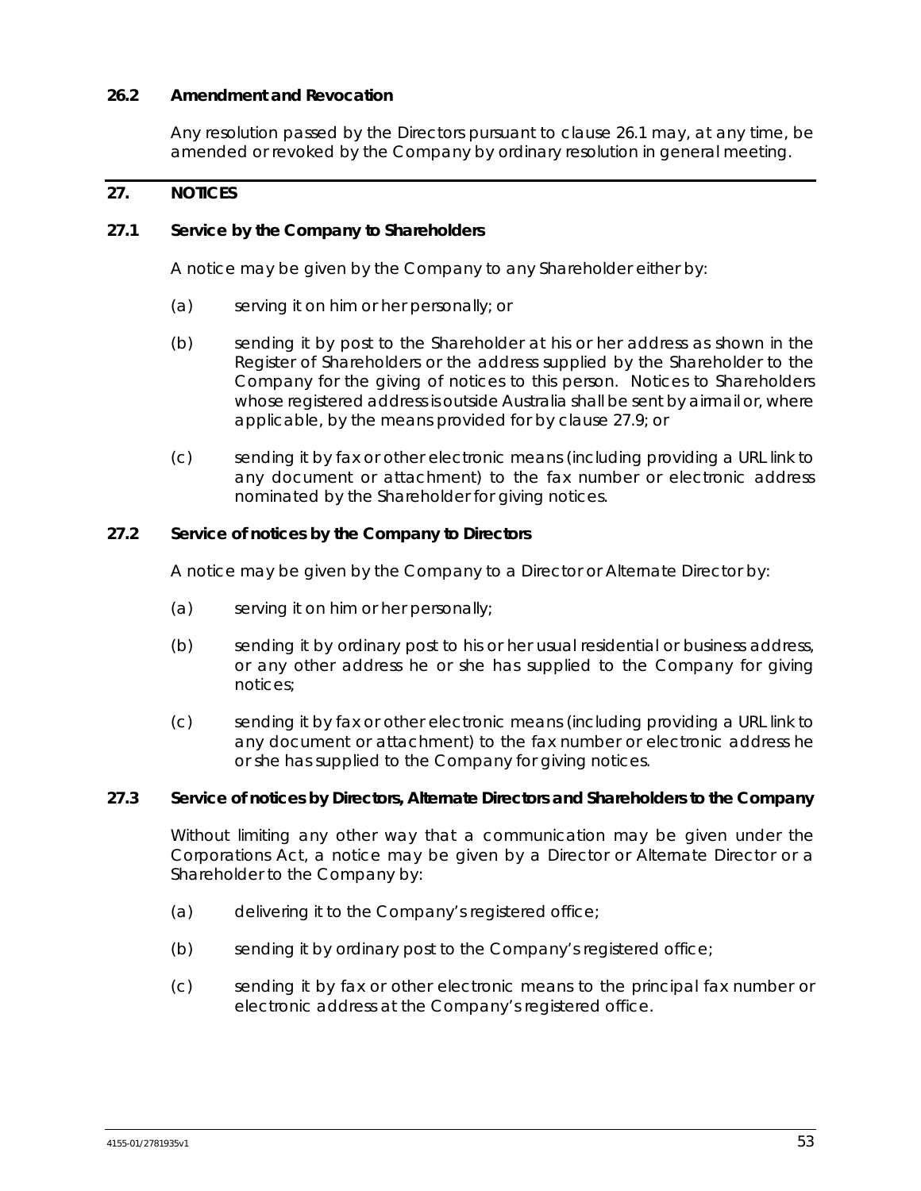### 26.2 Amendment and Revocation

Any resolution passed by the Directors pursuant to clause 26.1 may, at any time, be amended or revoked by the Company by ordinary resolution in general meeting.

## 27. NOTICES

### 27.1 Service by the Company to Shareholders

A notice may be given by the Company to any Shareholder either by:

(a) serving it on him or her personally; or

(b) sending it by post to the Shareholder at his or her address as shown in the Register of Shareholders or the address supplied by the Shareholder to the Company for the giving of notices to this person. Notices to Shareholders whose registered address is outside Australia shall be sent by airmail or, where applicable, by the means provided for by clause 27.9; or

(c) sending it by fax or other electronic means (including providing a URL link to any document or attachment) to the fax number or electronic address nominated by the Shareholder for giving notices.

### 27.2 Service of notices by the Company to Directors

A notice may be given by the Company to a Director or Alternate Director by:

(a) serving it on him or her personally;

(b) sending it by ordinary post to his or her usual residential or business address, or any other address he or she has supplied to the Company for giving notices;

(c) sending it by fax or other electronic means (including providing a URL link to any document or attachment) to the fax number or electronic address he or she has supplied to the Company for giving notices.

### 27.3 Service of notices by Directors, Alternate Directors and Shareholders to the Company

Without limiting any other way that a communication may be given under the Corporations Act, a notice may be given by a Director or Alternate Director or a Shareholder to the Company by:

(a) delivering it to the Company's registered office;

(b) sending it by ordinary post to the Company's registered office;

(c) sending it by fax or other electronic means to the principal fax number or electronic address at the Company's registered office.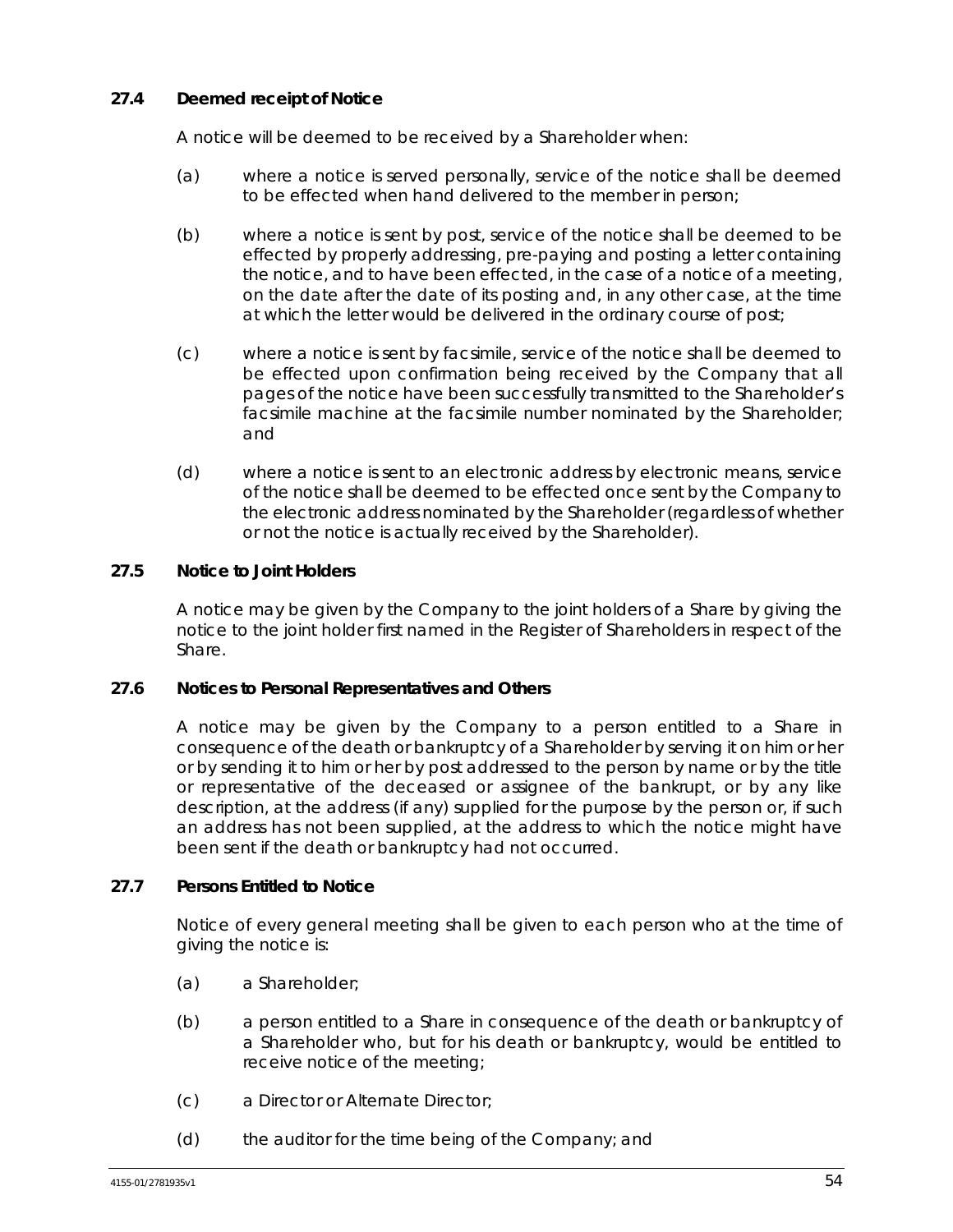### 27.4 Deemed receipt of Notice

A notice will be deemed to be received by a Shareholder when:

(a) where a notice is served personally, service of the notice shall be deemed to be effected when hand delivered to the member in person;

(b) where a notice is sent by post, service of the notice shall be deemed to be effected by properly addressing, pre-paying and posting a letter containing the notice, and to have been effected, in the case of a notice of a meeting, on the date after the date of its posting and, in any other case, at the time at which the letter would be delivered in the ordinary course of post;

(c) where a notice is sent by facsimile, service of the notice shall be deemed to be effected upon confirmation being received by the Company that all pages of the notice have been successfully transmitted to the Shareholder's facsimile machine at the facsimile number nominated by the Shareholder; and

(d) where a notice is sent to an electronic address by electronic means, service of the notice shall be deemed to be effected once sent by the Company to the electronic address nominated by the Shareholder (regardless of whether or not the notice is actually received by the Shareholder).

### 27.5 Notice to Joint Holders

A notice may be given by the Company to the joint holders of a Share by giving the notice to the joint holder first named in the Register of Shareholders in respect of the Share.

### 27.6 Notices to Personal Representatives and Others

A notice may be given by the Company to a person entitled to a Share in consequence of the death or bankruptcy of a Shareholder by serving it on him or her or by sending it to him or her by post addressed to the person by name or by the title or representative of the deceased or assignee of the bankrupt, or by any like description, at the address (if any) supplied for the purpose by the person or, if such an address has not been supplied, at the address to which the notice might have been sent if the death or bankruptcy had not occurred.

### 27.7 Persons Entitled to Notice

Notice of every general meeting shall be given to each person who at the time of giving the notice is:

(a) a Shareholder;

(b) a person entitled to a Share in consequence of the death or bankruptcy of a Shareholder who, but for his death or bankruptcy, would be entitled to receive notice of the meeting;

(c) a Director or Alternate Director;

(d) the auditor for the time being of the Company; and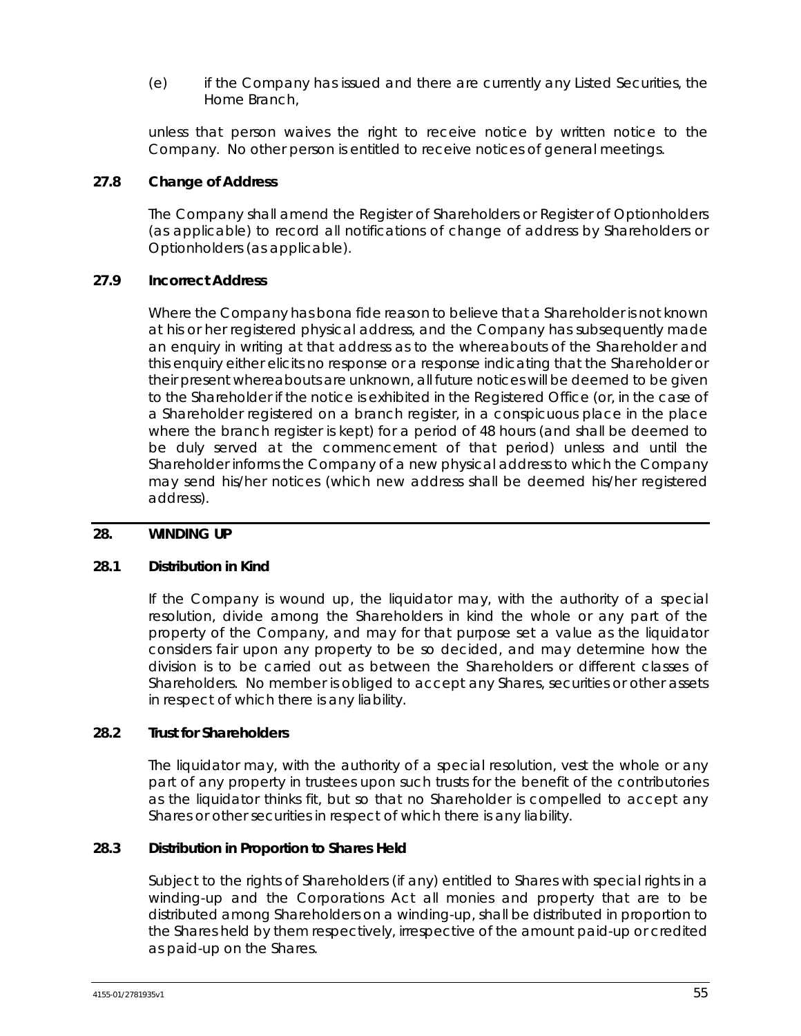(e) if the Company has issued and there are currently any Listed Securities, the Home Branch,

unless that person waives the right to receive notice by written notice to the Company. No other person is entitled to receive notices of general meetings.

### 27.8 Change of Address

The Company shall amend the Register of Shareholders or Register of Optionholders (as applicable) to record all notifications of change of address by Shareholders or Optionholders (as applicable).

### 27.9 Incorrect Address

Where the Company has bona fide reason to believe that a Shareholder is not known at his or her registered physical address, and the Company has subsequently made an enquiry in writing at that address as to the whereabouts of the Shareholder and this enquiry either elicits no response or a response indicating that the Shareholder or their present whereabouts are unknown, all future notices will be deemed to be given to the Shareholder if the notice is exhibited in the Registered Office (or, in the case of a Shareholder registered on a branch register, in a conspicuous place in the place where the branch register is kept) for a period of 48 hours (and shall be deemed to be duly served at the commencement of that period) unless and until the Shareholder informs the Company of a new physical address to which the Company may send his/her notices (which new address shall be deemed his/her registered address).

## 28. WINDING UP

### 28.1 Distribution in Kind

If the Company is wound up, the liquidator may, with the authority of a special resolution, divide among the Shareholders in kind the whole or any part of the property of the Company, and may for that purpose set a value as the liquidator considers fair upon any property to be so decided, and may determine how the division is to be carried out as between the Shareholders or different classes of Shareholders. No member is obliged to accept any Shares, securities or other assets in respect of which there is any liability.

### 28.2 Trust for Shareholders

The liquidator may, with the authority of a special resolution, vest the whole or any part of any property in trustees upon such trusts for the benefit of the contributories as the liquidator thinks fit, but so that no Shareholder is compelled to accept any Shares or other securities in respect of which there is any liability.

### 28.3 Distribution in Proportion to Shares Held

Subject to the rights of Shareholders (if any) entitled to Shares with special rights in a winding-up and the Corporations Act all monies and property that are to be distributed among Shareholders on a winding-up, shall be distributed in proportion to the Shares held by them respectively, irrespective of the amount paid-up or credited as paid-up on the Shares.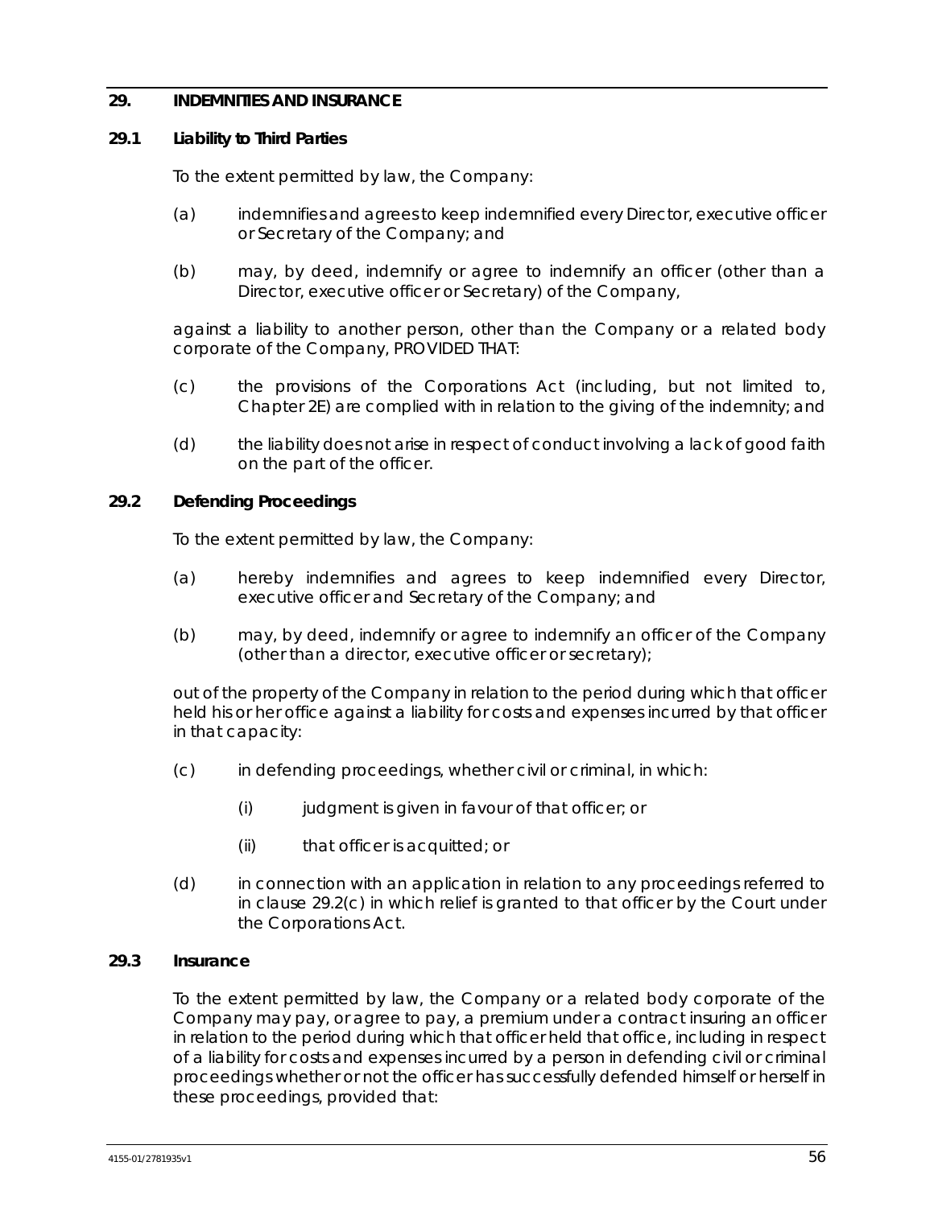## 29. INDEMNITIES AND INSURANCE

### 29.1 Liability to Third Parties

To the extent permitted by law, the Company:

(a) indemnifies and agrees to keep indemnified every Director, executive officer or Secretary of the Company; and

(b) may, by deed, indemnify or agree to indemnify an officer (other than a Director, executive officer or Secretary) of the Company,

against a liability to another person, other than the Company or a related body corporate of the Company, PROVIDED THAT:

(c) the provisions of the Corporations Act (including, but not limited to, Chapter 2E) are complied with in relation to the giving of the indemnity; and

(d) the liability does not arise in respect of conduct involving a lack of good faith on the part of the officer.

### 29.2 Defending Proceedings

To the extent permitted by law, the Company:

(a) hereby indemnifies and agrees to keep indemnified every Director, executive officer and Secretary of the Company; and

(b) may, by deed, indemnify or agree to indemnify an officer of the Company (other than a director, executive officer or secretary);

out of the property of the Company in relation to the period during which that officer held his or her office against a liability for costs and expenses incurred by that officer in that capacity:

(c) in defending proceedings, whether civil or criminal, in which:

(i) judgment is given in favour of that officer; or

(ii) that officer is acquitted; or

(d) in connection with an application in relation to any proceedings referred to in clause 29.2(c) in which relief is granted to that officer by the Court under the Corporations Act.

### 29.3 Insurance

To the extent permitted by law, the Company or a related body corporate of the Company may pay, or agree to pay, a premium under a contract insuring an officer in relation to the period during which that officer held that office, including in respect of a liability for costs and expenses incurred by a person in defending civil or criminal proceedings whether or not the officer has successfully defended himself or herself in these proceedings, provided that: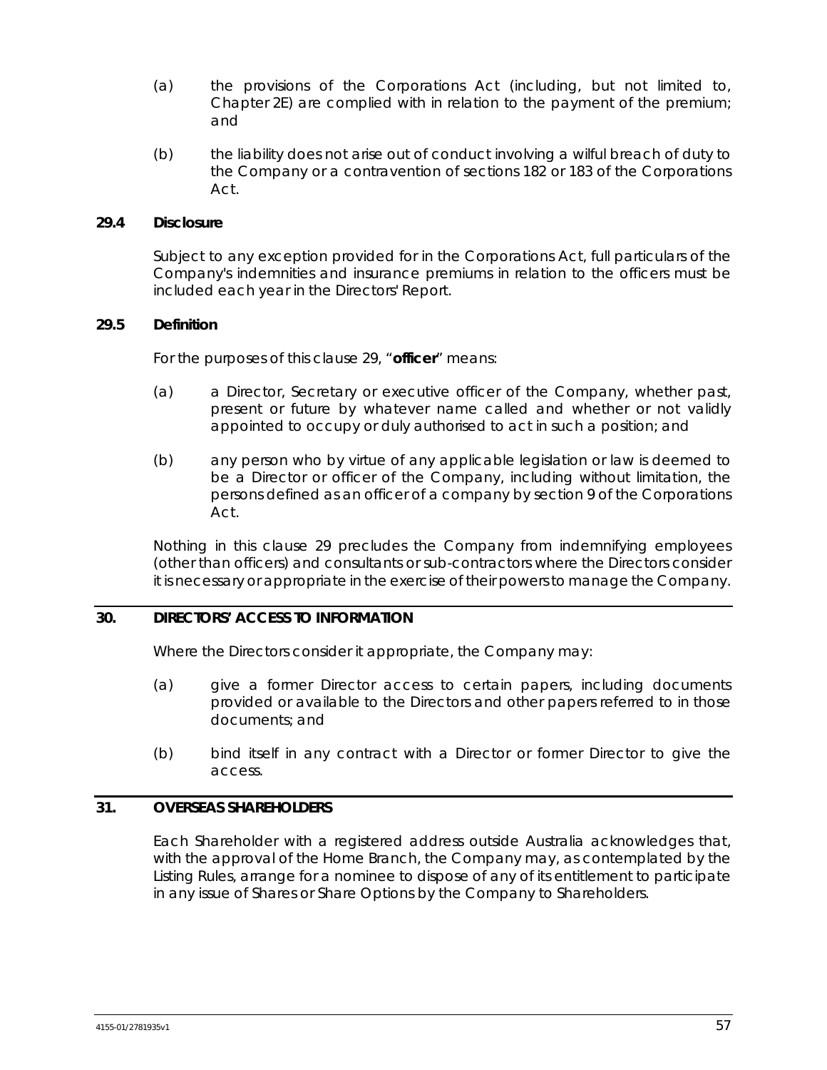(a) the provisions of the Corporations Act (including, but not limited to, Chapter 2E) are complied with in relation to the payment of the premium; and

(b) the liability does not arise out of conduct involving a wilful breach of duty to the Company or a contravention of sections 182 or 183 of the Corporations Act.

### 29.4 Disclosure

Subject to any exception provided for in the Corporations Act, full particulars of the Company's indemnities and insurance premiums in relation to the officers must be included each year in the Directors' Report.

### 29.5 Definition

For the purposes of this clause 29, "**officer**" means:

(a) a Director, Secretary or executive officer of the Company, whether past, present or future by whatever name called and whether or not validly appointed to occupy or duly authorised to act in such a position; and

(b) any person who by virtue of any applicable legislation or law is deemed to be a Director or officer of the Company, including without limitation, the persons defined as an officer of a company by section 9 of the Corporations Act.

Nothing in this clause 29 precludes the Company from indemnifying employees (other than officers) and consultants or sub-contractors where the Directors consider it is necessary or appropriate in the exercise of their powers to manage the Company.

## 30. DIRECTORS' ACCESS TO INFORMATION

Where the Directors consider it appropriate, the Company may:

(a) give a former Director access to certain papers, including documents provided or available to the Directors and other papers referred to in those documents; and

(b) bind itself in any contract with a Director or former Director to give the access.

## 31. OVERSEAS SHAREHOLDERS

Each Shareholder with a registered address outside Australia acknowledges that, with the approval of the Home Branch, the Company may, as contemplated by the Listing Rules, arrange for a nominee to dispose of any of its entitlement to participate in any issue of Shares or Share Options by the Company to Shareholders.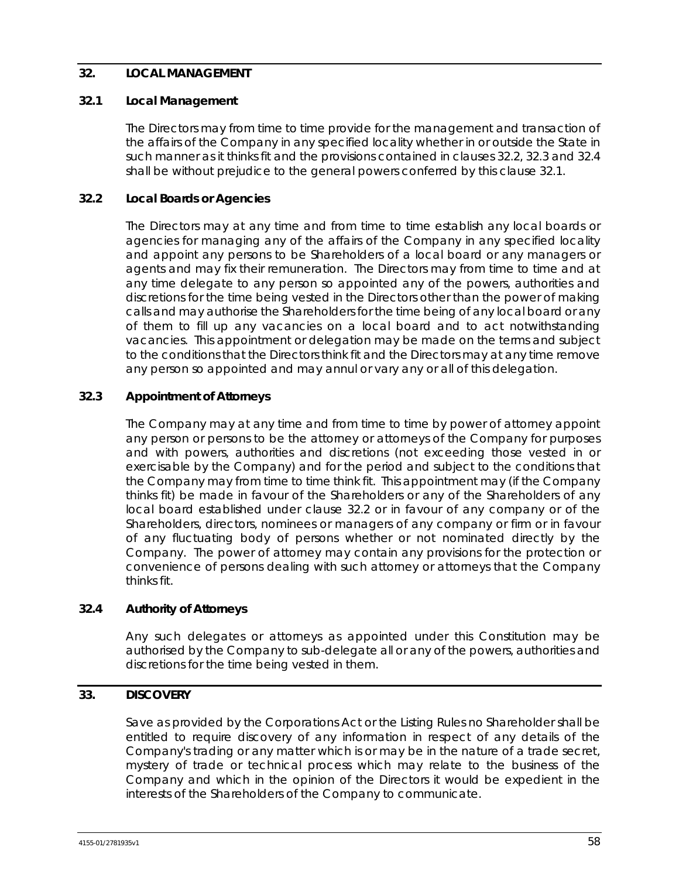## 32. LOCAL MANAGEMENT

### 32.1 Local Management

The Directors may from time to time provide for the management and transaction of the affairs of the Company in any specified locality whether in or outside the State in such manner as it thinks fit and the provisions contained in clauses 32.2, 32.3 and 32.4 shall be without prejudice to the general powers conferred by this clause 32.1.

### 32.2 Local Boards or Agencies

The Directors may at any time and from time to time establish any local boards or agencies for managing any of the affairs of the Company in any specified locality and appoint any persons to be Shareholders of a local board or any managers or agents and may fix their remuneration. The Directors may from time to time and at any time delegate to any person so appointed any of the powers, authorities and discretions for the time being vested in the Directors other than the power of making calls and may authorise the Shareholders for the time being of any local board or any of them to fill up any vacancies on a local board and to act notwithstanding vacancies. This appointment or delegation may be made on the terms and subject to the conditions that the Directors think fit and the Directors may at any time remove any person so appointed and may annul or vary any or all of this delegation.

### 32.3 Appointment of Attorneys

The Company may at any time and from time to time by power of attorney appoint any person or persons to be the attorney or attorneys of the Company for purposes and with powers, authorities and discretions (not exceeding those vested in or exercisable by the Company) and for the period and subject to the conditions that the Company may from time to time think fit. This appointment may (if the Company thinks fit) be made in favour of the Shareholders or any of the Shareholders of any local board established under clause 32.2 or in favour of any company or of the Shareholders, directors, nominees or managers of any company or firm or in favour of any fluctuating body of persons whether or not nominated directly by the Company. The power of attorney may contain any provisions for the protection or convenience of persons dealing with such attorney or attorneys that the Company thinks fit.

### 32.4 Authority of Attorneys

Any such delegates or attorneys as appointed under this Constitution may be authorised by the Company to sub-delegate all or any of the powers, authorities and discretions for the time being vested in them.

## 33. DISCOVERY

Save as provided by the Corporations Act or the Listing Rules no Shareholder shall be entitled to require discovery of any information in respect of any details of the Company's trading or any matter which is or may be in the nature of a trade secret, mystery of trade or technical process which may relate to the business of the Company and which in the opinion of the Directors it would be expedient in the interests of the Shareholders of the Company to communicate.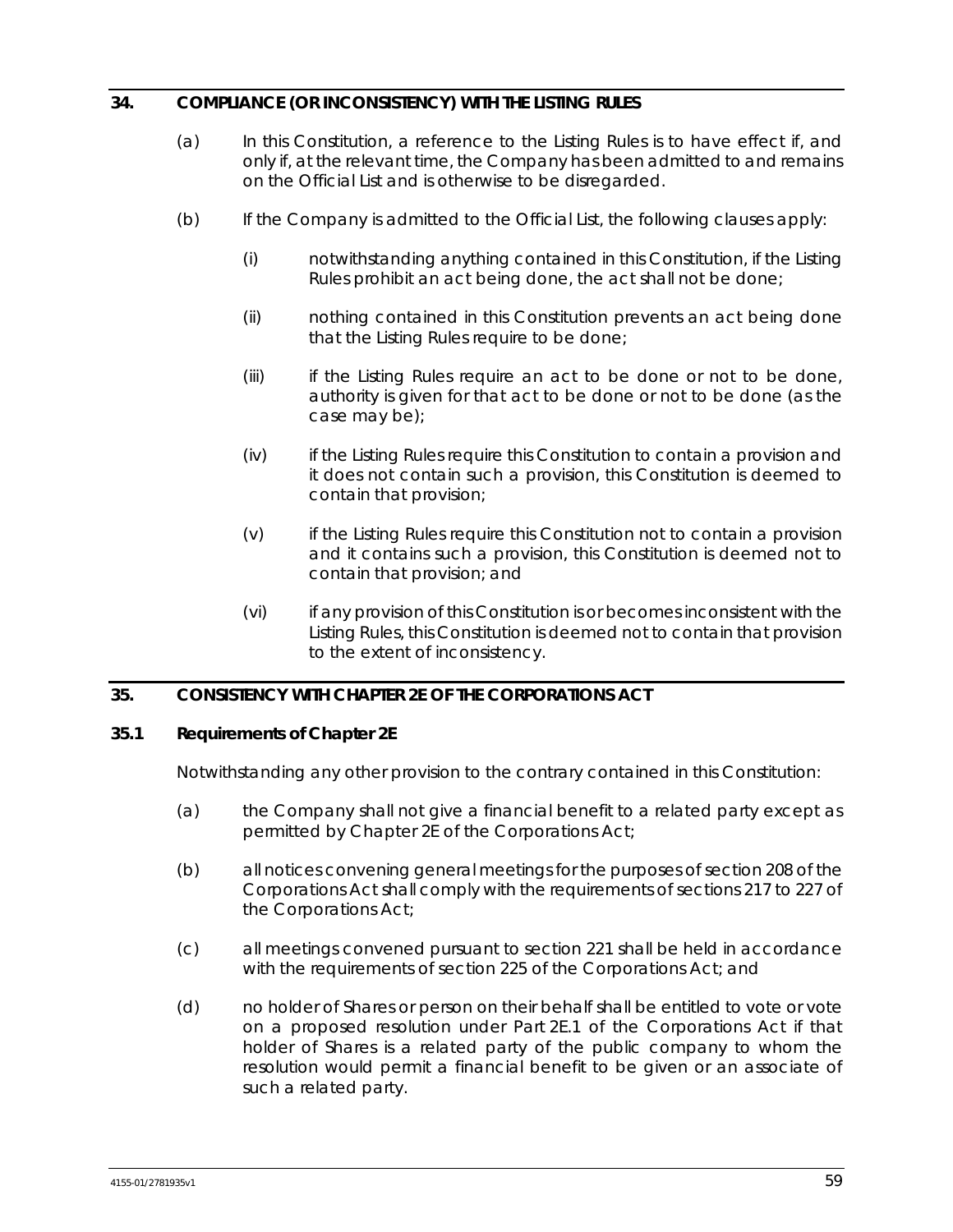## 34. COMPLIANCE (OR INCONSISTENCY) WITH THE LISTING RULES

(a) In this Constitution, a reference to the Listing Rules is to have effect if, and only if, at the relevant time, the Company has been admitted to and remains on the Official List and is otherwise to be disregarded.

(b) If the Company is admitted to the Official List, the following clauses apply:

(i) notwithstanding anything contained in this Constitution, if the Listing Rules prohibit an act being done, the act shall not be done;

(ii) nothing contained in this Constitution prevents an act being done that the Listing Rules require to be done;

(iii) if the Listing Rules require an act to be done or not to be done, authority is given for that act to be done or not to be done (as the case may be);

(iv) if the Listing Rules require this Constitution to contain a provision and it does not contain such a provision, this Constitution is deemed to contain that provision;

(v) if the Listing Rules require this Constitution not to contain a provision and it contains such a provision, this Constitution is deemed not to contain that provision; and

(vi) if any provision of this Constitution is or becomes inconsistent with the Listing Rules, this Constitution is deemed not to contain that provision to the extent of inconsistency.

## 35. CONSISTENCY WITH CHAPTER 2E OF THE CORPORATIONS ACT

### 35.1 Requirements of Chapter 2E

Notwithstanding any other provision to the contrary contained in this Constitution:

(a) the Company shall not give a financial benefit to a related party except as permitted by Chapter 2E of the Corporations Act;

(b) all notices convening general meetings for the purposes of section 208 of the Corporations Act shall comply with the requirements of sections 217 to 227 of the Corporations Act;

(c) all meetings convened pursuant to section 221 shall be held in accordance with the requirements of section 225 of the Corporations Act; and

(d) no holder of Shares or person on their behalf shall be entitled to vote or vote on a proposed resolution under Part 2E.1 of the Corporations Act if that holder of Shares is a related party of the public company to whom the resolution would permit a financial benefit to be given or an associate of such a related party.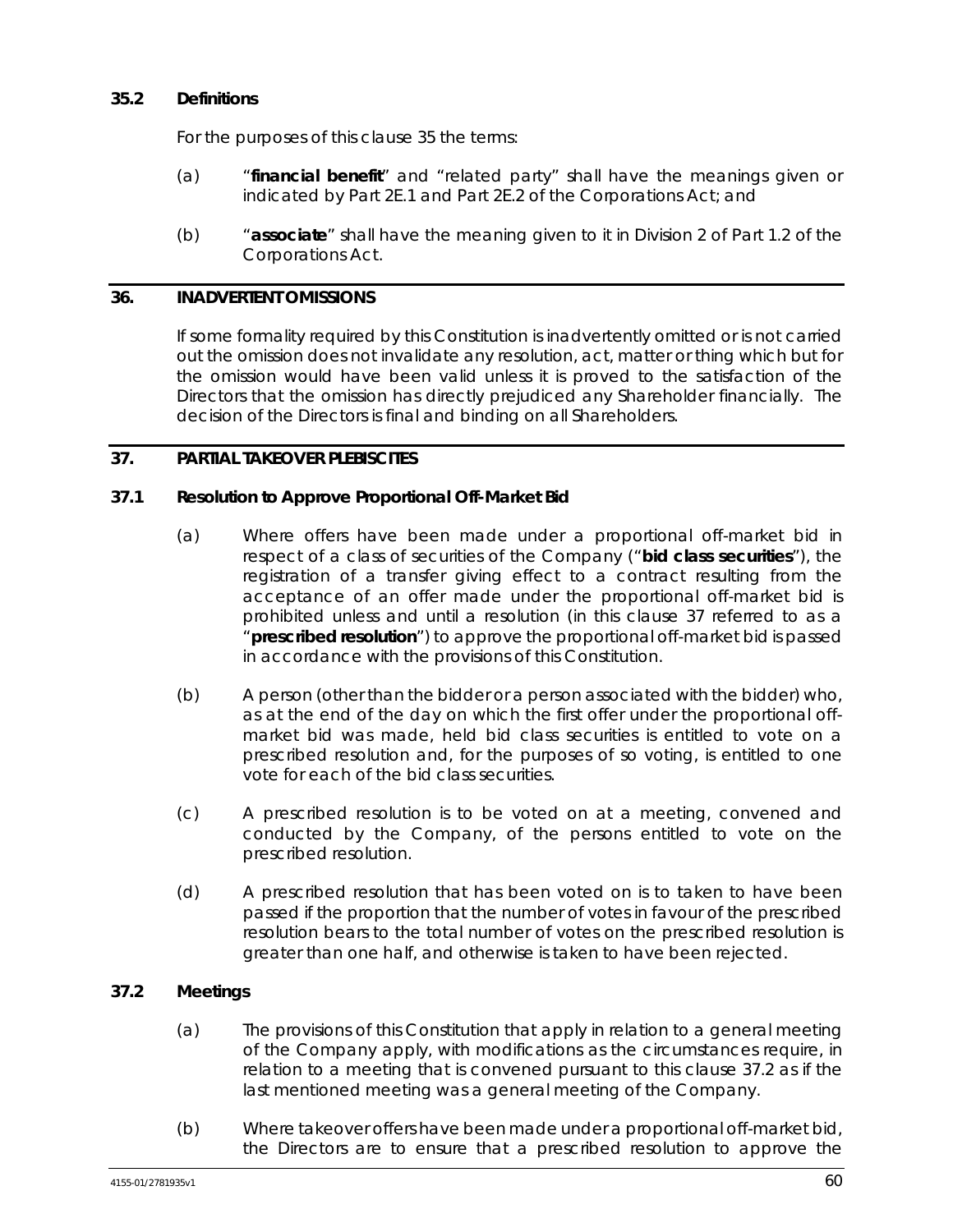### 35.2 Definitions

For the purposes of this clause 35 the terms:

(a) "**financial benefit**" and "related party" shall have the meanings given or indicated by Part 2E.1 and Part 2E.2 of the Corporations Act; and

(b) "**associate**" shall have the meaning given to it in Division 2 of Part 1.2 of the Corporations Act.

## 36. INADVERTENT OMISSIONS

If some formality required by this Constitution is inadvertently omitted or is not carried out the omission does not invalidate any resolution, act, matter or thing which but for the omission would have been valid unless it is proved to the satisfaction of the Directors that the omission has directly prejudiced any Shareholder financially. The decision of the Directors is final and binding on all Shareholders.

## 37. PARTIAL TAKEOVER PLEBISCITES

### 37.1 Resolution to Approve Proportional Off-Market Bid

(a) Where offers have been made under a proportional off-market bid in respect of a class of securities of the Company ("**bid class securities**"), the registration of a transfer giving effect to a contract resulting from the acceptance of an offer made under the proportional off-market bid is prohibited unless and until a resolution (in this clause 37 referred to as a "**prescribed resolution**") to approve the proportional off-market bid is passed in accordance with the provisions of this Constitution.

(b) A person (other than the bidder or a person associated with the bidder) who, as at the end of the day on which the first offer under the proportional off-market bid was made, held bid class securities is entitled to vote on a prescribed resolution and, for the purposes of so voting, is entitled to one vote for each of the bid class securities.

(c) A prescribed resolution is to be voted on at a meeting, convened and conducted by the Company, of the persons entitled to vote on the prescribed resolution.

(d) A prescribed resolution that has been voted on is to taken to have been passed if the proportion that the number of votes in favour of the prescribed resolution bears to the total number of votes on the prescribed resolution is greater than one half, and otherwise is taken to have been rejected.

### 37.2 Meetings

(a) The provisions of this Constitution that apply in relation to a general meeting of the Company apply, with modifications as the circumstances require, in relation to a meeting that is convened pursuant to this clause 37.2 as if the last mentioned meeting was a general meeting of the Company.

(b) Where takeover offers have been made under a proportional off-market bid, the Directors are to ensure that a prescribed resolution to approve the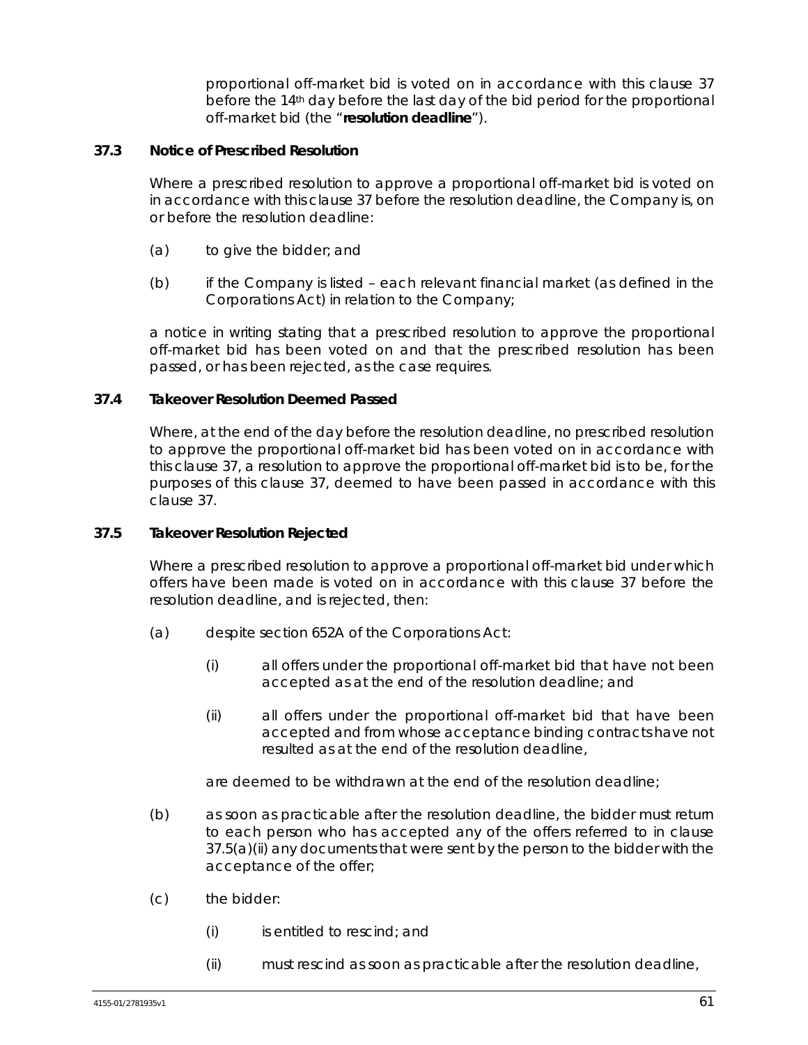proportional off-market bid is voted on in accordance with this clause 37 before the 14th day before the last day of the bid period for the proportional off-market bid (the "**resolution deadline**").

### 37.3 Notice of Prescribed Resolution

Where a prescribed resolution to approve a proportional off-market bid is voted on in accordance with this clause 37 before the resolution deadline, the Company is, on or before the resolution deadline:

(a) to give the bidder; and

(b) if the Company is listed – each relevant financial market (as defined in the Corporations Act) in relation to the Company;

a notice in writing stating that a prescribed resolution to approve the proportional off-market bid has been voted on and that the prescribed resolution has been passed, or has been rejected, as the case requires.

### 37.4 Takeover Resolution Deemed Passed

Where, at the end of the day before the resolution deadline, no prescribed resolution to approve the proportional off-market bid has been voted on in accordance with this clause 37, a resolution to approve the proportional off-market bid is to be, for the purposes of this clause 37, deemed to have been passed in accordance with this clause 37.

### 37.5 Takeover Resolution Rejected

Where a prescribed resolution to approve a proportional off-market bid under which offers have been made is voted on in accordance with this clause 37 before the resolution deadline, and is rejected, then:

(a) despite section 652A of the Corporations Act:

(i) all offers under the proportional off-market bid that have not been accepted as at the end of the resolution deadline; and

(ii) all offers under the proportional off-market bid that have been accepted and from whose acceptance binding contracts have not resulted as at the end of the resolution deadline,

are deemed to be withdrawn at the end of the resolution deadline;

(b) as soon as practicable after the resolution deadline, the bidder must return to each person who has accepted any of the offers referred to in clause 37.5(a)(ii) any documents that were sent by the person to the bidder with the acceptance of the offer;

(c) the bidder:

(i) is entitled to rescind; and

(ii) must rescind as soon as practicable after the resolution deadline,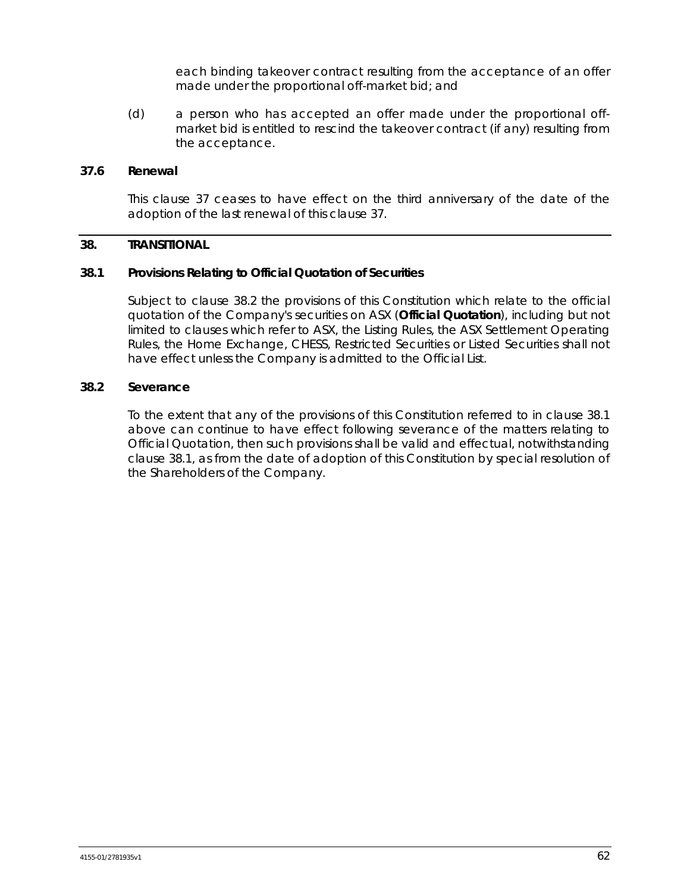each binding takeover contract resulting from the acceptance of an offer made under the proportional off-market bid; and

(d) a person who has accepted an offer made under the proportional off-market bid is entitled to rescind the takeover contract (if any) resulting from the acceptance.

### 37.6 Renewal

This clause 37 ceases to have effect on the third anniversary of the date of the adoption of the last renewal of this clause 37.

## 38. TRANSITIONAL

### 38.1 Provisions Relating to Official Quotation of Securities

Subject to clause 38.2 the provisions of this Constitution which relate to the official quotation of the Company's securities on ASX (**Official Quotation**), including but not limited to clauses which refer to ASX, the Listing Rules, the ASX Settlement Operating Rules, the Home Exchange, CHESS, Restricted Securities or Listed Securities shall not have effect unless the Company is admitted to the Official List.

### 38.2 Severance

To the extent that any of the provisions of this Constitution referred to in clause 38.1 above can continue to have effect following severance of the matters relating to Official Quotation, then such provisions shall be valid and effectual, notwithstanding clause 38.1, as from the date of adoption of this Constitution by special resolution of the Shareholders of the Company.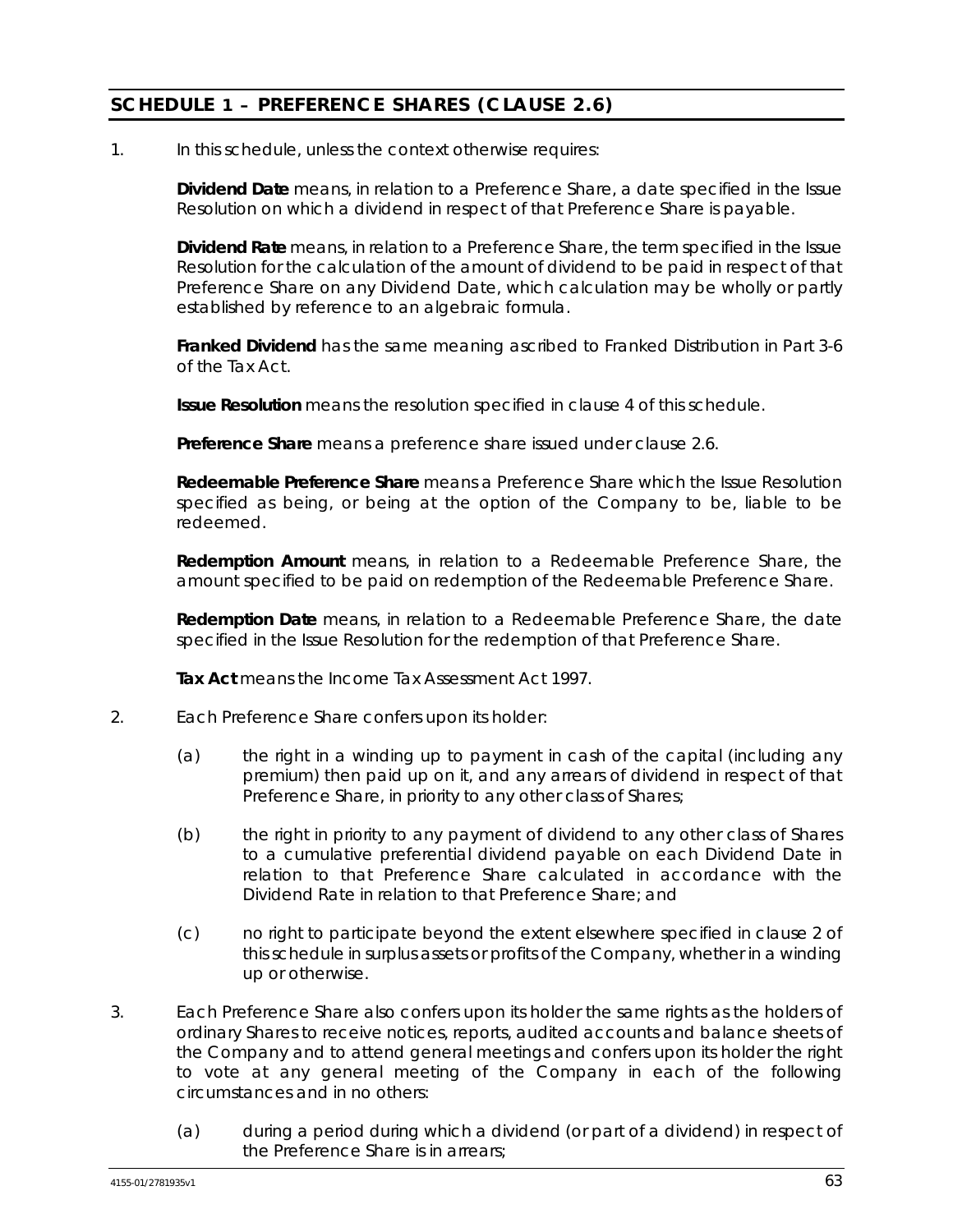## SCHEDULE 1 – PREFERENCE SHARES (CLAUSE 2.6)

1. In this schedule, unless the context otherwise requires:

   **Dividend Date** means, in relation to a Preference Share, a date specified in the Issue Resolution on which a dividend in respect of that Preference Share is payable.

   **Dividend Rate** means, in relation to a Preference Share, the term specified in the Issue Resolution for the calculation of the amount of dividend to be paid in respect of that Preference Share on any Dividend Date, which calculation may be wholly or partly established by reference to an algebraic formula.

   **Franked Dividend** has the same meaning ascribed to Franked Distribution in Part 3-6 of the Tax Act.

   **Issue Resolution** means the resolution specified in clause 4 of this schedule.

   **Preference Share** means a preference share issued under clause 2.6.

   **Redeemable Preference Share** means a Preference Share which the Issue Resolution specified as being, or being at the option of the Company to be, liable to be redeemed.

   **Redemption Amount** means, in relation to a Redeemable Preference Share, the amount specified to be paid on redemption of the Redeemable Preference Share.

   **Redemption Date** means, in relation to a Redeemable Preference Share, the date specified in the Issue Resolution for the redemption of that Preference Share.

   **Tax Act** means the Income Tax Assessment Act 1997.

2. Each Preference Share confers upon its holder:

   (a) the right in a winding up to payment in cash of the capital (including any premium) then paid up on it, and any arrears of dividend in respect of that Preference Share, in priority to any other class of Shares;

   (b) the right in priority to any payment of dividend to any other class of Shares to a cumulative preferential dividend payable on each Dividend Date in relation to that Preference Share calculated in accordance with the Dividend Rate in relation to that Preference Share; and

   (c) no right to participate beyond the extent elsewhere specified in clause 2 of this schedule in surplus assets or profits of the Company, whether in a winding up or otherwise.

3. Each Preference Share also confers upon its holder the same rights as the holders of ordinary Shares to receive notices, reports, audited accounts and balance sheets of the Company and to attend general meetings and confers upon its holder the right to vote at any general meeting of the Company in each of the following circumstances and in no others:

   (a) during a period during which a dividend (or part of a dividend) in respect of the Preference Share is in arrears;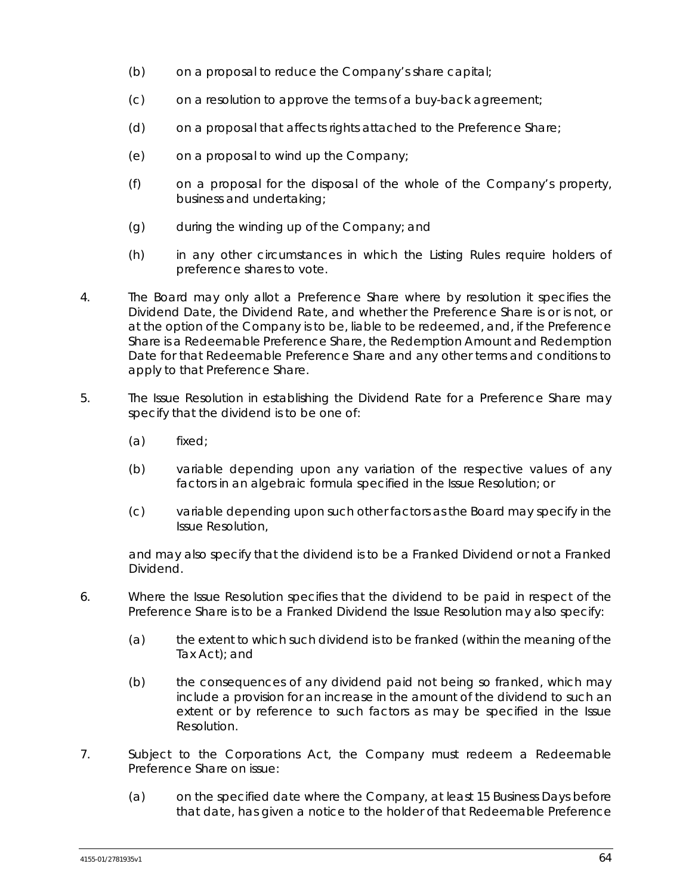(b) on a proposal to reduce the Company's share capital;

(c) on a resolution to approve the terms of a buy-back agreement;

(d) on a proposal that affects rights attached to the Preference Share;

(e) on a proposal to wind up the Company;

(f) on a proposal for the disposal of the whole of the Company's property, business and undertaking;

(g) during the winding up of the Company; and

(h) in any other circumstances in which the Listing Rules require holders of preference shares to vote.

4. The Board may only allot a Preference Share where by resolution it specifies the Dividend Date, the Dividend Rate, and whether the Preference Share is or is not, or at the option of the Company is to be, liable to be redeemed, and, if the Preference Share is a Redeemable Preference Share, the Redemption Amount and Redemption Date for that Redeemable Preference Share and any other terms and conditions to apply to that Preference Share.

5. The Issue Resolution in establishing the Dividend Rate for a Preference Share may specify that the dividend is to be one of:

   (a) fixed;

   (b) variable depending upon any variation of the respective values of any factors in an algebraic formula specified in the Issue Resolution; or

   (c) variable depending upon such other factors as the Board may specify in the Issue Resolution,

   and may also specify that the dividend is to be a Franked Dividend or not a Franked Dividend.

6. Where the Issue Resolution specifies that the dividend to be paid in respect of the Preference Share is to be a Franked Dividend the Issue Resolution may also specify:

   (a) the extent to which such dividend is to be franked (within the meaning of the Tax Act); and

   (b) the consequences of any dividend paid not being so franked, which may include a provision for an increase in the amount of the dividend to such an extent or by reference to such factors as may be specified in the Issue Resolution.

7. Subject to the Corporations Act, the Company must redeem a Redeemable Preference Share on issue:

   (a) on the specified date where the Company, at least 15 Business Days before that date, has given a notice to the holder of that Redeemable Preference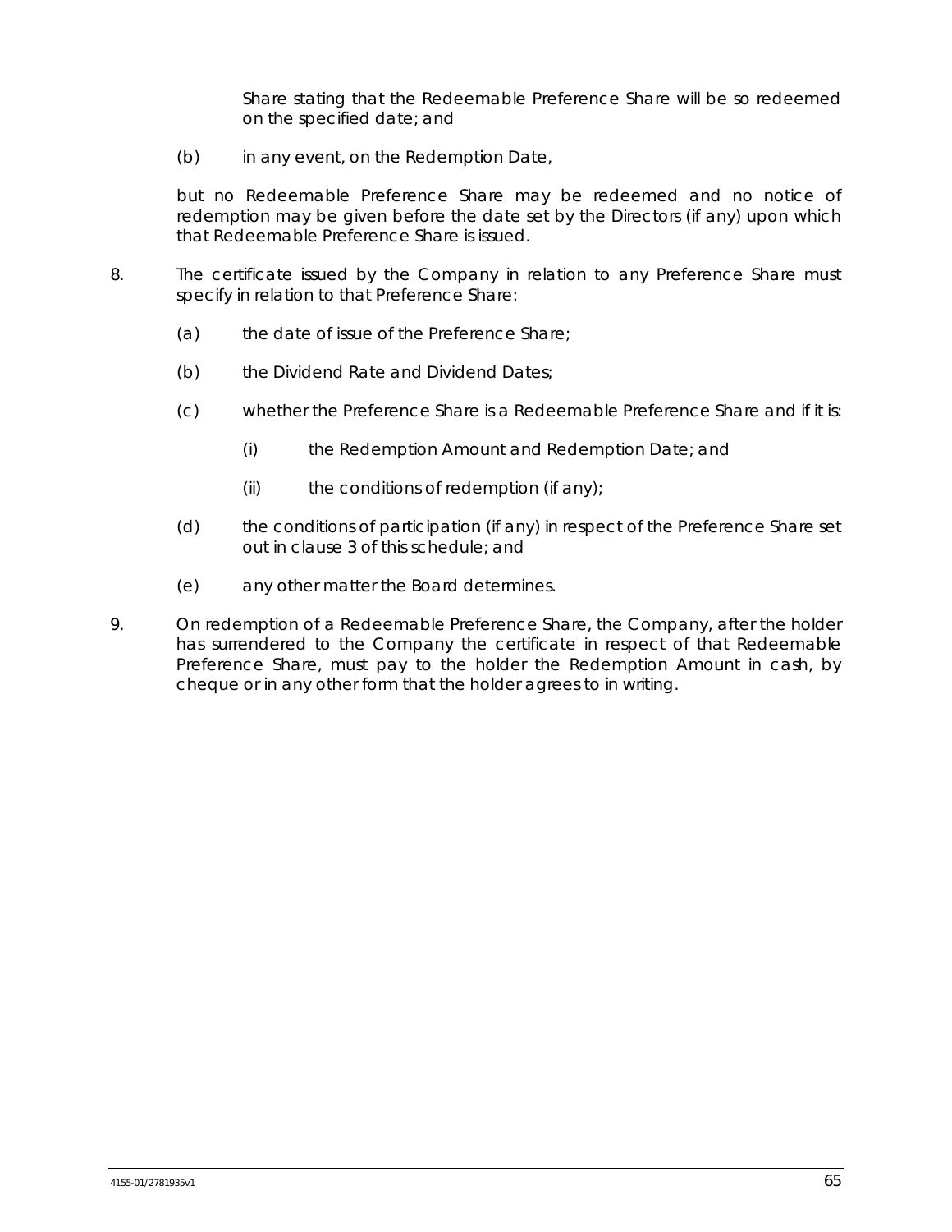Share stating that the Redeemable Preference Share will be so redeemed on the specified date; and

(b) in any event, on the Redemption Date,

but no Redeemable Preference Share may be redeemed and no notice of redemption may be given before the date set by the Directors (if any) upon which that Redeemable Preference Share is issued.

8. The certificate issued by the Company in relation to any Preference Share must specify in relation to that Preference Share:

   (a) the date of issue of the Preference Share;

   (b) the Dividend Rate and Dividend Dates;

   (c) whether the Preference Share is a Redeemable Preference Share and if it is:

      (i) the Redemption Amount and Redemption Date; and

      (ii) the conditions of redemption (if any);

   (d) the conditions of participation (if any) in respect of the Preference Share set out in clause 3 of this schedule; and

   (e) any other matter the Board determines.

9. On redemption of a Redeemable Preference Share, the Company, after the holder has surrendered to the Company the certificate in respect of that Redeemable Preference Share, must pay to the holder the Redemption Amount in cash, by cheque or in any other form that the holder agrees to in writing.